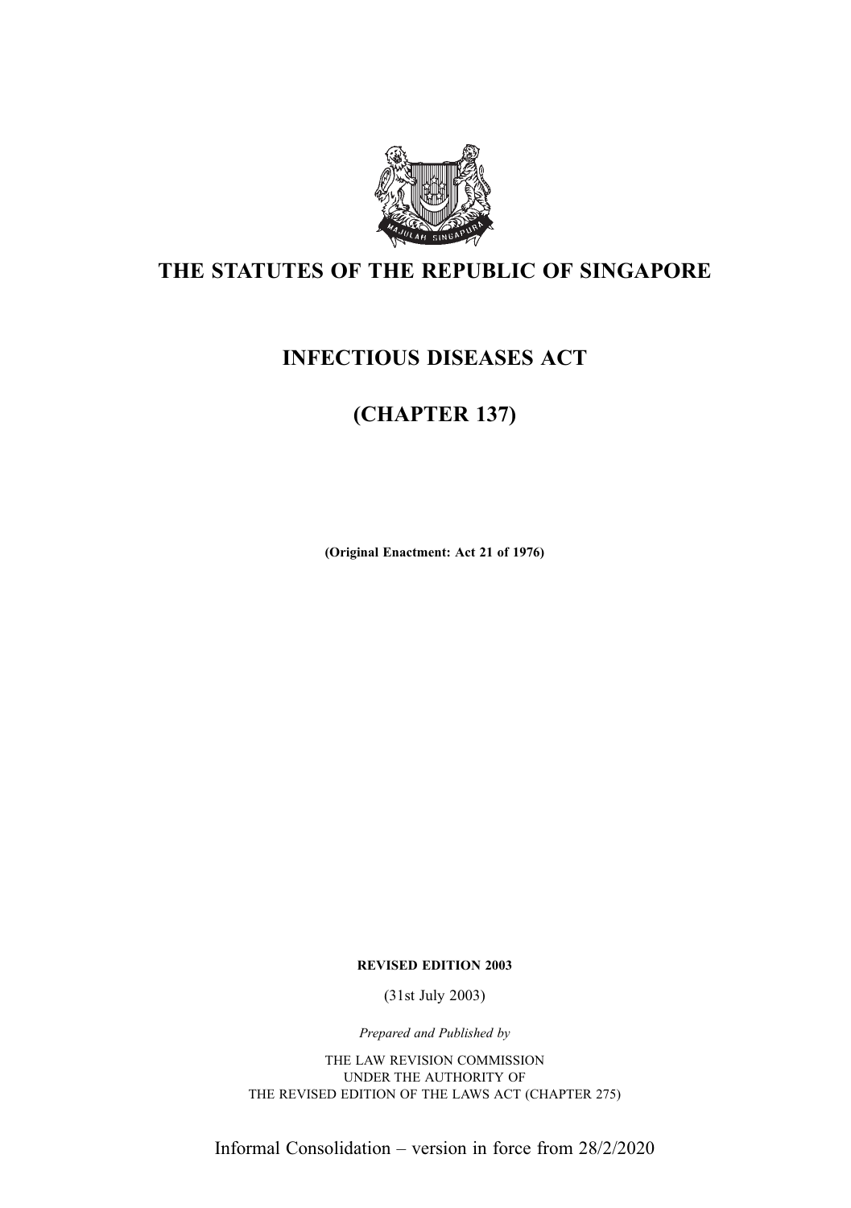# THE STATUTES OF THE REPUBLIC OF SINGAPORE

## INFECTIOUS DISEASES ACT

## (CHAPTER 137)

**(Original Enactment: Act 21 of 1976)**

**REVISED EDITION 2003**

(31st July 2003)

*Prepared and Published by*

THE LAW REVISION COMMISSION
UNDER THE AUTHORITY OF
THE REVISED EDITION OF THE LAWS ACT (CHAPTER 275)

Informal Consolidation – version in force from 28/2/2020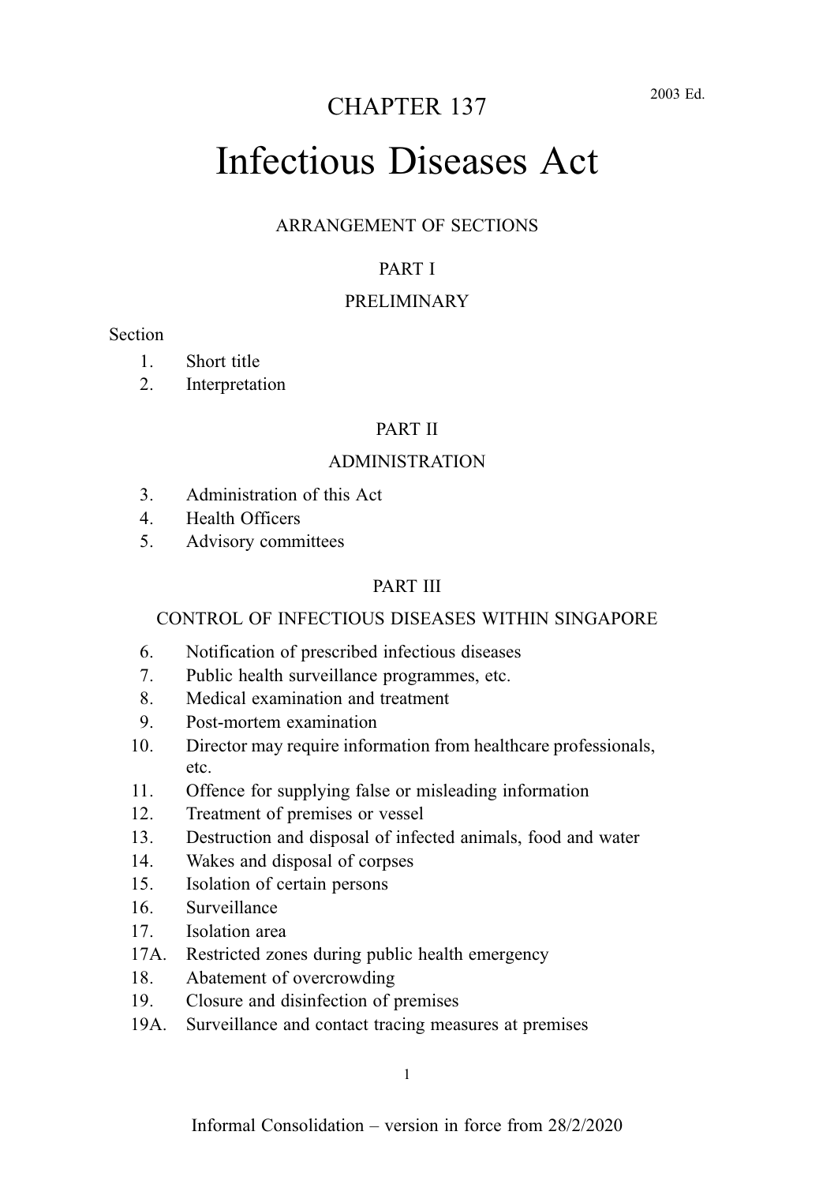# CHAPTER 137

2003 Ed.

# Infectious Diseases Act

ARRANGEMENT OF SECTIONS

## PART I

## PRELIMINARY

Section

1. Short title
2. Interpretation

## PART II

## ADMINISTRATION

3. Administration of this Act
4. Health Officers
5. Advisory committees

## PART III

## CONTROL OF INFECTIOUS DISEASES WITHIN SINGAPORE

6. Notification of prescribed infectious diseases
7. Public health surveillance programmes, etc.
8. Medical examination and treatment
9. Post-mortem examination
10. Director may require information from healthcare professionals, etc.
11. Offence for supplying false or misleading information
12. Treatment of premises or vessel
13. Destruction and disposal of infected animals, food and water
14. Wakes and disposal of corpses
15. Isolation of certain persons
16. Surveillance
17. Isolation area

17A. Restricted zones during public health emergency

18. Abatement of overcrowding
19. Closure and disinfection of premises

19A. Surveillance and contact tracing measures at premises

Informal Consolidation – version in force from 28/2/2020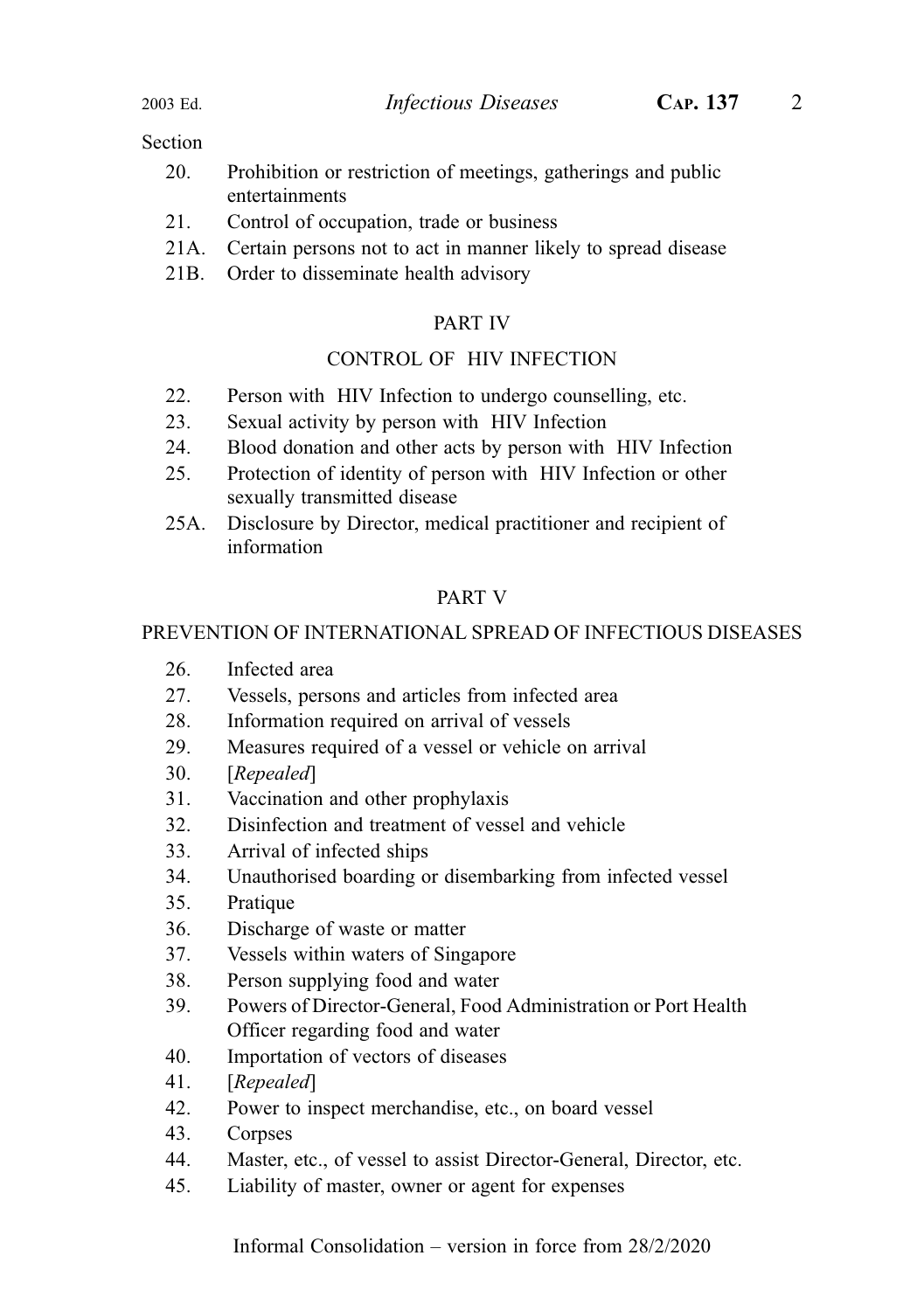Section

20. Prohibition or restriction of meetings, gatherings and public entertainments
21. Control of occupation, trade or business
21A. Certain persons not to act in manner likely to spread disease
21B. Order to disseminate health advisory

## PART IV

## CONTROL OF HIV INFECTION

22. Person with HIV Infection to undergo counselling, etc.
23. Sexual activity by person with HIV Infection
24. Blood donation and other acts by person with HIV Infection
25. Protection of identity of person with HIV Infection or other sexually transmitted disease
25A. Disclosure by Director, medical practitioner and recipient of information

## PART V

## PREVENTION OF INTERNATIONAL SPREAD OF INFECTIOUS DISEASES

26. Infected area
27. Vessels, persons and articles from infected area
28. Information required on arrival of vessels
29. Measures required of a vessel or vehicle on arrival
30. [*Repealed*]
31. Vaccination and other prophylaxis
32. Disinfection and treatment of vessel and vehicle
33. Arrival of infected ships
34. Unauthorised boarding or disembarking from infected vessel
35. Pratique
36. Discharge of waste or matter
37. Vessels within waters of Singapore
38. Person supplying food and water
39. Powers of Director-General, Food Administration or Port Health Officer regarding food and water
40. Importation of vectors of diseases
41. [*Repealed*]
42. Power to inspect merchandise, etc., on board vessel
43. Corpses
44. Master, etc., of vessel to assist Director-General, Director, etc.
45. Liability of master, owner or agent for expenses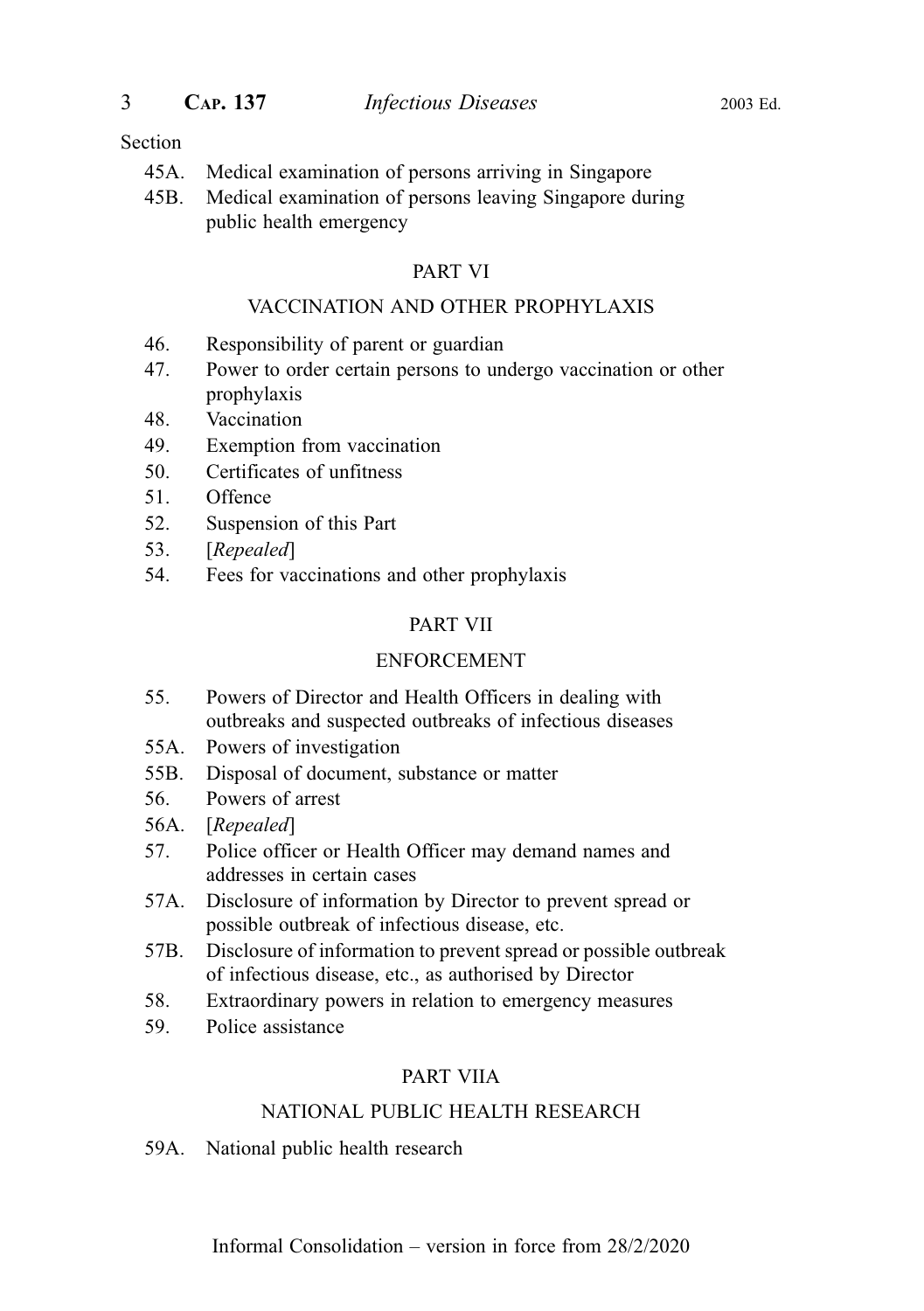Section

45A. Medical examination of persons arriving in Singapore
45B. Medical examination of persons leaving Singapore during public health emergency

## PART VI

## VACCINATION AND OTHER PROPHYLAXIS

46. Responsibility of parent or guardian
47. Power to order certain persons to undergo vaccination or other prophylaxis
48. Vaccination
49. Exemption from vaccination
50. Certificates of unfitness
51. Offence
52. Suspension of this Part
53. [*Repealed*]
54. Fees for vaccinations and other prophylaxis

## PART VII

## ENFORCEMENT

55. Powers of Director and Health Officers in dealing with outbreaks and suspected outbreaks of infectious diseases
55A. Powers of investigation
55B. Disposal of document, substance or matter
56. Powers of arrest
56A. [*Repealed*]
57. Police officer or Health Officer may demand names and addresses in certain cases
57A. Disclosure of information by Director to prevent spread or possible outbreak of infectious disease, etc.
57B. Disclosure of information to prevent spread or possible outbreak of infectious disease, etc., as authorised by Director
58. Extraordinary powers in relation to emergency measures
59. Police assistance

## PART VIIA

## NATIONAL PUBLIC HEALTH RESEARCH

59A. National public health research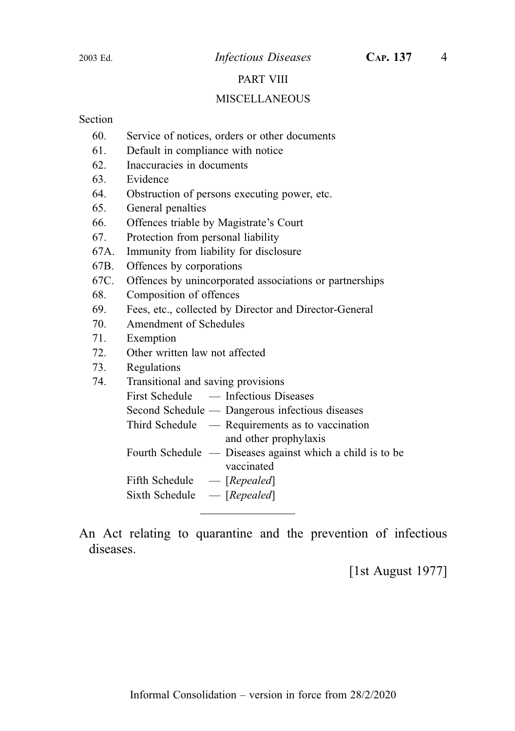## PART VIII

## MISCELLANEOUS

Section

60. Service of notices, orders or other documents
61. Default in compliance with notice
62. Inaccuracies in documents
63. Evidence
64. Obstruction of persons executing power, etc.
65. General penalties
66. Offences triable by Magistrate's Court
67. Protection from personal liability

67A. Immunity from liability for disclosure

67B. Offences by corporations

67C. Offences by unincorporated associations or partnerships

68. Composition of offences
69. Fees, etc., collected by Director and Director-General
70. Amendment of Schedules
71. Exemption
72. Other written law not affected
73. Regulations
74. Transitional and saving provisions

First Schedule — Infectious Diseases

Second Schedule — Dangerous infectious diseases

Third Schedule — Requirements as to vaccination and other prophylaxis

Fourth Schedule — Diseases against which a child is to be vaccinated

Fifth Schedule — [*Repealed*]

Sixth Schedule — [*Repealed*]

---

An Act relating to quarantine and the prevention of infectious diseases.

[1st August 1977]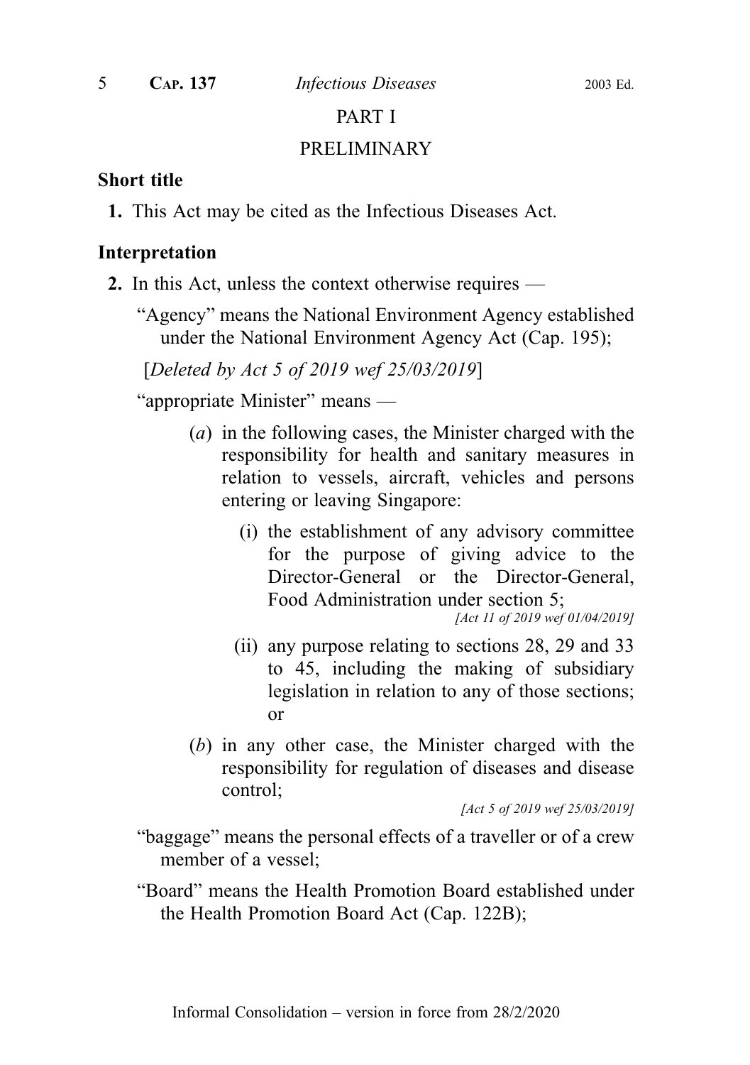# PART I

# PRELIMINARY

### Short title

**1.** This Act may be cited as the Infectious Diseases Act.

### Interpretation

**2.** In this Act, unless the context otherwise requires —

"Agency" means the National Environment Agency established under the National Environment Agency Act (Cap. 195);

[*Deleted by Act 5 of 2019 wef 25/03/2019*]

"appropriate Minister" means —

- (*a*) in the following cases, the Minister charged with the responsibility for health and sanitary measures in relation to vessels, aircraft, vehicles and persons entering or leaving Singapore:
  - (i) the establishment of any advisory committee for the purpose of giving advice to the Director-General or the Director-General, Food Administration under section 5;

    *[Act 11 of 2019 wef 01/04/2019]*
  - (ii) any purpose relating to sections 28, 29 and 33 to 45, including the making of subsidiary legislation in relation to any of those sections; or
- (*b*) in any other case, the Minister charged with the responsibility for regulation of diseases and disease control;

*[Act 5 of 2019 wef 25/03/2019]*

"baggage" means the personal effects of a traveller or of a crew member of a vessel;

"Board" means the Health Promotion Board established under the Health Promotion Board Act (Cap. 122B);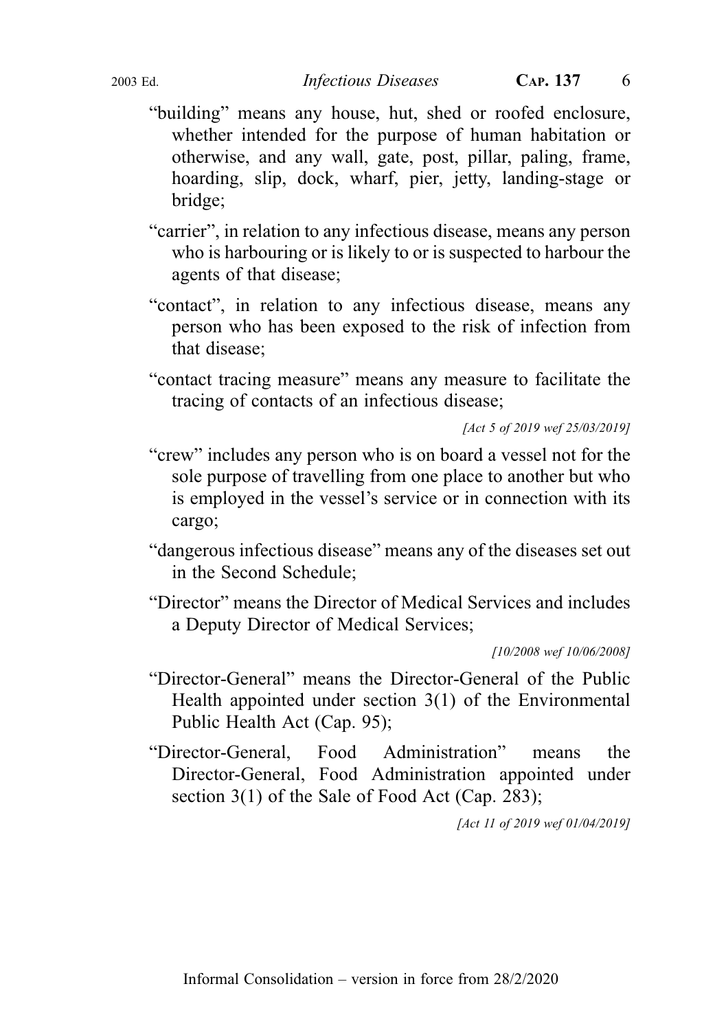"building" means any house, hut, shed or roofed enclosure, whether intended for the purpose of human habitation or otherwise, and any wall, gate, post, pillar, paling, frame, hoarding, slip, dock, wharf, pier, jetty, landing-stage or bridge;

"carrier", in relation to any infectious disease, means any person who is harbouring or is likely to or is suspected to harbour the agents of that disease;

"contact", in relation to any infectious disease, means any person who has been exposed to the risk of infection from that disease;

"contact tracing measure" means any measure to facilitate the tracing of contacts of an infectious disease;

*[Act 5 of 2019 wef 25/03/2019]*

"crew" includes any person who is on board a vessel not for the sole purpose of travelling from one place to another but who is employed in the vessel's service or in connection with its cargo;

"dangerous infectious disease" means any of the diseases set out in the Second Schedule;

"Director" means the Director of Medical Services and includes a Deputy Director of Medical Services;

*[10/2008 wef 10/06/2008]*

"Director-General" means the Director-General of the Public Health appointed under section 3(1) of the Environmental Public Health Act (Cap. 95);

"Director-General, Food Administration" means the Director-General, Food Administration appointed under section 3(1) of the Sale of Food Act (Cap. 283);

*[Act 11 of 2019 wef 01/04/2019]*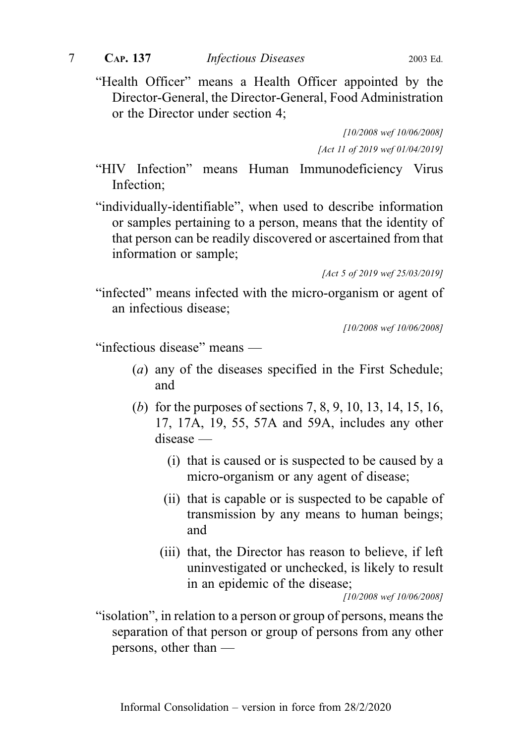"Health Officer" means a Health Officer appointed by the Director-General, the Director-General, Food Administration or the Director under section 4;

*[10/2008 wef 10/06/2008]*

*[Act 11 of 2019 wef 01/04/2019]*

"HIV Infection" means Human Immunodeficiency Virus Infection;

"individually-identifiable", when used to describe information or samples pertaining to a person, means that the identity of that person can be readily discovered or ascertained from that information or sample;

*[Act 5 of 2019 wef 25/03/2019]*

"infected" means infected with the micro-organism or agent of an infectious disease;

*[10/2008 wef 10/06/2008]*

"infectious disease" means —

(*a*) any of the diseases specified in the First Schedule; and

(*b*) for the purposes of sections 7, 8, 9, 10, 13, 14, 15, 16, 17, 17A, 19, 55, 57A and 59A, includes any other disease —

(i) that is caused or is suspected to be caused by a micro-organism or any agent of disease;

(ii) that is capable or is suspected to be capable of transmission by any means to human beings; and

(iii) that, the Director has reason to believe, if left uninvestigated or unchecked, is likely to result in an epidemic of the disease;

*[10/2008 wef 10/06/2008]*

"isolation", in relation to a person or group of persons, means the separation of that person or group of persons from any other persons, other than —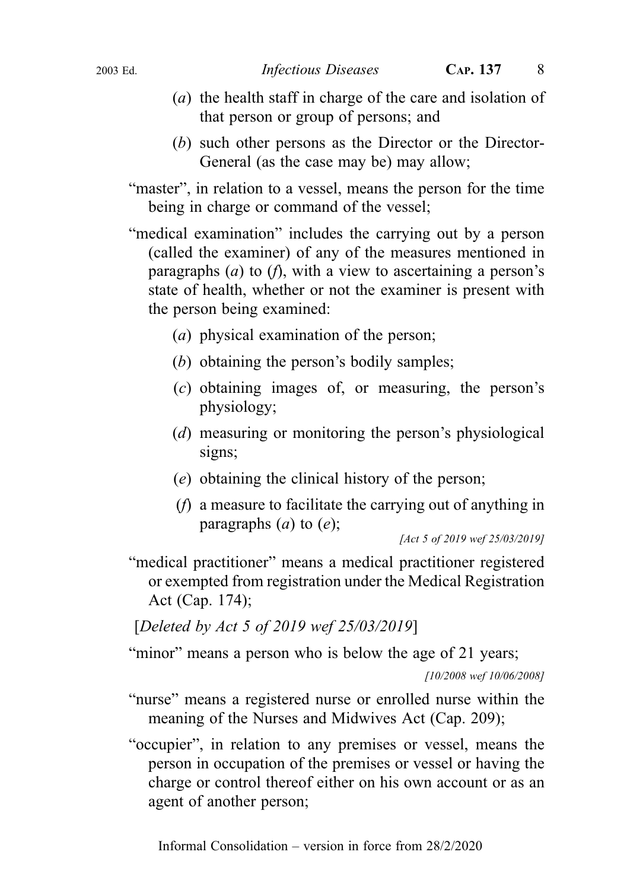(*a*) the health staff in charge of the care and isolation of that person or group of persons; and

(*b*) such other persons as the Director or the Director-General (as the case may be) may allow;

"master", in relation to a vessel, means the person for the time being in charge or command of the vessel;

"medical examination" includes the carrying out by a person (called the examiner) of any of the measures mentioned in paragraphs (*a*) to (*f*), with a view to ascertaining a person's state of health, whether or not the examiner is present with the person being examined:

(*a*) physical examination of the person;

(*b*) obtaining the person's bodily samples;

(*c*) obtaining images of, or measuring, the person's physiology;

(*d*) measuring or monitoring the person's physiological signs;

(*e*) obtaining the clinical history of the person;

(*f*) a measure to facilitate the carrying out of anything in paragraphs (*a*) to (*e*);

*[Act 5 of 2019 wef 25/03/2019]*

"medical practitioner" means a medical practitioner registered or exempted from registration under the Medical Registration Act (Cap. 174);

[*Deleted by Act 5 of 2019 wef 25/03/2019*]

"minor" means a person who is below the age of 21 years;

*[10/2008 wef 10/06/2008]*

"nurse" means a registered nurse or enrolled nurse within the meaning of the Nurses and Midwives Act (Cap. 209);

"occupier", in relation to any premises or vessel, means the person in occupation of the premises or vessel or having the charge or control thereof either on his own account or as an agent of another person;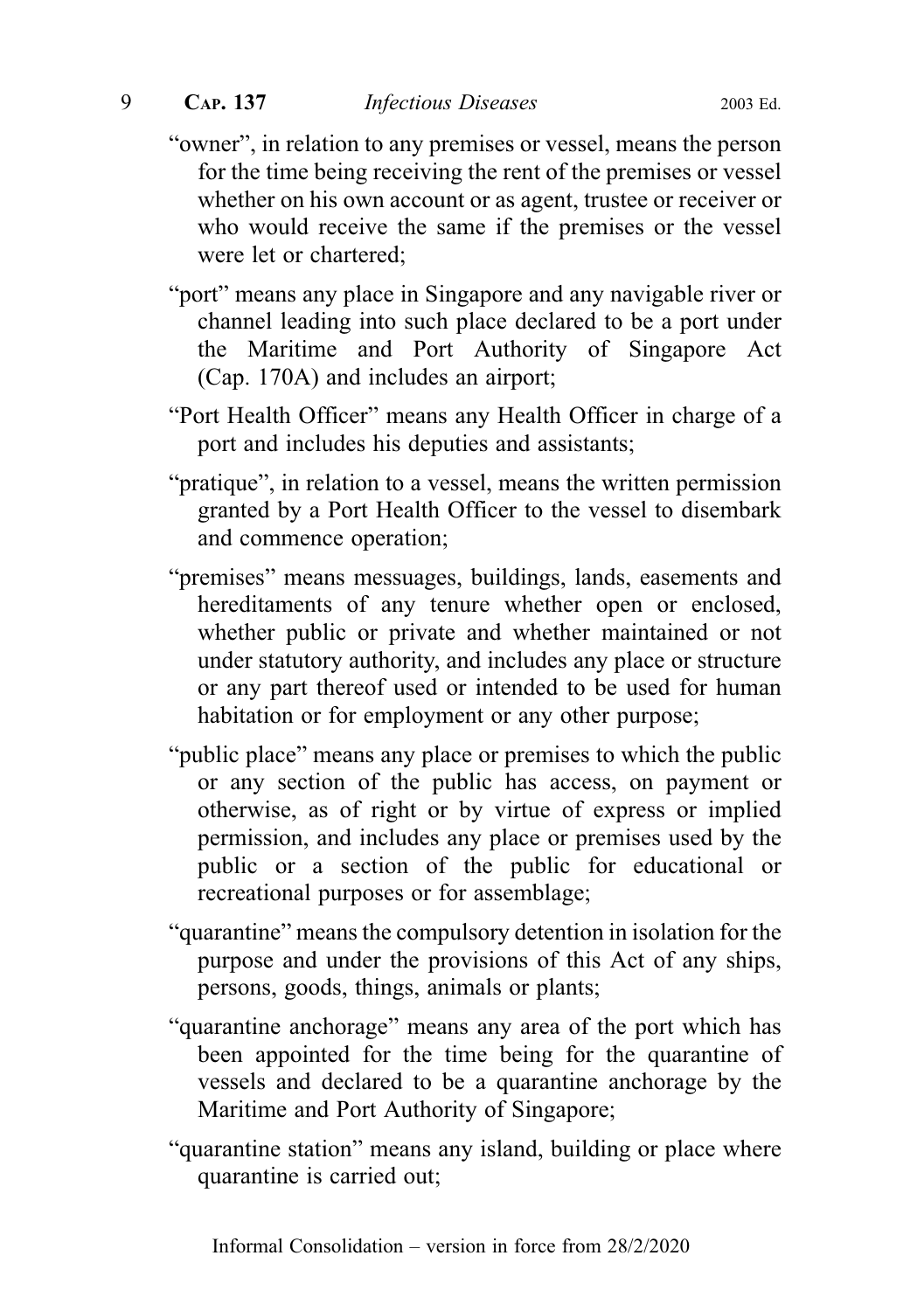"owner", in relation to any premises or vessel, means the person for the time being receiving the rent of the premises or vessel whether on his own account or as agent, trustee or receiver or who would receive the same if the premises or the vessel were let or chartered;

"port" means any place in Singapore and any navigable river or channel leading into such place declared to be a port under the Maritime and Port Authority of Singapore Act (Cap. 170A) and includes an airport;

"Port Health Officer" means any Health Officer in charge of a port and includes his deputies and assistants;

"pratique", in relation to a vessel, means the written permission granted by a Port Health Officer to the vessel to disembark and commence operation;

"premises" means messuages, buildings, lands, easements and hereditaments of any tenure whether open or enclosed, whether public or private and whether maintained or not under statutory authority, and includes any place or structure or any part thereof used or intended to be used for human habitation or for employment or any other purpose;

"public place" means any place or premises to which the public or any section of the public has access, on payment or otherwise, as of right or by virtue of express or implied permission, and includes any place or premises used by the public or a section of the public for educational or recreational purposes or for assemblage;

"quarantine" means the compulsory detention in isolation for the purpose and under the provisions of this Act of any ships, persons, goods, things, animals or plants;

"quarantine anchorage" means any area of the port which has been appointed for the time being for the quarantine of vessels and declared to be a quarantine anchorage by the Maritime and Port Authority of Singapore;

"quarantine station" means any island, building or place where quarantine is carried out;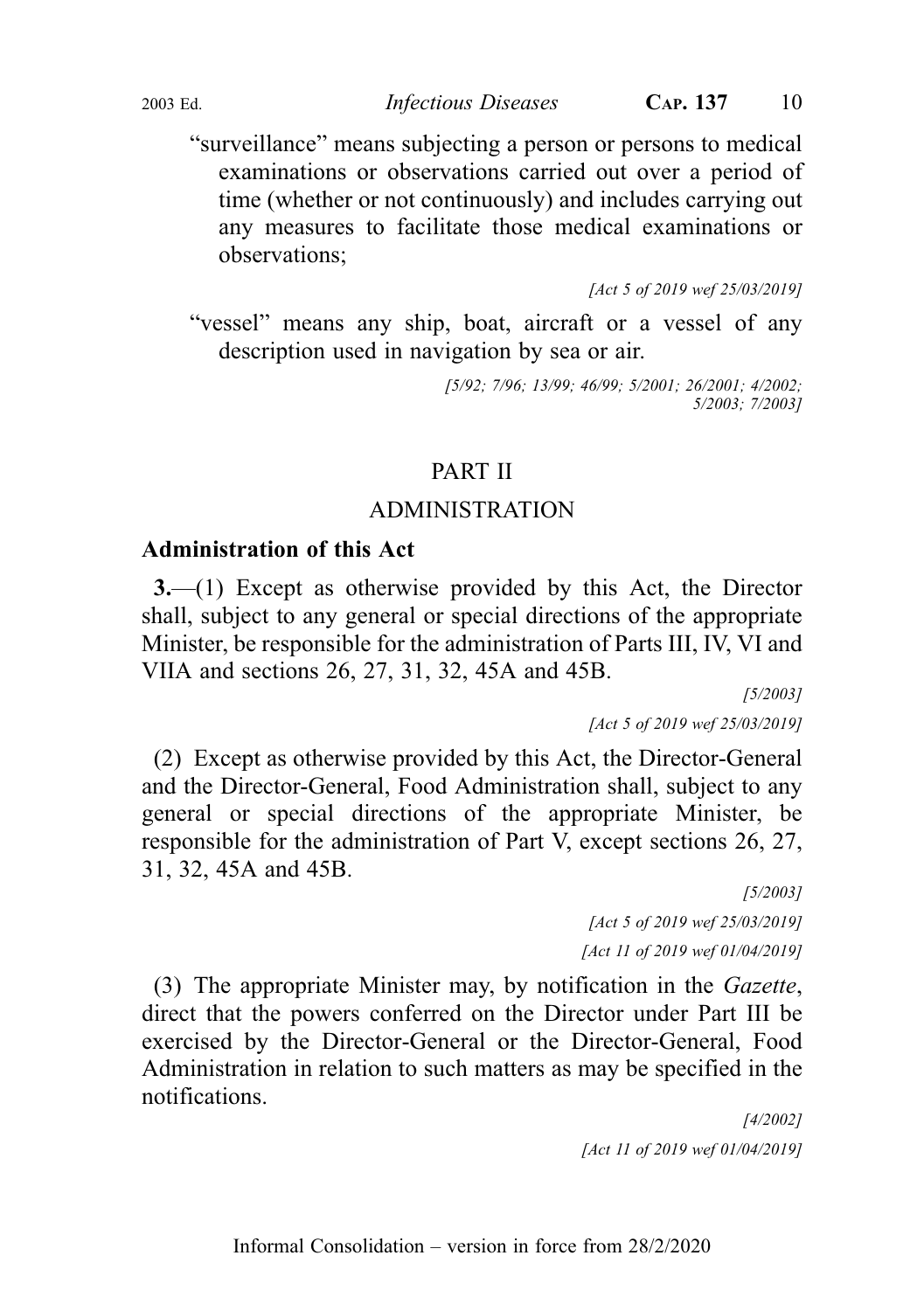"surveillance" means subjecting a person or persons to medical examinations or observations carried out over a period of time (whether or not continuously) and includes carrying out any measures to facilitate those medical examinations or observations;

*[Act 5 of 2019 wef 25/03/2019]*

"vessel" means any ship, boat, aircraft or a vessel of any description used in navigation by sea or air.

*[5/92; 7/96; 13/99; 46/99; 5/2001; 26/2001; 4/2002; 5/2003; 7/2003]*

## PART II

## ADMINISTRATION

### Administration of this Act

**3.**—(1) Except as otherwise provided by this Act, the Director shall, subject to any general or special directions of the appropriate Minister, be responsible for the administration of Parts III, IV, VI and VIIA and sections 26, 27, 31, 32, 45A and 45B.

*[5/2003]*

*[Act 5 of 2019 wef 25/03/2019]*

(2) Except as otherwise provided by this Act, the Director-General and the Director-General, Food Administration shall, subject to any general or special directions of the appropriate Minister, be responsible for the administration of Part V, except sections 26, 27, 31, 32, 45A and 45B.

*[5/2003]*

*[Act 5 of 2019 wef 25/03/2019]*

*[Act 11 of 2019 wef 01/04/2019]*

(3) The appropriate Minister may, by notification in the *Gazette*, direct that the powers conferred on the Director under Part III be exercised by the Director-General or the Director-General, Food Administration in relation to such matters as may be specified in the notifications.

*[4/2002]*

*[Act 11 of 2019 wef 01/04/2019]*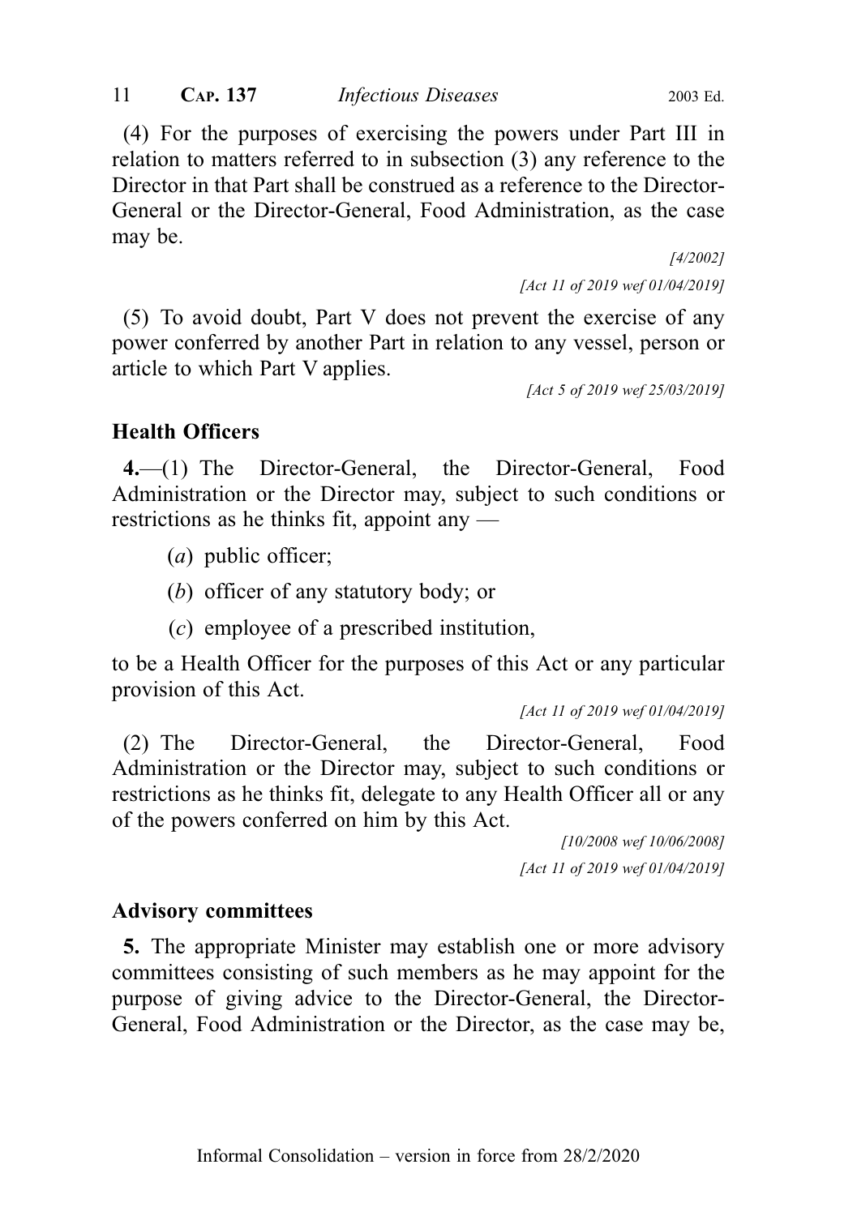(4) For the purposes of exercising the powers under Part III in relation to matters referred to in subsection (3) any reference to the Director in that Part shall be construed as a reference to the Director-General or the Director-General, Food Administration, as the case may be.

*[4/2002]*

*[Act 11 of 2019 wef 01/04/2019]*

(5) To avoid doubt, Part V does not prevent the exercise of any power conferred by another Part in relation to any vessel, person or article to which Part V applies.

*[Act 5 of 2019 wef 25/03/2019]*

### Health Officers

**4.**—(1) The Director-General, the Director-General, Food Administration or the Director may, subject to such conditions or restrictions as he thinks fit, appoint any —

(*a*) public officer;

(*b*) officer of any statutory body; or

(*c*) employee of a prescribed institution,

to be a Health Officer for the purposes of this Act or any particular provision of this Act.

*[Act 11 of 2019 wef 01/04/2019]*

(2) The Director-General, the Director-General, Food Administration or the Director may, subject to such conditions or restrictions as he thinks fit, delegate to any Health Officer all or any of the powers conferred on him by this Act.

*[10/2008 wef 10/06/2008]*

*[Act 11 of 2019 wef 01/04/2019]*

### Advisory committees

**5.** The appropriate Minister may establish one or more advisory committees consisting of such members as he may appoint for the purpose of giving advice to the Director-General, the Director-General, Food Administration or the Director, as the case may be,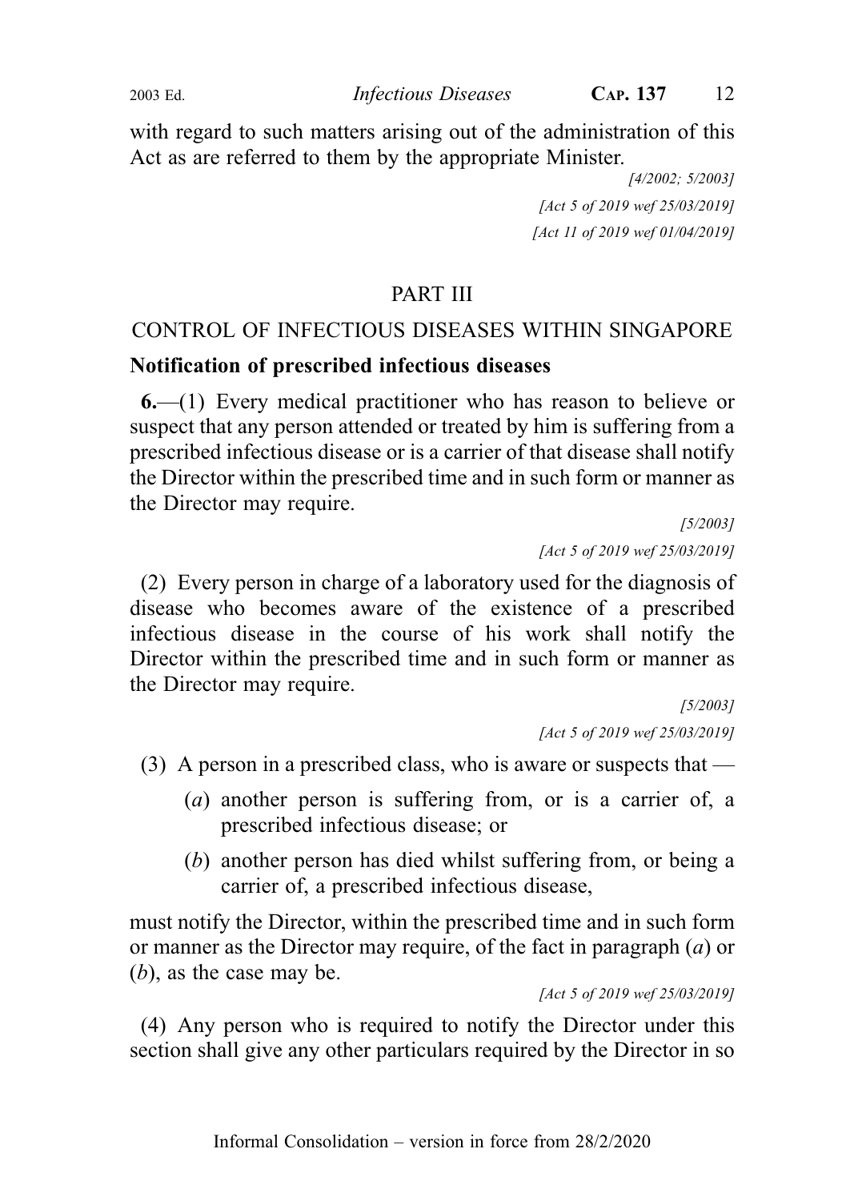with regard to such matters arising out of the administration of this Act as are referred to them by the appropriate Minister.

*[4/2002; 5/2003]*

*[Act 5 of 2019 wef 25/03/2019]*

*[Act 11 of 2019 wef 01/04/2019]*

## PART III

## CONTROL OF INFECTIOUS DISEASES WITHIN SINGAPORE

**Notification of prescribed infectious diseases**

**6.**—(1) Every medical practitioner who has reason to believe or suspect that any person attended or treated by him is suffering from a prescribed infectious disease or is a carrier of that disease shall notify the Director within the prescribed time and in such form or manner as the Director may require.

*[5/2003]*

*[Act 5 of 2019 wef 25/03/2019]*

(2) Every person in charge of a laboratory used for the diagnosis of disease who becomes aware of the existence of a prescribed infectious disease in the course of his work shall notify the Director within the prescribed time and in such form or manner as the Director may require.

*[5/2003]*

*[Act 5 of 2019 wef 25/03/2019]*

(3) A person in a prescribed class, who is aware or suspects that —

(*a*) another person is suffering from, or is a carrier of, a prescribed infectious disease; or

(*b*) another person has died whilst suffering from, or being a carrier of, a prescribed infectious disease,

must notify the Director, within the prescribed time and in such form or manner as the Director may require, of the fact in paragraph (*a*) or (*b*), as the case may be.

*[Act 5 of 2019 wef 25/03/2019]*

(4) Any person who is required to notify the Director under this section shall give any other particulars required by the Director in so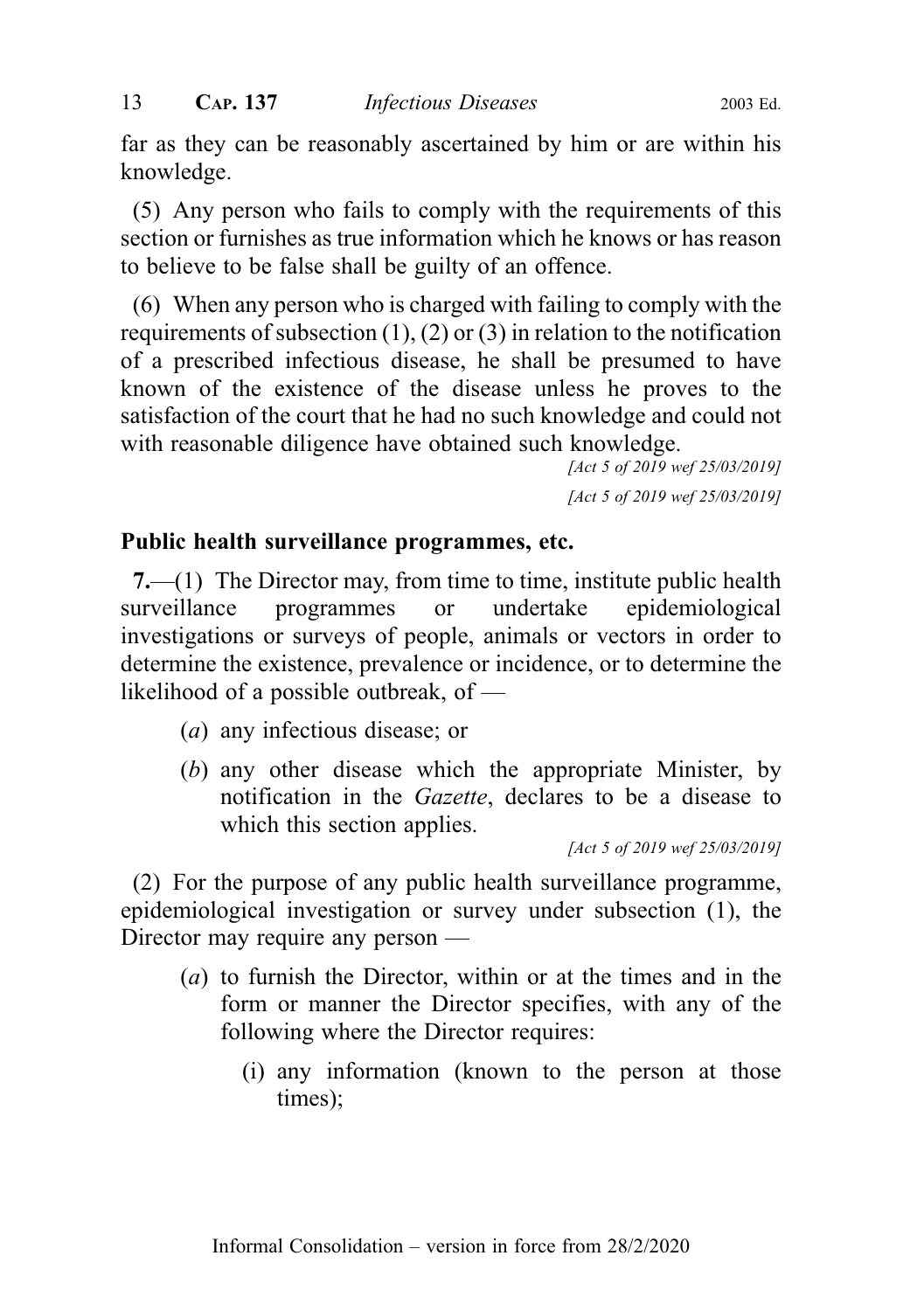far as they can be reasonably ascertained by him or are within his knowledge.

(5) Any person who fails to comply with the requirements of this section or furnishes as true information which he knows or has reason to believe to be false shall be guilty of an offence.

(6) When any person who is charged with failing to comply with the requirements of subsection (1), (2) or (3) in relation to the notification of a prescribed infectious disease, he shall be presumed to have known of the existence of the disease unless he proves to the satisfaction of the court that he had no such knowledge and could not with reasonable diligence have obtained such knowledge.

*[Act 5 of 2019 wef 25/03/2019]*

*[Act 5 of 2019 wef 25/03/2019]*

**Public health surveillance programmes, etc.**

**7.**—(1) The Director may, from time to time, institute public health surveillance programmes or undertake epidemiological investigations or surveys of people, animals or vectors in order to determine the existence, prevalence or incidence, or to determine the likelihood of a possible outbreak, of —

- (*a*) any infectious disease; or
- (*b*) any other disease which the appropriate Minister, by notification in the *Gazette*, declares to be a disease to which this section applies.

*[Act 5 of 2019 wef 25/03/2019]*

(2) For the purpose of any public health surveillance programme, epidemiological investigation or survey under subsection (1), the Director may require any person —

- (*a*) to furnish the Director, within or at the times and in the form or manner the Director specifies, with any of the following where the Director requires:
  - (i) any information (known to the person at those times);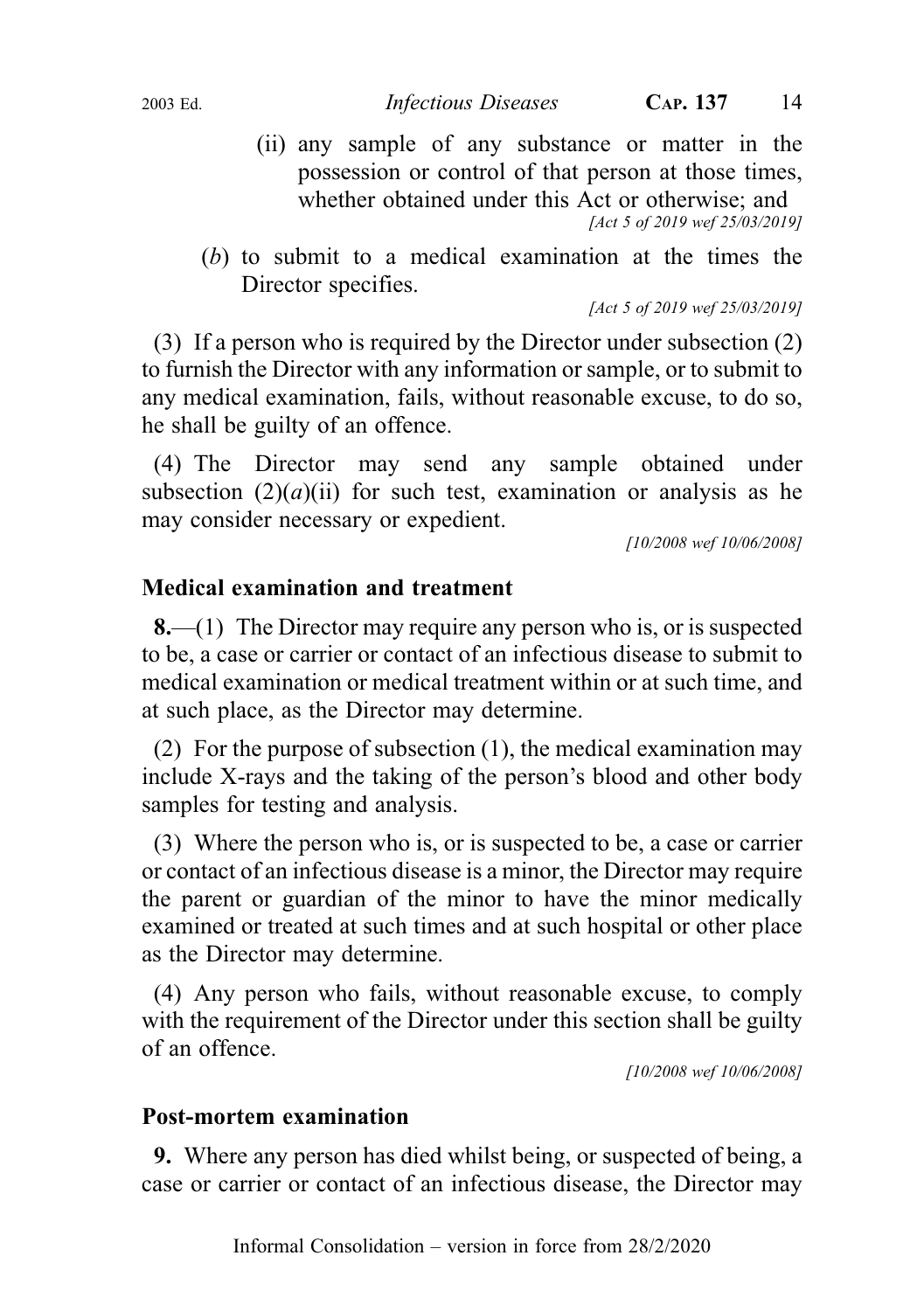(ii) any sample of any substance or matter in the possession or control of that person at those times, whether obtained under this Act or otherwise; and

[Act 5 of 2019 wef 25/03/2019]

(*b*) to submit to a medical examination at the times the Director specifies.

[Act 5 of 2019 wef 25/03/2019]

(3) If a person who is required by the Director under subsection (2) to furnish the Director with any information or sample, or to submit to any medical examination, fails, without reasonable excuse, to do so, he shall be guilty of an offence.

(4) The Director may send any sample obtained under subsection (2)(*a*)(ii) for such test, examination or analysis as he may consider necessary or expedient.

[10/2008 wef 10/06/2008]

### Medical examination and treatment

**8.**—(1) The Director may require any person who is, or is suspected to be, a case or carrier or contact of an infectious disease to submit to medical examination or medical treatment within or at such time, and at such place, as the Director may determine.

(2) For the purpose of subsection (1), the medical examination may include X-rays and the taking of the person's blood and other body samples for testing and analysis.

(3) Where the person who is, or is suspected to be, a case or carrier or contact of an infectious disease is a minor, the Director may require the parent or guardian of the minor to have the minor medically examined or treated at such times and at such hospital or other place as the Director may determine.

(4) Any person who fails, without reasonable excuse, to comply with the requirement of the Director under this section shall be guilty of an offence.

[10/2008 wef 10/06/2008]

### Post-mortem examination

**9.** Where any person has died whilst being, or suspected of being, a case or carrier or contact of an infectious disease, the Director may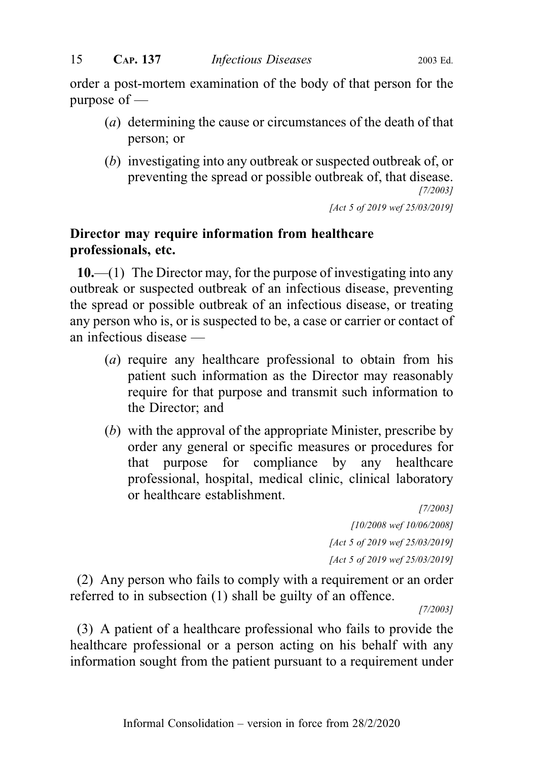order a post-mortem examination of the body of that person for the purpose of —

(*a*) determining the cause or circumstances of the death of that person; or

(*b*) investigating into any outbreak or suspected outbreak of, or preventing the spread or possible outbreak of, that disease.

[7/2003]

[Act 5 of 2019 wef 25/03/2019]

**Director may require information from healthcare professionals, etc.**

**10.**—(1) The Director may, for the purpose of investigating into any outbreak or suspected outbreak of an infectious disease, preventing the spread or possible outbreak of an infectious disease, or treating any person who is, or is suspected to be, a case or carrier or contact of an infectious disease —

(*a*) require any healthcare professional to obtain from his patient such information as the Director may reasonably require for that purpose and transmit such information to the Director; and

(*b*) with the approval of the appropriate Minister, prescribe by order any general or specific measures or procedures for that purpose for compliance by any healthcare professional, hospital, medical clinic, clinical laboratory or healthcare establishment.

[7/2003]

[10/2008 wef 10/06/2008]

[Act 5 of 2019 wef 25/03/2019]

[Act 5 of 2019 wef 25/03/2019]

(2) Any person who fails to comply with a requirement or an order referred to in subsection (1) shall be guilty of an offence.

[7/2003]

(3) A patient of a healthcare professional who fails to provide the healthcare professional or a person acting on his behalf with any information sought from the patient pursuant to a requirement under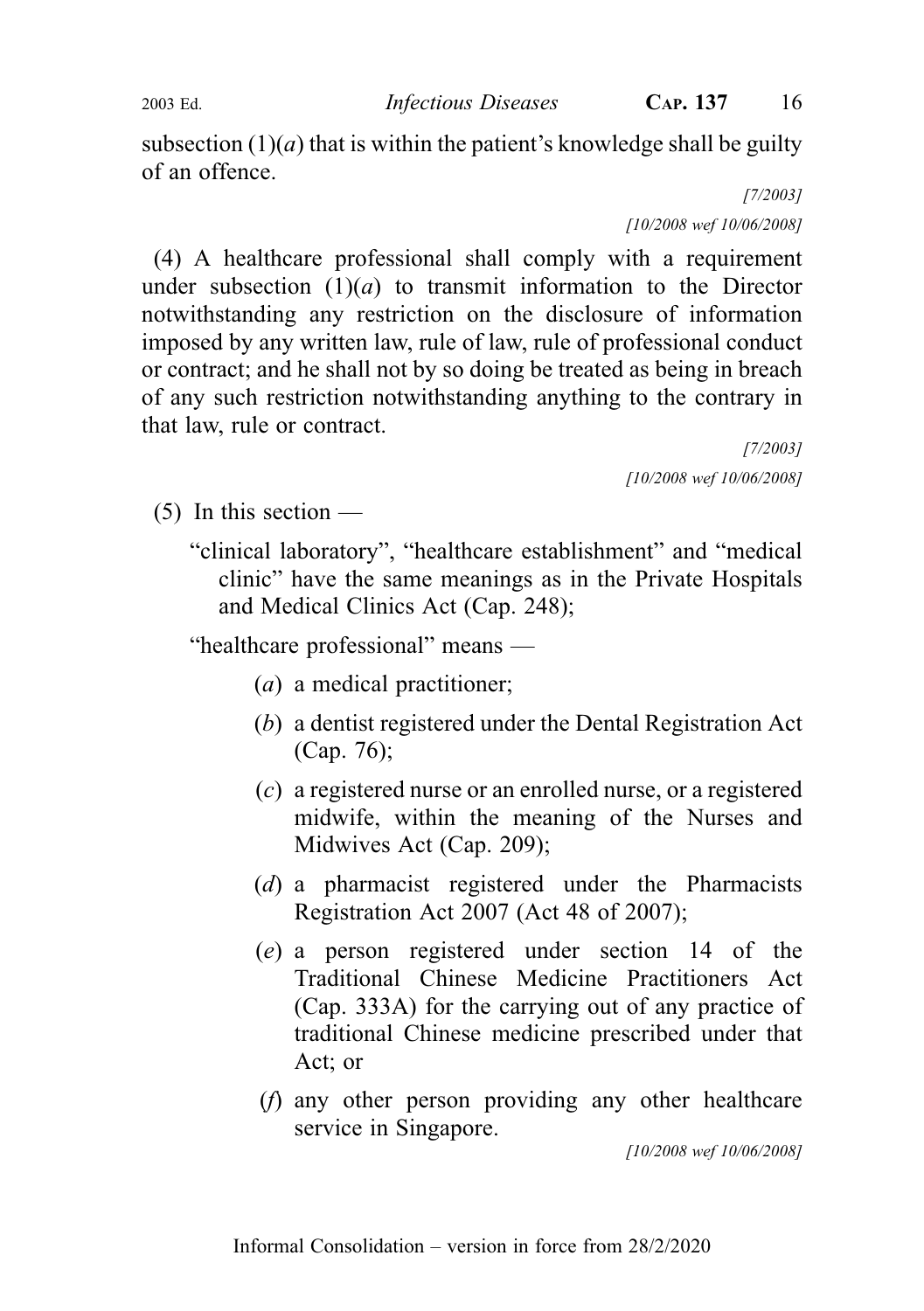subsection (1)(*a*) that is within the patient's knowledge shall be guilty of an offence.

*[7/2003]*

*[10/2008 wef 10/06/2008]*

(4) A healthcare professional shall comply with a requirement under subsection (1)(*a*) to transmit information to the Director notwithstanding any restriction on the disclosure of information imposed by any written law, rule of law, rule of professional conduct or contract; and he shall not by so doing be treated as being in breach of any such restriction notwithstanding anything to the contrary in that law, rule or contract.

*[7/2003]*

*[10/2008 wef 10/06/2008]*

(5) In this section —

"clinical laboratory", "healthcare establishment" and "medical clinic" have the same meanings as in the Private Hospitals and Medical Clinics Act (Cap. 248);

"healthcare professional" means —

(*a*) a medical practitioner;

(*b*) a dentist registered under the Dental Registration Act (Cap. 76);

(*c*) a registered nurse or an enrolled nurse, or a registered midwife, within the meaning of the Nurses and Midwives Act (Cap. 209);

(*d*) a pharmacist registered under the Pharmacists Registration Act 2007 (Act 48 of 2007);

(*e*) a person registered under section 14 of the Traditional Chinese Medicine Practitioners Act (Cap. 333A) for the carrying out of any practice of traditional Chinese medicine prescribed under that Act; or

(*f*) any other person providing any other healthcare service in Singapore.

*[10/2008 wef 10/06/2008]*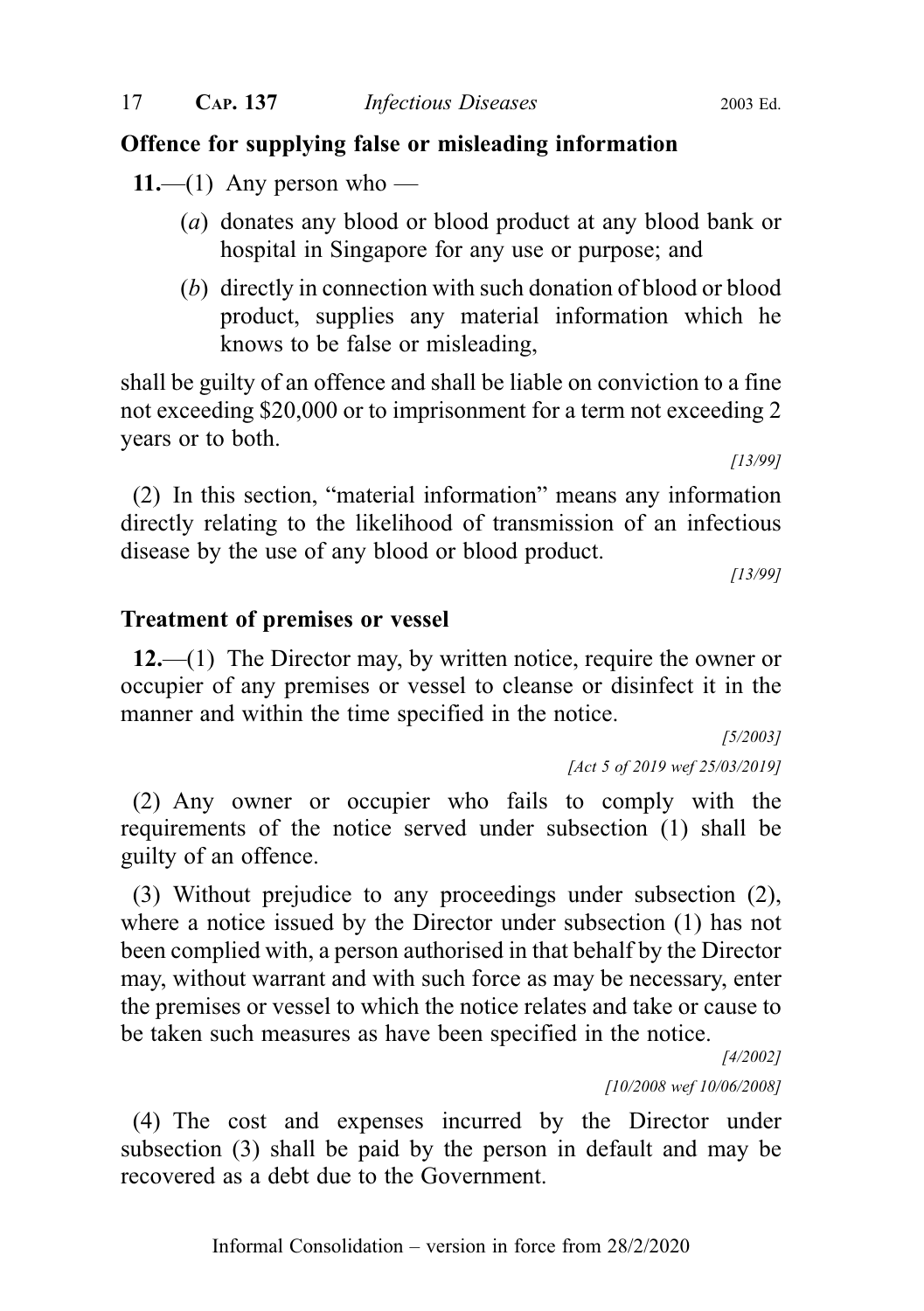**Offence for supplying false or misleading information**

**11.**—(1) Any person who —

(*a*) donates any blood or blood product at any blood bank or hospital in Singapore for any use or purpose; and

(*b*) directly in connection with such donation of blood or blood product, supplies any material information which he knows to be false or misleading,

shall be guilty of an offence and shall be liable on conviction to a fine not exceeding $20,000 or to imprisonment for a term not exceeding 2 years or to both.

*[13/99]*

(2) In this section, "material information" means any information directly relating to the likelihood of transmission of an infectious disease by the use of any blood or blood product.

*[13/99]*

**Treatment of premises or vessel**

**12.**—(1) The Director may, by written notice, require the owner or occupier of any premises or vessel to cleanse or disinfect it in the manner and within the time specified in the notice.

*[5/2003]*

*[Act 5 of 2019 wef 25/03/2019]*

(2) Any owner or occupier who fails to comply with the requirements of the notice served under subsection (1) shall be guilty of an offence.

(3) Without prejudice to any proceedings under subsection (2), where a notice issued by the Director under subsection (1) has not been complied with, a person authorised in that behalf by the Director may, without warrant and with such force as may be necessary, enter the premises or vessel to which the notice relates and take or cause to be taken such measures as have been specified in the notice.

*[4/2002]*

*[10/2008 wef 10/06/2008]*

(4) The cost and expenses incurred by the Director under subsection (3) shall be paid by the person in default and may be recovered as a debt due to the Government.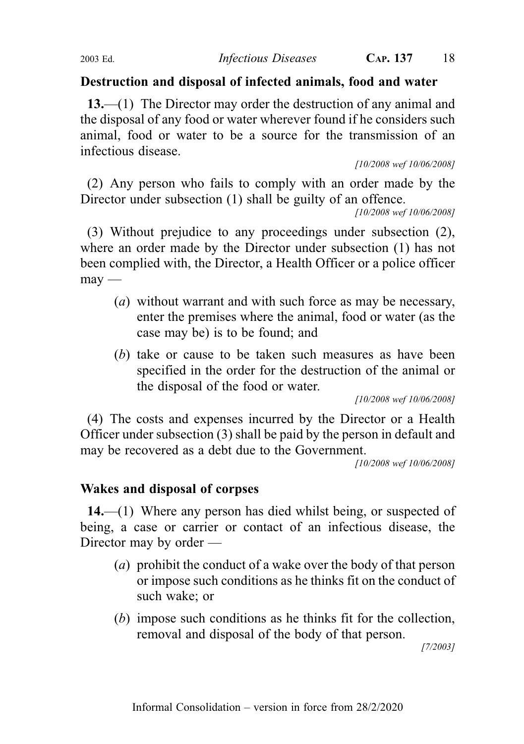**Destruction and disposal of infected animals, food and water**

**13.**—(1) The Director may order the destruction of any animal and the disposal of any food or water wherever found if he considers such animal, food or water to be a source for the transmission of an infectious disease.

*[10/2008 wef 10/06/2008]*

(2) Any person who fails to comply with an order made by the Director under subsection (1) shall be guilty of an offence.

*[10/2008 wef 10/06/2008]*

(3) Without prejudice to any proceedings under subsection (2), where an order made by the Director under subsection (1) has not been complied with, the Director, a Health Officer or a police officer may —

(*a*) without warrant and with such force as may be necessary, enter the premises where the animal, food or water (as the case may be) is to be found; and

(*b*) take or cause to be taken such measures as have been specified in the order for the destruction of the animal or the disposal of the food or water.

*[10/2008 wef 10/06/2008]*

(4) The costs and expenses incurred by the Director or a Health Officer under subsection (3) shall be paid by the person in default and may be recovered as a debt due to the Government.

*[10/2008 wef 10/06/2008]*

**Wakes and disposal of corpses**

**14.**—(1) Where any person has died whilst being, or suspected of being, a case or carrier or contact of an infectious disease, the Director may by order —

(*a*) prohibit the conduct of a wake over the body of that person or impose such conditions as he thinks fit on the conduct of such wake; or

(*b*) impose such conditions as he thinks fit for the collection, removal and disposal of the body of that person.

*[7/2003]*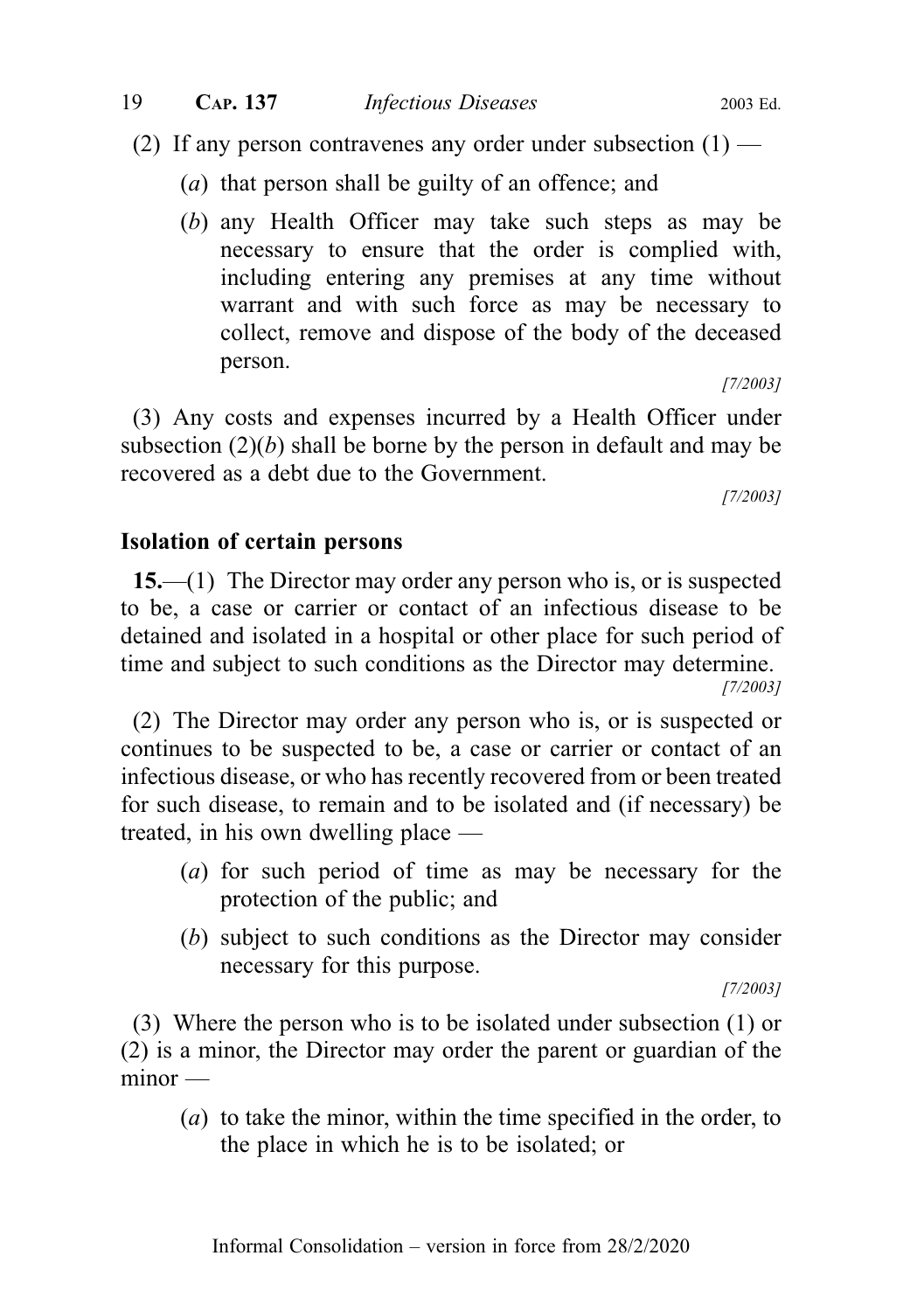(2) If any person contravenes any order under subsection (1) —

(*a*) that person shall be guilty of an offence; and

(*b*) any Health Officer may take such steps as may be necessary to ensure that the order is complied with, including entering any premises at any time without warrant and with such force as may be necessary to collect, remove and dispose of the body of the deceased person.

[7/2003]

(3) Any costs and expenses incurred by a Health Officer under subsection (2)(*b*) shall be borne by the person in default and may be recovered as a debt due to the Government.

[7/2003]

### Isolation of certain persons

**15.**—(1) The Director may order any person who is, or is suspected to be, a case or carrier or contact of an infectious disease to be detained and isolated in a hospital or other place for such period of time and subject to such conditions as the Director may determine.

[7/2003]

(2) The Director may order any person who is, or is suspected or continues to be suspected to be, a case or carrier or contact of an infectious disease, or who has recently recovered from or been treated for such disease, to remain and to be isolated and (if necessary) be treated, in his own dwelling place —

(*a*) for such period of time as may be necessary for the protection of the public; and

(*b*) subject to such conditions as the Director may consider necessary for this purpose.

[7/2003]

(3) Where the person who is to be isolated under subsection (1) or (2) is a minor, the Director may order the parent or guardian of the minor —

(*a*) to take the minor, within the time specified in the order, to the place in which he is to be isolated; or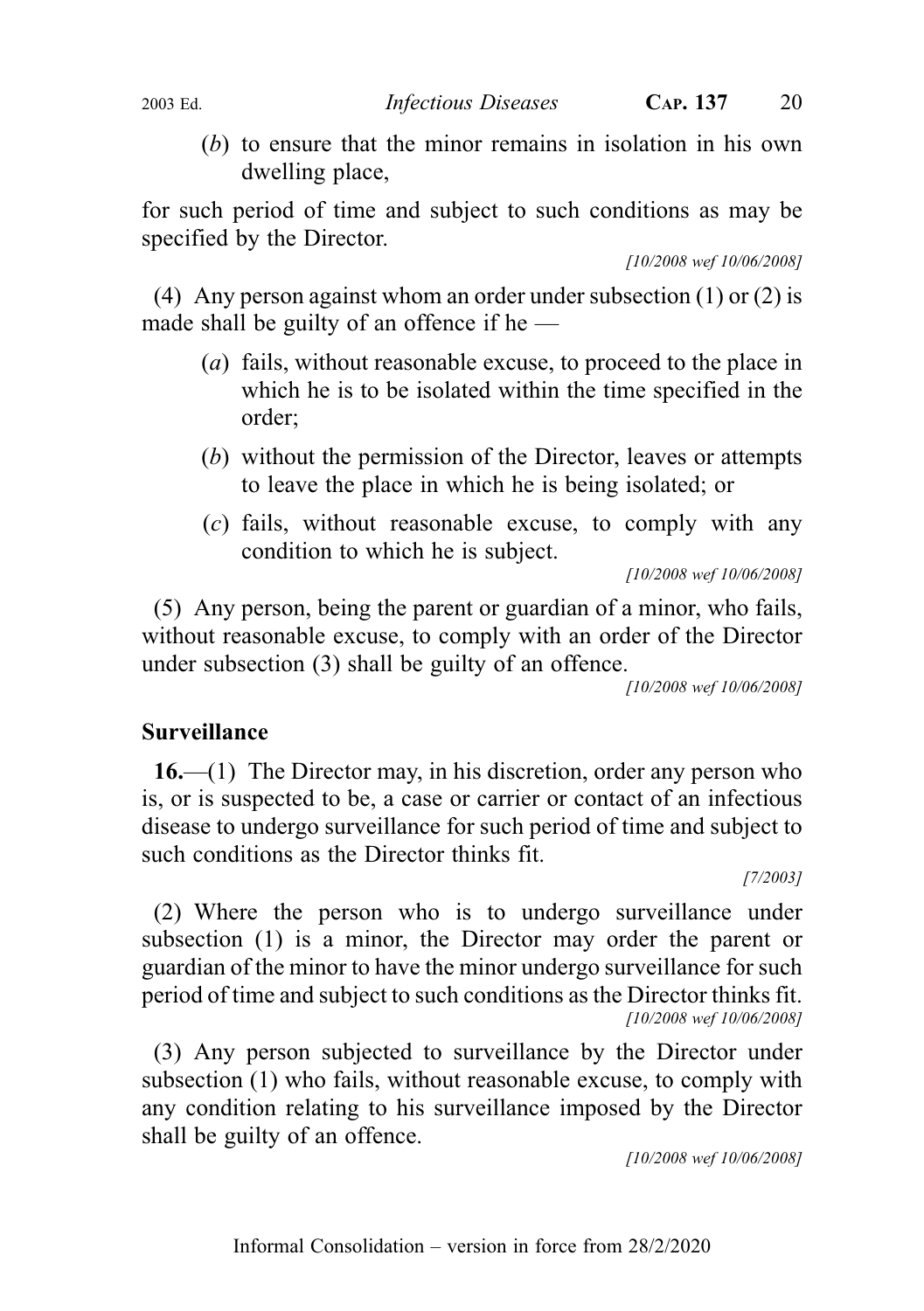(*b*) to ensure that the minor remains in isolation in his own dwelling place,

for such period of time and subject to such conditions as may be specified by the Director.

[10/2008 wef 10/06/2008]

(4) Any person against whom an order under subsection (1) or (2) is made shall be guilty of an offence if he —

(*a*) fails, without reasonable excuse, to proceed to the place in which he is to be isolated within the time specified in the order;

(*b*) without the permission of the Director, leaves or attempts to leave the place in which he is being isolated; or

(*c*) fails, without reasonable excuse, to comply with any condition to which he is subject.

[10/2008 wef 10/06/2008]

(5) Any person, being the parent or guardian of a minor, who fails, without reasonable excuse, to comply with an order of the Director under subsection (3) shall be guilty of an offence.

[10/2008 wef 10/06/2008]

**Surveillance**

**16.**—(1) The Director may, in his discretion, order any person who is, or is suspected to be, a case or carrier or contact of an infectious disease to undergo surveillance for such period of time and subject to such conditions as the Director thinks fit.

[7/2003]

(2) Where the person who is to undergo surveillance under subsection (1) is a minor, the Director may order the parent or guardian of the minor to have the minor undergo surveillance for such period of time and subject to such conditions as the Director thinks fit.

[10/2008 wef 10/06/2008]

(3) Any person subjected to surveillance by the Director under subsection (1) who fails, without reasonable excuse, to comply with any condition relating to his surveillance imposed by the Director shall be guilty of an offence.

[10/2008 wef 10/06/2008]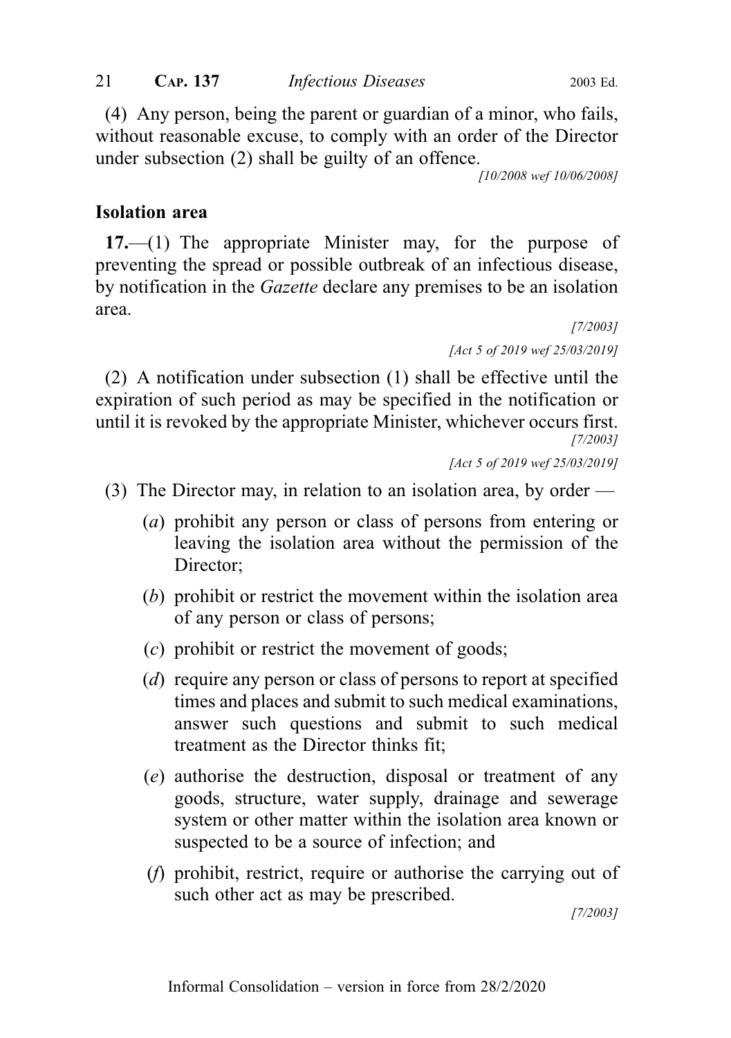(4) Any person, being the parent or guardian of a minor, who fails, without reasonable excuse, to comply with an order of the Director under subsection (2) shall be guilty of an offence.

[10/2008 wef 10/06/2008]

### Isolation area

**17.**—(1) The appropriate Minister may, for the purpose of preventing the spread or possible outbreak of an infectious disease, by notification in the *Gazette* declare any premises to be an isolation area.

[7/2003]

[Act 5 of 2019 wef 25/03/2019]

(2) A notification under subsection (1) shall be effective until the expiration of such period as may be specified in the notification or until it is revoked by the appropriate Minister, whichever occurs first.

[7/2003]

[Act 5 of 2019 wef 25/03/2019]

(3) The Director may, in relation to an isolation area, by order —

(*a*) prohibit any person or class of persons from entering or leaving the isolation area without the permission of the Director;

(*b*) prohibit or restrict the movement within the isolation area of any person or class of persons;

(*c*) prohibit or restrict the movement of goods;

(*d*) require any person or class of persons to report at specified times and places and submit to such medical examinations, answer such questions and submit to such medical treatment as the Director thinks fit;

(*e*) authorise the destruction, disposal or treatment of any goods, structure, water supply, drainage and sewerage system or other matter within the isolation area known or suspected to be a source of infection; and

(*f*) prohibit, restrict, require or authorise the carrying out of such other act as may be prescribed.

[7/2003]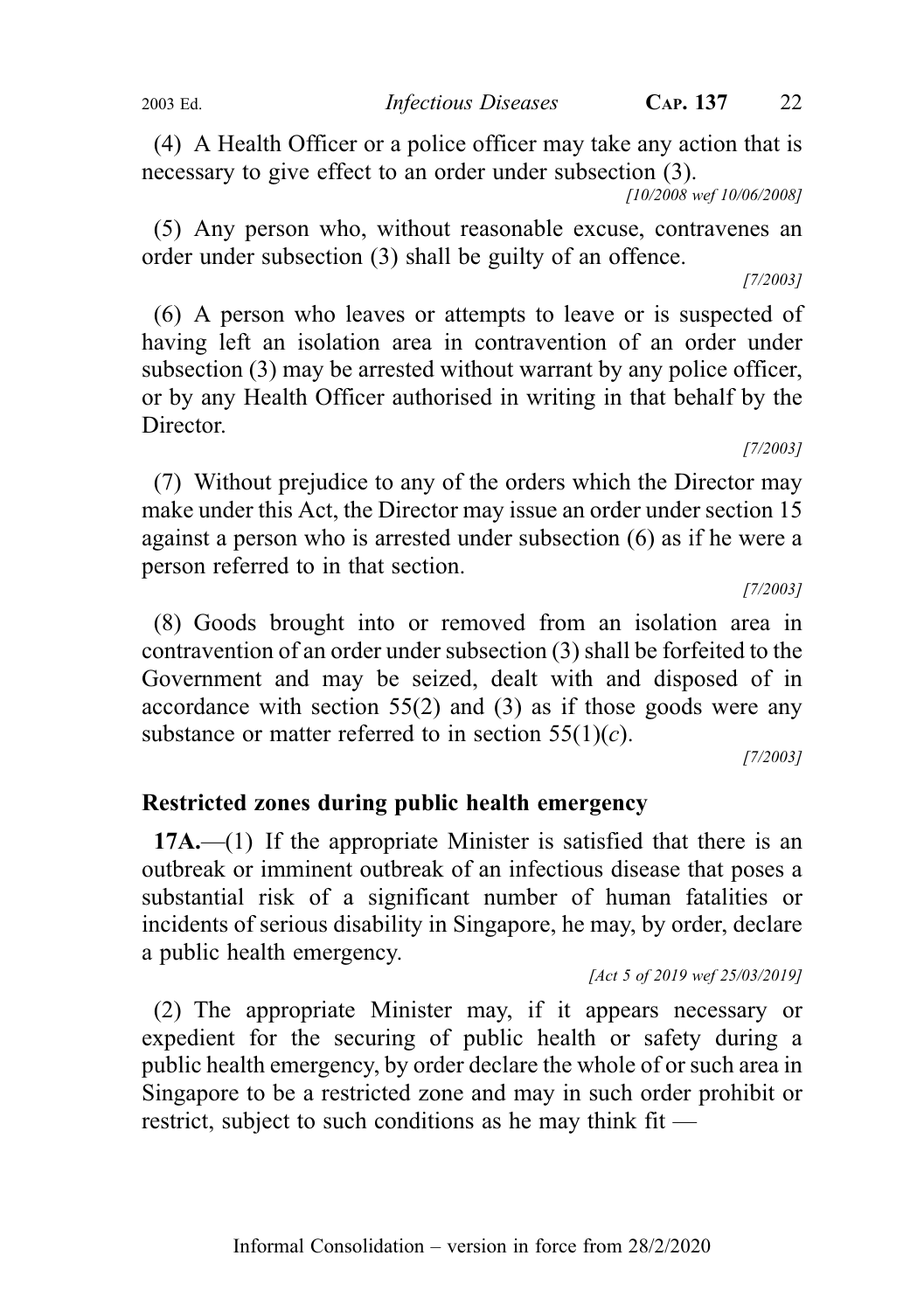(4) A Health Officer or a police officer may take any action that is necessary to give effect to an order under subsection (3).

*[10/2008 wef 10/06/2008]*

(5) Any person who, without reasonable excuse, contravenes an order under subsection (3) shall be guilty of an offence.

*[7/2003]*

(6) A person who leaves or attempts to leave or is suspected of having left an isolation area in contravention of an order under subsection (3) may be arrested without warrant by any police officer, or by any Health Officer authorised in writing in that behalf by the Director.

*[7/2003]*

(7) Without prejudice to any of the orders which the Director may make under this Act, the Director may issue an order under section 15 against a person who is arrested under subsection (6) as if he were a person referred to in that section.

*[7/2003]*

(8) Goods brought into or removed from an isolation area in contravention of an order under subsection (3) shall be forfeited to the Government and may be seized, dealt with and disposed of in accordance with section 55(2) and (3) as if those goods were any substance or matter referred to in section 55(1)(*c*).

*[7/2003]*

### Restricted zones during public health emergency

**17A.**—(1) If the appropriate Minister is satisfied that there is an outbreak or imminent outbreak of an infectious disease that poses a substantial risk of a significant number of human fatalities or incidents of serious disability in Singapore, he may, by order, declare a public health emergency.

*[Act 5 of 2019 wef 25/03/2019]*

(2) The appropriate Minister may, if it appears necessary or expedient for the securing of public health or safety during a public health emergency, by order declare the whole of or such area in Singapore to be a restricted zone and may in such order prohibit or restrict, subject to such conditions as he may think fit —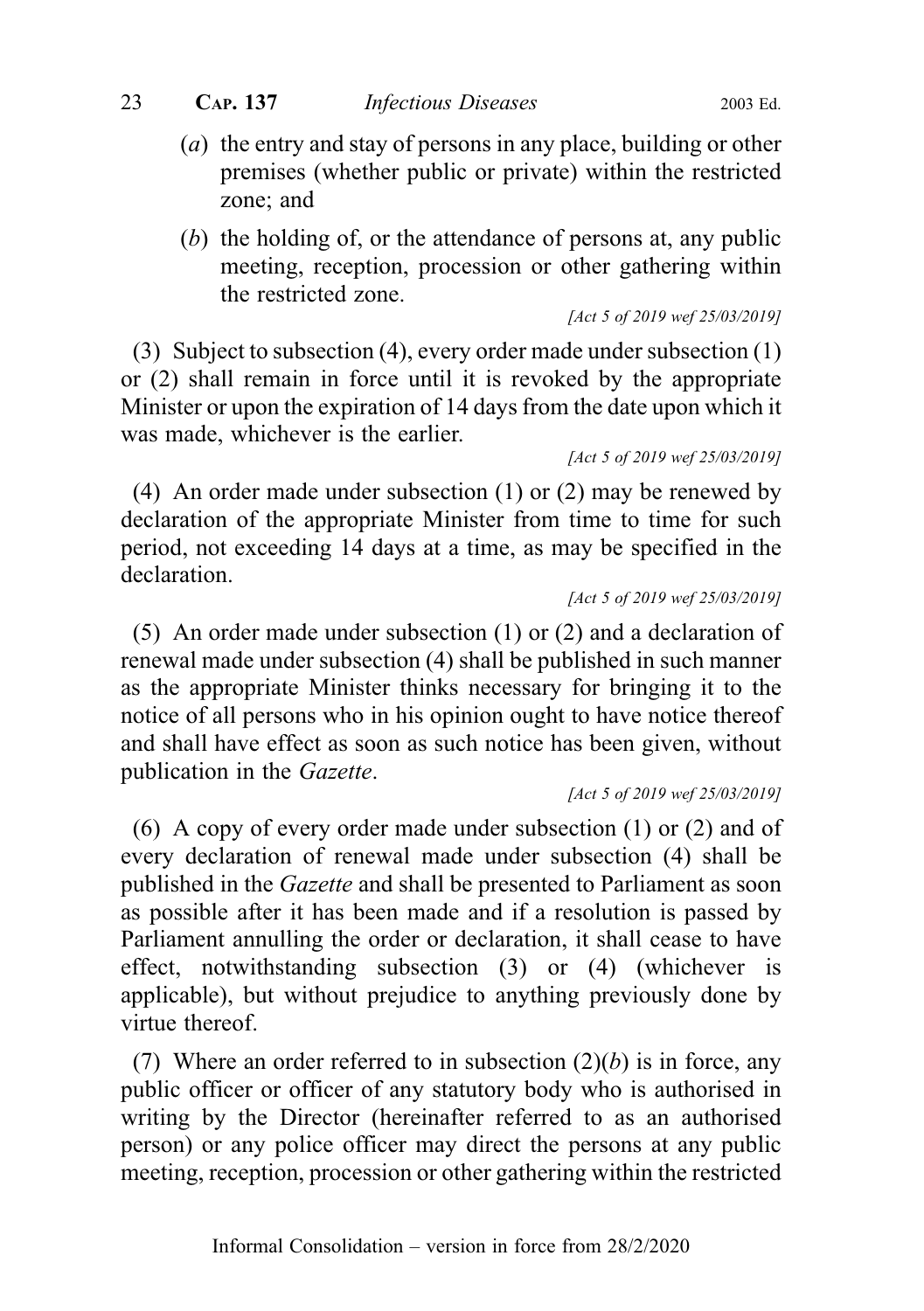(*a*) the entry and stay of persons in any place, building or other premises (whether public or private) within the restricted zone; and

(*b*) the holding of, or the attendance of persons at, any public meeting, reception, procession or other gathering within the restricted zone.

*[Act 5 of 2019 wef 25/03/2019]*

(3) Subject to subsection (4), every order made under subsection (1) or (2) shall remain in force until it is revoked by the appropriate Minister or upon the expiration of 14 days from the date upon which it was made, whichever is the earlier.

*[Act 5 of 2019 wef 25/03/2019]*

(4) An order made under subsection (1) or (2) may be renewed by declaration of the appropriate Minister from time to time for such period, not exceeding 14 days at a time, as may be specified in the declaration.

*[Act 5 of 2019 wef 25/03/2019]*

(5) An order made under subsection (1) or (2) and a declaration of renewal made under subsection (4) shall be published in such manner as the appropriate Minister thinks necessary for bringing it to the notice of all persons who in his opinion ought to have notice thereof and shall have effect as soon as such notice has been given, without publication in the *Gazette*.

*[Act 5 of 2019 wef 25/03/2019]*

(6) A copy of every order made under subsection (1) or (2) and of every declaration of renewal made under subsection (4) shall be published in the *Gazette* and shall be presented to Parliament as soon as possible after it has been made and if a resolution is passed by Parliament annulling the order or declaration, it shall cease to have effect, notwithstanding subsection (3) or (4) (whichever is applicable), but without prejudice to anything previously done by virtue thereof.

(7) Where an order referred to in subsection (2)(*b*) is in force, any public officer or officer of any statutory body who is authorised in writing by the Director (hereinafter referred to as an authorised person) or any police officer may direct the persons at any public meeting, reception, procession or other gathering within the restricted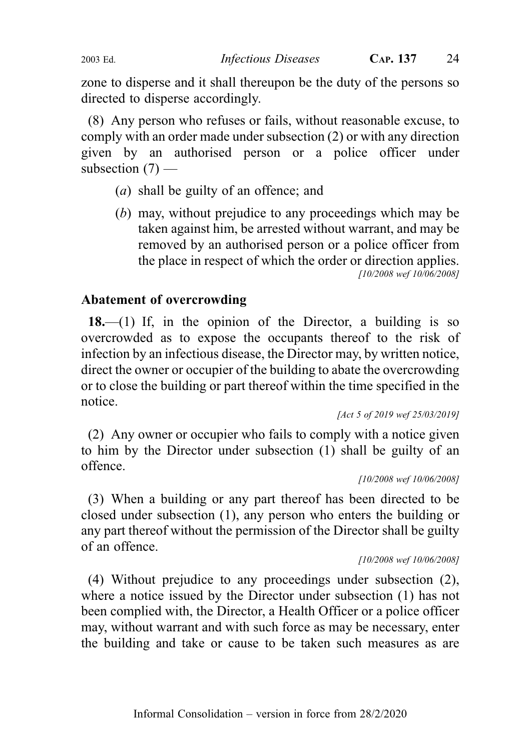zone to disperse and it shall thereupon be the duty of the persons so directed to disperse accordingly.

(8) Any person who refuses or fails, without reasonable excuse, to comply with an order made under subsection (2) or with any direction given by an authorised person or a police officer under subsection (7) —

(*a*) shall be guilty of an offence; and

(*b*) may, without prejudice to any proceedings which may be taken against him, be arrested without warrant, and may be removed by an authorised person or a police officer from the place in respect of which the order or direction applies.

*[10/2008 wef 10/06/2008]*

### Abatement of overcrowding

**18.**—(1) If, in the opinion of the Director, a building is so overcrowded as to expose the occupants thereof to the risk of infection by an infectious disease, the Director may, by written notice, direct the owner or occupier of the building to abate the overcrowding or to close the building or part thereof within the time specified in the notice.

*[Act 5 of 2019 wef 25/03/2019]*

(2) Any owner or occupier who fails to comply with a notice given to him by the Director under subsection (1) shall be guilty of an offence.

*[10/2008 wef 10/06/2008]*

(3) When a building or any part thereof has been directed to be closed under subsection (1), any person who enters the building or any part thereof without the permission of the Director shall be guilty of an offence.

*[10/2008 wef 10/06/2008]*

(4) Without prejudice to any proceedings under subsection (2), where a notice issued by the Director under subsection (1) has not been complied with, the Director, a Health Officer or a police officer may, without warrant and with such force as may be necessary, enter the building and take or cause to be taken such measures as are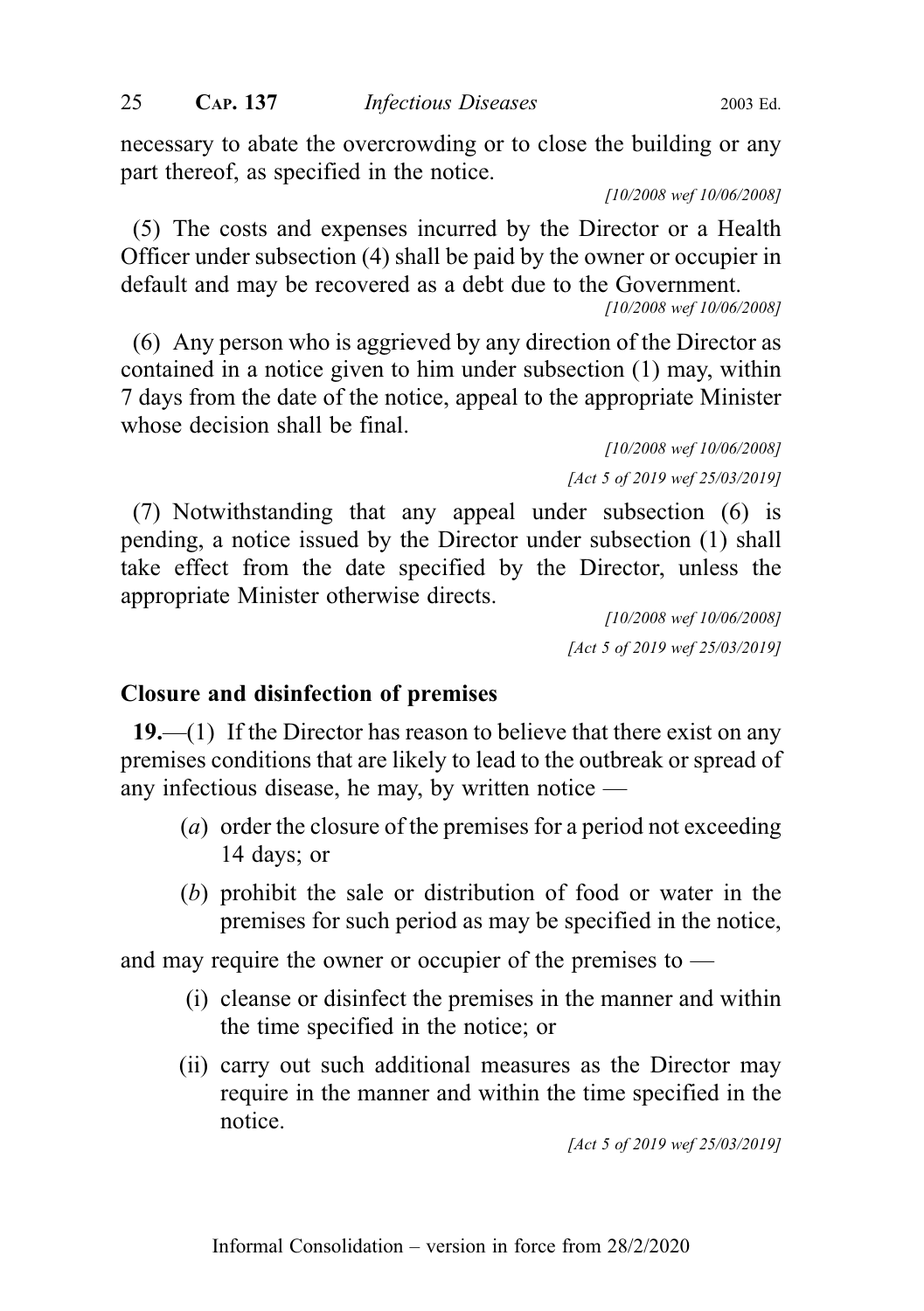necessary to abate the overcrowding or to close the building or any part thereof, as specified in the notice.

[10/2008 wef 10/06/2008]

(5) The costs and expenses incurred by the Director or a Health Officer under subsection (4) shall be paid by the owner or occupier in default and may be recovered as a debt due to the Government.

[10/2008 wef 10/06/2008]

(6) Any person who is aggrieved by any direction of the Director as contained in a notice given to him under subsection (1) may, within 7 days from the date of the notice, appeal to the appropriate Minister whose decision shall be final.

[10/2008 wef 10/06/2008]

[Act 5 of 2019 wef 25/03/2019]

(7) Notwithstanding that any appeal under subsection (6) is pending, a notice issued by the Director under subsection (1) shall take effect from the date specified by the Director, unless the appropriate Minister otherwise directs.

[10/2008 wef 10/06/2008]

[Act 5 of 2019 wef 25/03/2019]

### Closure and disinfection of premises

**19.**—(1) If the Director has reason to believe that there exist on any premises conditions that are likely to lead to the outbreak or spread of any infectious disease, he may, by written notice —

- (*a*) order the closure of the premises for a period not exceeding 14 days; or
- (*b*) prohibit the sale or distribution of food or water in the premises for such period as may be specified in the notice,

and may require the owner or occupier of the premises to —

- (i) cleanse or disinfect the premises in the manner and within the time specified in the notice; or
- (ii) carry out such additional measures as the Director may require in the manner and within the time specified in the notice.

[Act 5 of 2019 wef 25/03/2019]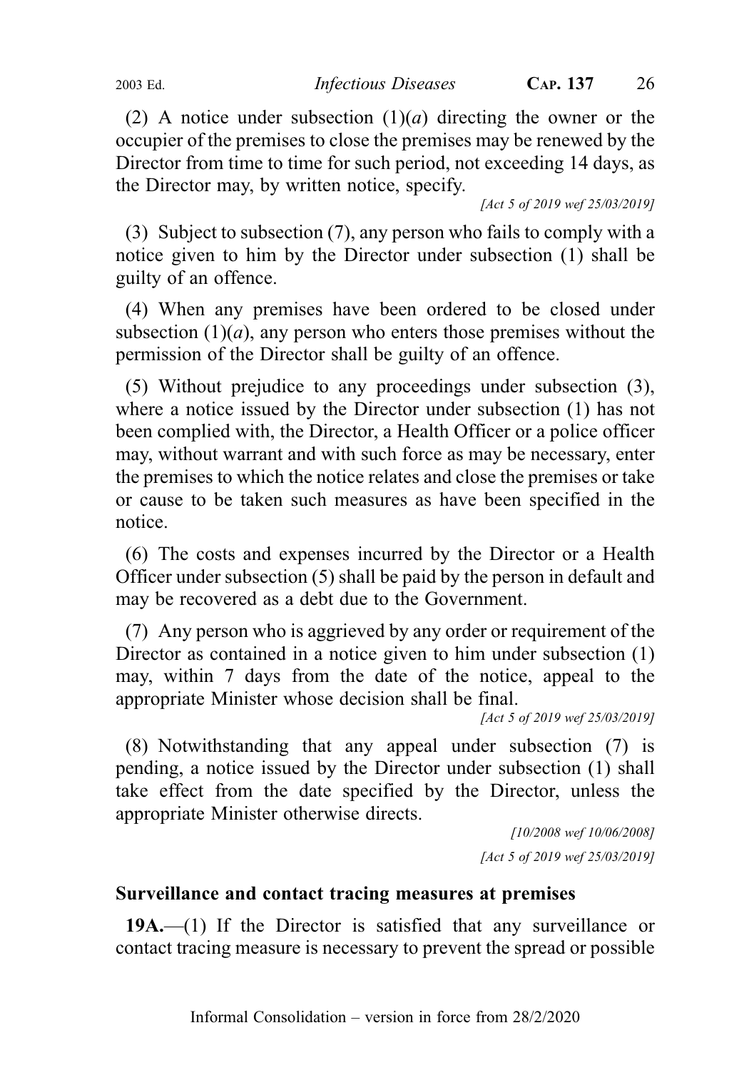(2) A notice under subsection (1)(*a*) directing the owner or the occupier of the premises to close the premises may be renewed by the Director from time to time for such period, not exceeding 14 days, as the Director may, by written notice, specify.

*[Act 5 of 2019 wef 25/03/2019]*

(3) Subject to subsection (7), any person who fails to comply with a notice given to him by the Director under subsection (1) shall be guilty of an offence.

(4) When any premises have been ordered to be closed under subsection (1)(*a*), any person who enters those premises without the permission of the Director shall be guilty of an offence.

(5) Without prejudice to any proceedings under subsection (3), where a notice issued by the Director under subsection (1) has not been complied with, the Director, a Health Officer or a police officer may, without warrant and with such force as may be necessary, enter the premises to which the notice relates and close the premises or take or cause to be taken such measures as have been specified in the notice.

(6) The costs and expenses incurred by the Director or a Health Officer under subsection (5) shall be paid by the person in default and may be recovered as a debt due to the Government.

(7) Any person who is aggrieved by any order or requirement of the Director as contained in a notice given to him under subsection (1) may, within 7 days from the date of the notice, appeal to the appropriate Minister whose decision shall be final.

*[Act 5 of 2019 wef 25/03/2019]*

(8) Notwithstanding that any appeal under subsection (7) is pending, a notice issued by the Director under subsection (1) shall take effect from the date specified by the Director, unless the appropriate Minister otherwise directs.

*[10/2008 wef 10/06/2008]*

*[Act 5 of 2019 wef 25/03/2019]*

**Surveillance and contact tracing measures at premises**

**19A.**—(1) If the Director is satisfied that any surveillance or contact tracing measure is necessary to prevent the spread or possible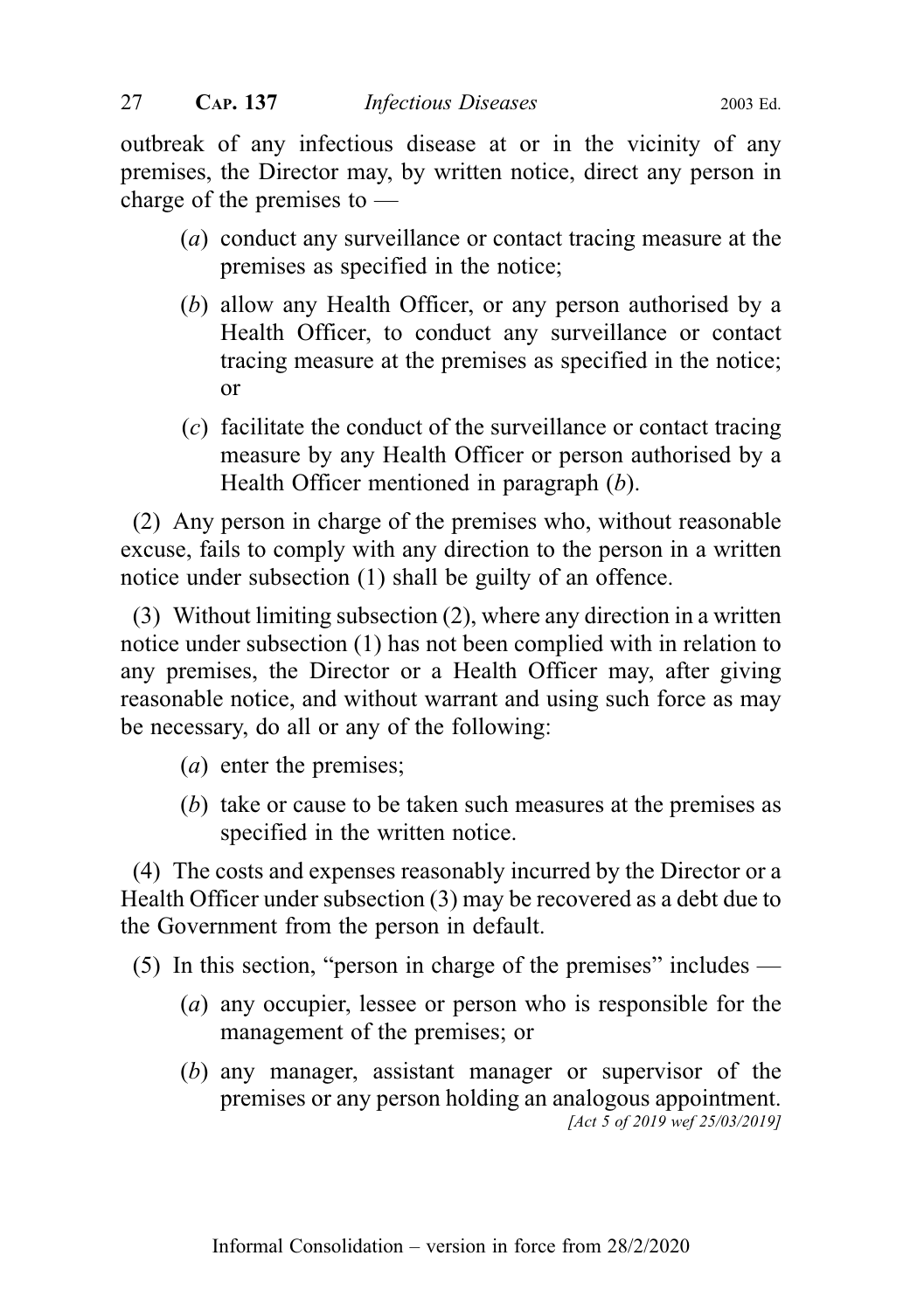outbreak of any infectious disease at or in the vicinity of any premises, the Director may, by written notice, direct any person in charge of the premises to —

(*a*) conduct any surveillance or contact tracing measure at the premises as specified in the notice;

(*b*) allow any Health Officer, or any person authorised by a Health Officer, to conduct any surveillance or contact tracing measure at the premises as specified in the notice; or

(*c*) facilitate the conduct of the surveillance or contact tracing measure by any Health Officer or person authorised by a Health Officer mentioned in paragraph (*b*).

(2) Any person in charge of the premises who, without reasonable excuse, fails to comply with any direction to the person in a written notice under subsection (1) shall be guilty of an offence.

(3) Without limiting subsection (2), where any direction in a written notice under subsection (1) has not been complied with in relation to any premises, the Director or a Health Officer may, after giving reasonable notice, and without warrant and using such force as may be necessary, do all or any of the following:

(*a*) enter the premises;

(*b*) take or cause to be taken such measures at the premises as specified in the written notice.

(4) The costs and expenses reasonably incurred by the Director or a Health Officer under subsection (3) may be recovered as a debt due to the Government from the person in default.

(5) In this section, "person in charge of the premises" includes —

(*a*) any occupier, lessee or person who is responsible for the management of the premises; or

(*b*) any manager, assistant manager or supervisor of the premises or any person holding an analogous appointment.

*[Act 5 of 2019 wef 25/03/2019]*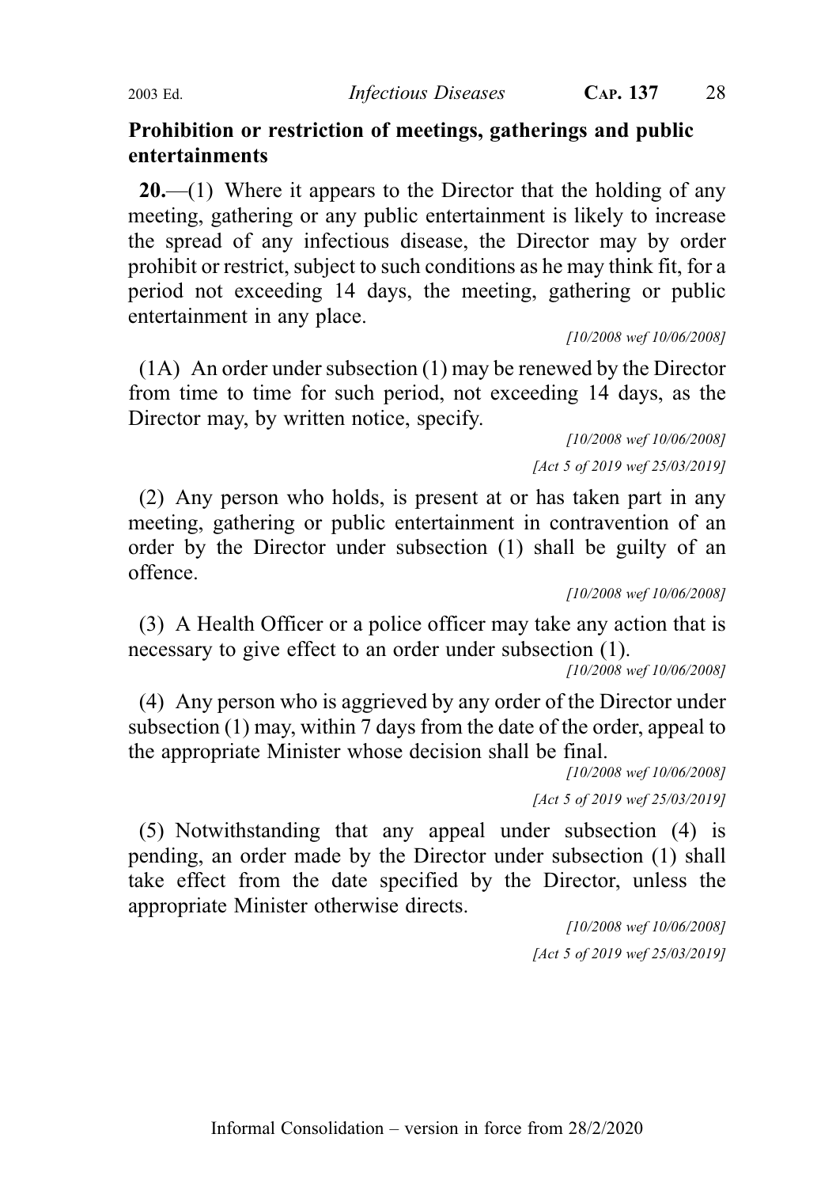**Prohibition or restriction of meetings, gatherings and public entertainments**

**20.**—(1) Where it appears to the Director that the holding of any meeting, gathering or any public entertainment is likely to increase the spread of any infectious disease, the Director may by order prohibit or restrict, subject to such conditions as he may think fit, for a period not exceeding 14 days, the meeting, gathering or public entertainment in any place.

*[10/2008 wef 10/06/2008]*

(1A) An order under subsection (1) may be renewed by the Director from time to time for such period, not exceeding 14 days, as the Director may, by written notice, specify.

*[10/2008 wef 10/06/2008]*

*[Act 5 of 2019 wef 25/03/2019]*

(2) Any person who holds, is present at or has taken part in any meeting, gathering or public entertainment in contravention of an order by the Director under subsection (1) shall be guilty of an offence.

*[10/2008 wef 10/06/2008]*

(3) A Health Officer or a police officer may take any action that is necessary to give effect to an order under subsection (1).

*[10/2008 wef 10/06/2008]*

(4) Any person who is aggrieved by any order of the Director under subsection (1) may, within 7 days from the date of the order, appeal to the appropriate Minister whose decision shall be final.

*[10/2008 wef 10/06/2008]*

*[Act 5 of 2019 wef 25/03/2019]*

(5) Notwithstanding that any appeal under subsection (4) is pending, an order made by the Director under subsection (1) shall take effect from the date specified by the Director, unless the appropriate Minister otherwise directs.

*[10/2008 wef 10/06/2008]*

*[Act 5 of 2019 wef 25/03/2019]*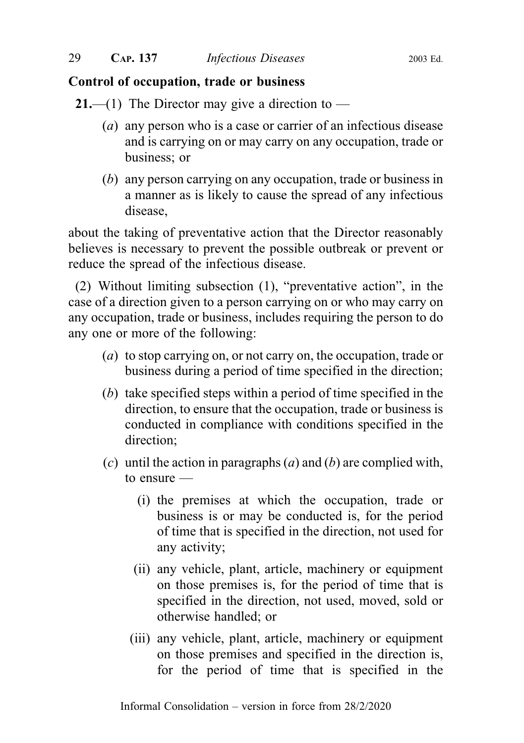**Control of occupation, trade or business**

**21.**—(1) The Director may give a direction to —

- (*a*) any person who is a case or carrier of an infectious disease and is carrying on or may carry on any occupation, trade or business; or
- (*b*) any person carrying on any occupation, trade or business in a manner as is likely to cause the spread of any infectious disease,

about the taking of preventative action that the Director reasonably believes is necessary to prevent the possible outbreak or prevent or reduce the spread of the infectious disease.

(2) Without limiting subsection (1), "preventative action", in the case of a direction given to a person carrying on or who may carry on any occupation, trade or business, includes requiring the person to do any one or more of the following:

- (*a*) to stop carrying on, or not carry on, the occupation, trade or business during a period of time specified in the direction;
- (*b*) take specified steps within a period of time specified in the direction, to ensure that the occupation, trade or business is conducted in compliance with conditions specified in the direction;
- (*c*) until the action in paragraphs (*a*) and (*b*) are complied with, to ensure —
  - (i) the premises at which the occupation, trade or business is or may be conducted is, for the period of time that is specified in the direction, not used for any activity;
  - (ii) any vehicle, plant, article, machinery or equipment on those premises is, for the period of time that is specified in the direction, not used, moved, sold or otherwise handled; or
  - (iii) any vehicle, plant, article, machinery or equipment on those premises and specified in the direction is, for the period of time that is specified in the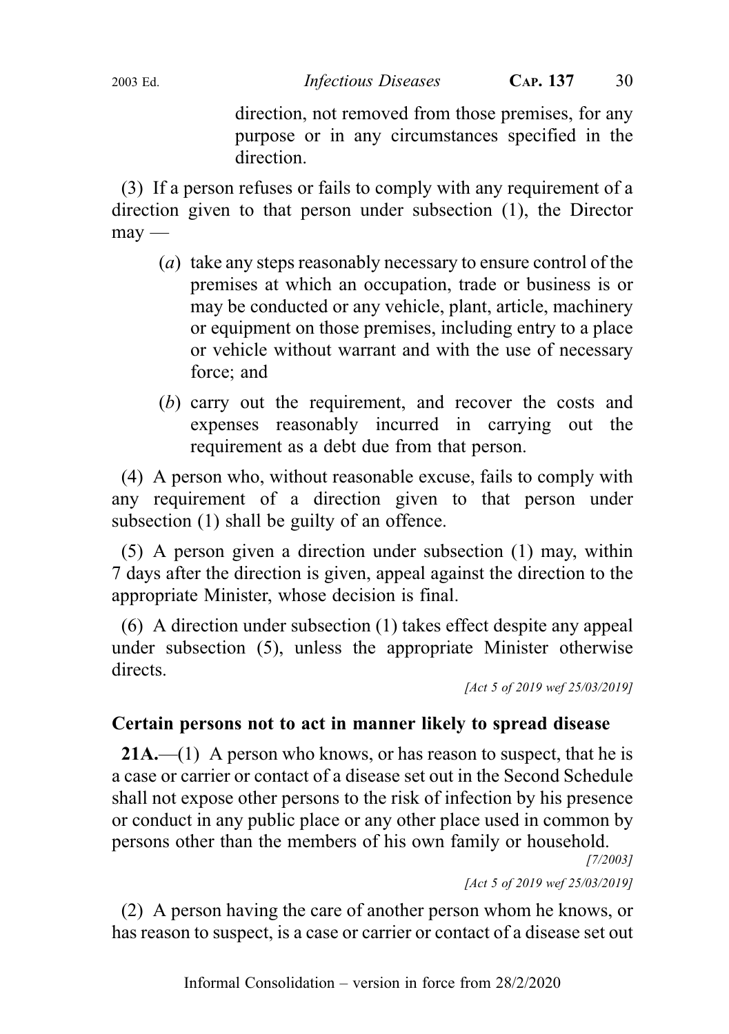direction, not removed from those premises, for any purpose or in any circumstances specified in the direction.

(3) If a person refuses or fails to comply with any requirement of a direction given to that person under subsection (1), the Director may —

(*a*) take any steps reasonably necessary to ensure control of the premises at which an occupation, trade or business is or may be conducted or any vehicle, plant, article, machinery or equipment on those premises, including entry to a place or vehicle without warrant and with the use of necessary force; and

(*b*) carry out the requirement, and recover the costs and expenses reasonably incurred in carrying out the requirement as a debt due from that person.

(4) A person who, without reasonable excuse, fails to comply with any requirement of a direction given to that person under subsection (1) shall be guilty of an offence.

(5) A person given a direction under subsection (1) may, within 7 days after the direction is given, appeal against the direction to the appropriate Minister, whose decision is final.

(6) A direction under subsection (1) takes effect despite any appeal under subsection (5), unless the appropriate Minister otherwise directs.

*[Act 5 of 2019 wef 25/03/2019]*

**Certain persons not to act in manner likely to spread disease**

**21A.**—(1) A person who knows, or has reason to suspect, that he is a case or carrier or contact of a disease set out in the Second Schedule shall not expose other persons to the risk of infection by his presence or conduct in any public place or any other place used in common by persons other than the members of his own family or household.

*[7/2003]*

*[Act 5 of 2019 wef 25/03/2019]*

(2) A person having the care of another person whom he knows, or has reason to suspect, is a case or carrier or contact of a disease set out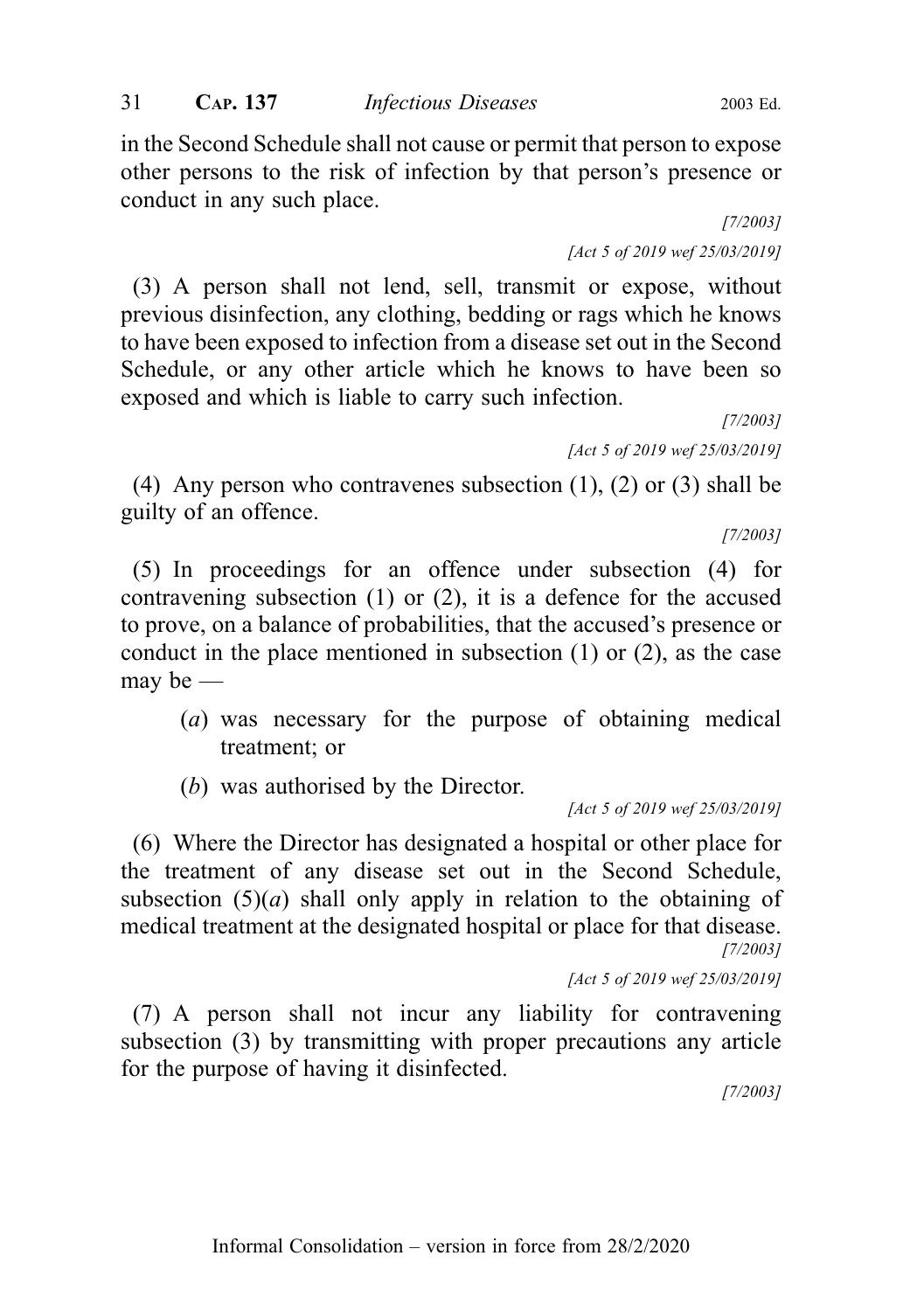in the Second Schedule shall not cause or permit that person to expose other persons to the risk of infection by that person's presence or conduct in any such place.

*[7/2003]*

*[Act 5 of 2019 wef 25/03/2019]*

(3) A person shall not lend, sell, transmit or expose, without previous disinfection, any clothing, bedding or rags which he knows to have been exposed to infection from a disease set out in the Second Schedule, or any other article which he knows to have been so exposed and which is liable to carry such infection.

*[7/2003]*

*[Act 5 of 2019 wef 25/03/2019]*

(4) Any person who contravenes subsection (1), (2) or (3) shall be guilty of an offence.

*[7/2003]*

(5) In proceedings for an offence under subsection (4) for contravening subsection (1) or (2), it is a defence for the accused to prove, on a balance of probabilities, that the accused's presence or conduct in the place mentioned in subsection (1) or (2), as the case may be —

- (*a*) was necessary for the purpose of obtaining medical treatment; or
- (*b*) was authorised by the Director.

*[Act 5 of 2019 wef 25/03/2019]*

(6) Where the Director has designated a hospital or other place for the treatment of any disease set out in the Second Schedule, subsection (5)(*a*) shall only apply in relation to the obtaining of medical treatment at the designated hospital or place for that disease.

*[7/2003]*

*[Act 5 of 2019 wef 25/03/2019]*

(7) A person shall not incur any liability for contravening subsection (3) by transmitting with proper precautions any article for the purpose of having it disinfected.

*[7/2003]*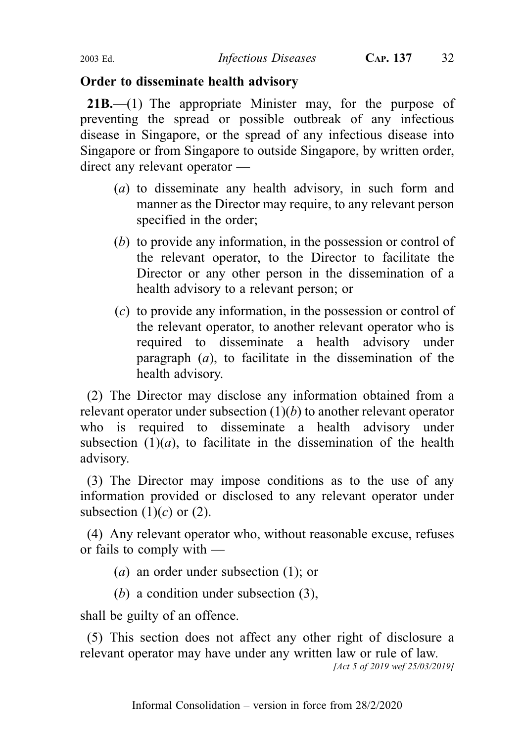**Order to disseminate health advisory**

**21B.**—(1) The appropriate Minister may, for the purpose of preventing the spread or possible outbreak of any infectious disease in Singapore, or the spread of any infectious disease into Singapore or from Singapore to outside Singapore, by written order, direct any relevant operator —

(*a*) to disseminate any health advisory, in such form and manner as the Director may require, to any relevant person specified in the order;

(*b*) to provide any information, in the possession or control of the relevant operator, to the Director to facilitate the Director or any other person in the dissemination of a health advisory to a relevant person; or

(*c*) to provide any information, in the possession or control of the relevant operator, to another relevant operator who is required to disseminate a health advisory under paragraph (*a*), to facilitate in the dissemination of the health advisory.

(2) The Director may disclose any information obtained from a relevant operator under subsection (1)(*b*) to another relevant operator who is required to disseminate a health advisory under subsection (1)(*a*), to facilitate in the dissemination of the health advisory.

(3) The Director may impose conditions as to the use of any information provided or disclosed to any relevant operator under subsection (1)(*c*) or (2).

(4) Any relevant operator who, without reasonable excuse, refuses or fails to comply with —

(*a*) an order under subsection (1); or

(*b*) a condition under subsection (3),

shall be guilty of an offence.

(5) This section does not affect any other right of disclosure a relevant operator may have under any written law or rule of law.

*[Act 5 of 2019 wef 25/03/2019]*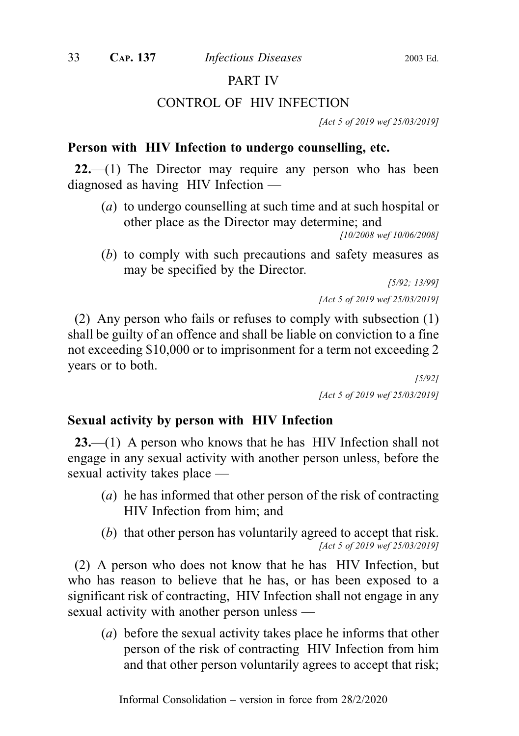## PART IV

## CONTROL OF HIV INFECTION

*[Act 5 of 2019 wef 25/03/2019]*

### Person with HIV Infection to undergo counselling, etc.

**22.**—(1) The Director may require any person who has been diagnosed as having HIV Infection —

(*a*) to undergo counselling at such time and at such hospital or other place as the Director may determine; and

*[10/2008 wef 10/06/2008]*

(*b*) to comply with such precautions and safety measures as may be specified by the Director.

*[5/92; 13/99]*

*[Act 5 of 2019 wef 25/03/2019]*

(2) Any person who fails or refuses to comply with subsection (1) shall be guilty of an offence and shall be liable on conviction to a fine not exceeding $10,000 or to imprisonment for a term not exceeding 2 years or to both.

*[5/92]*

*[Act 5 of 2019 wef 25/03/2019]*

### Sexual activity by person with HIV Infection

**23.**—(1) A person who knows that he has HIV Infection shall not engage in any sexual activity with another person unless, before the sexual activity takes place —

(*a*) he has informed that other person of the risk of contracting HIV Infection from him; and

(*b*) that other person has voluntarily agreed to accept that risk.

*[Act 5 of 2019 wef 25/03/2019]*

(2) A person who does not know that he has HIV Infection, but who has reason to believe that he has, or has been exposed to a significant risk of contracting, HIV Infection shall not engage in any sexual activity with another person unless —

(*a*) before the sexual activity takes place he informs that other person of the risk of contracting HIV Infection from him and that other person voluntarily agrees to accept that risk;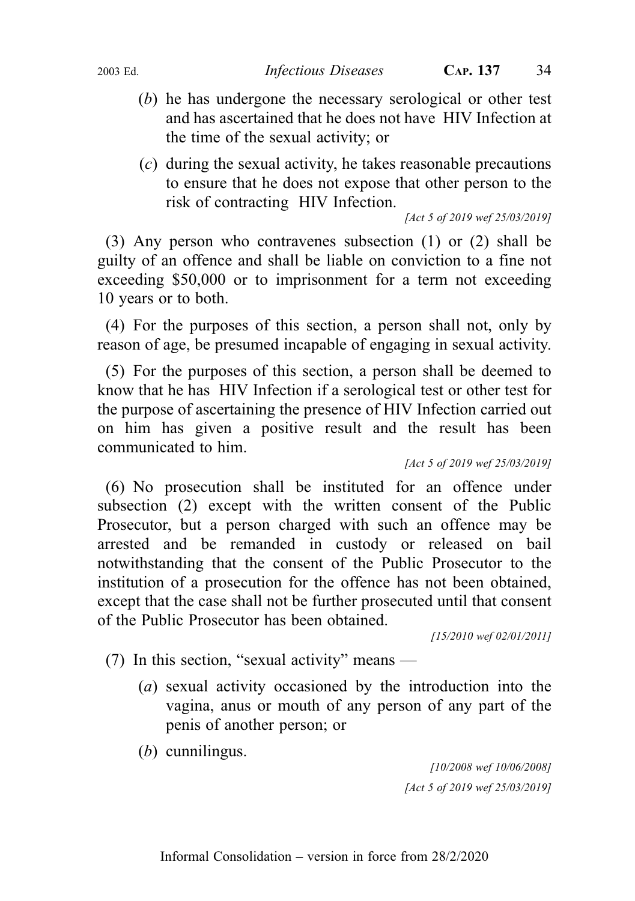(*b*) he has undergone the necessary serological or other test and has ascertained that he does not have HIV Infection at the time of the sexual activity; or

(*c*) during the sexual activity, he takes reasonable precautions to ensure that he does not expose that other person to the risk of contracting HIV Infection.

*[Act 5 of 2019 wef 25/03/2019]*

(3) Any person who contravenes subsection (1) or (2) shall be guilty of an offence and shall be liable on conviction to a fine not exceeding $50,000 or to imprisonment for a term not exceeding 10 years or to both.

(4) For the purposes of this section, a person shall not, only by reason of age, be presumed incapable of engaging in sexual activity.

(5) For the purposes of this section, a person shall be deemed to know that he has HIV Infection if a serological test or other test for the purpose of ascertaining the presence of HIV Infection carried out on him has given a positive result and the result has been communicated to him.

*[Act 5 of 2019 wef 25/03/2019]*

(6) No prosecution shall be instituted for an offence under subsection (2) except with the written consent of the Public Prosecutor, but a person charged with such an offence may be arrested and be remanded in custody or released on bail notwithstanding that the consent of the Public Prosecutor to the institution of a prosecution for the offence has not been obtained, except that the case shall not be further prosecuted until that consent of the Public Prosecutor has been obtained.

*[15/2010 wef 02/01/2011]*

(7) In this section, "sexual activity" means —

(*a*) sexual activity occasioned by the introduction into the vagina, anus or mouth of any person of any part of the penis of another person; or

(*b*) cunnilingus.

*[10/2008 wef 10/06/2008]*

*[Act 5 of 2019 wef 25/03/2019]*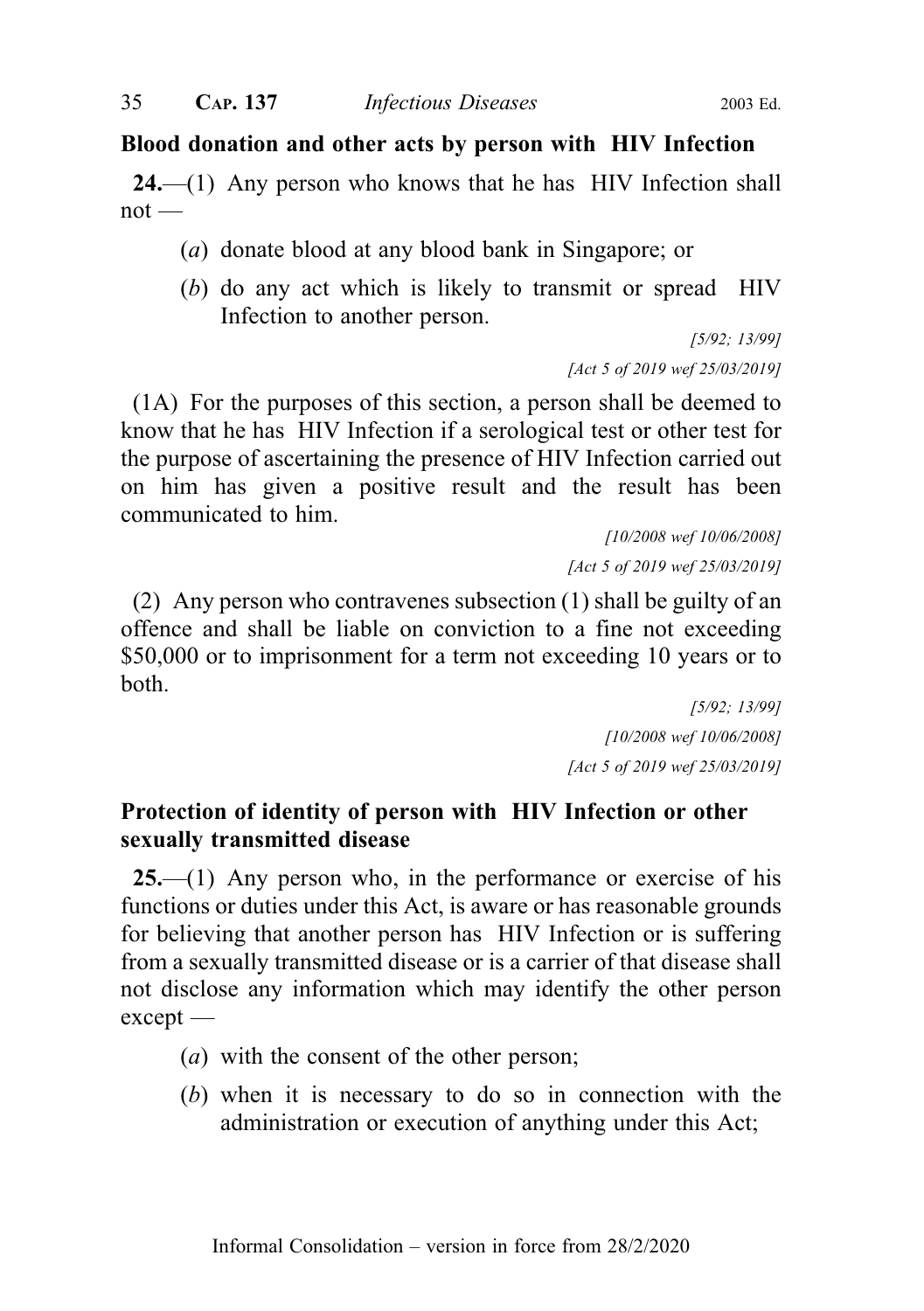**Blood donation and other acts by person with HIV Infection**

**24.**—(1) Any person who knows that he has HIV Infection shall not —

(*a*) donate blood at any blood bank in Singapore; or

(*b*) do any act which is likely to transmit or spread HIV Infection to another person.

*[5/92; 13/99]*

*[Act 5 of 2019 wef 25/03/2019]*

(1A) For the purposes of this section, a person shall be deemed to know that he has HIV Infection if a serological test or other test for the purpose of ascertaining the presence of HIV Infection carried out on him has given a positive result and the result has been communicated to him.

*[10/2008 wef 10/06/2008]*

*[Act 5 of 2019 wef 25/03/2019]*

(2) Any person who contravenes subsection (1) shall be guilty of an offence and shall be liable on conviction to a fine not exceeding $50,000 or to imprisonment for a term not exceeding 10 years or to both.

*[5/92; 13/99]*

*[10/2008 wef 10/06/2008]*

*[Act 5 of 2019 wef 25/03/2019]*

**Protection of identity of person with HIV Infection or other sexually transmitted disease**

**25.**—(1) Any person who, in the performance or exercise of his functions or duties under this Act, is aware or has reasonable grounds for believing that another person has HIV Infection or is suffering from a sexually transmitted disease or is a carrier of that disease shall not disclose any information which may identify the other person except —

(*a*) with the consent of the other person;

(*b*) when it is necessary to do so in connection with the administration or execution of anything under this Act;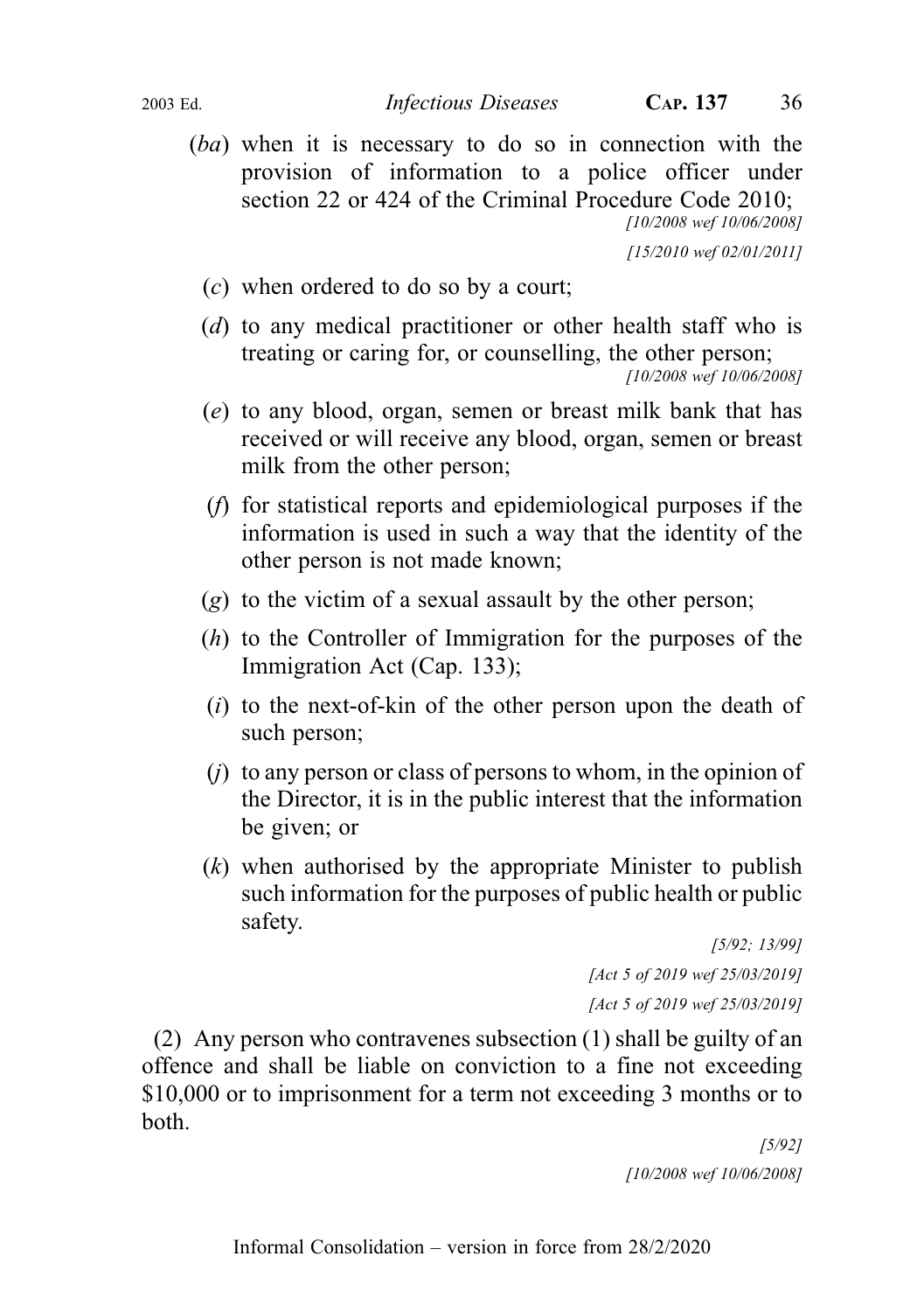(*ba*) when it is necessary to do so in connection with the provision of information to a police officer under section 22 or 424 of the Criminal Procedure Code 2010;

*[10/2008 wef 10/06/2008]*

*[15/2010 wef 02/01/2011]*

(*c*) when ordered to do so by a court;

(*d*) to any medical practitioner or other health staff who is treating or caring for, or counselling, the other person;

*[10/2008 wef 10/06/2008]*

(*e*) to any blood, organ, semen or breast milk bank that has received or will receive any blood, organ, semen or breast milk from the other person;

(*f*) for statistical reports and epidemiological purposes if the information is used in such a way that the identity of the other person is not made known;

(*g*) to the victim of a sexual assault by the other person;

(*h*) to the Controller of Immigration for the purposes of the Immigration Act (Cap. 133);

(*i*) to the next-of-kin of the other person upon the death of such person;

(*j*) to any person or class of persons to whom, in the opinion of the Director, it is in the public interest that the information be given; or

(*k*) when authorised by the appropriate Minister to publish such information for the purposes of public health or public safety.

*[5/92; 13/99]*

*[Act 5 of 2019 wef 25/03/2019]*

*[Act 5 of 2019 wef 25/03/2019]*

(2) Any person who contravenes subsection (1) shall be guilty of an offence and shall be liable on conviction to a fine not exceeding $10,000 or to imprisonment for a term not exceeding 3 months or to both.

*[5/92]*

*[10/2008 wef 10/06/2008]*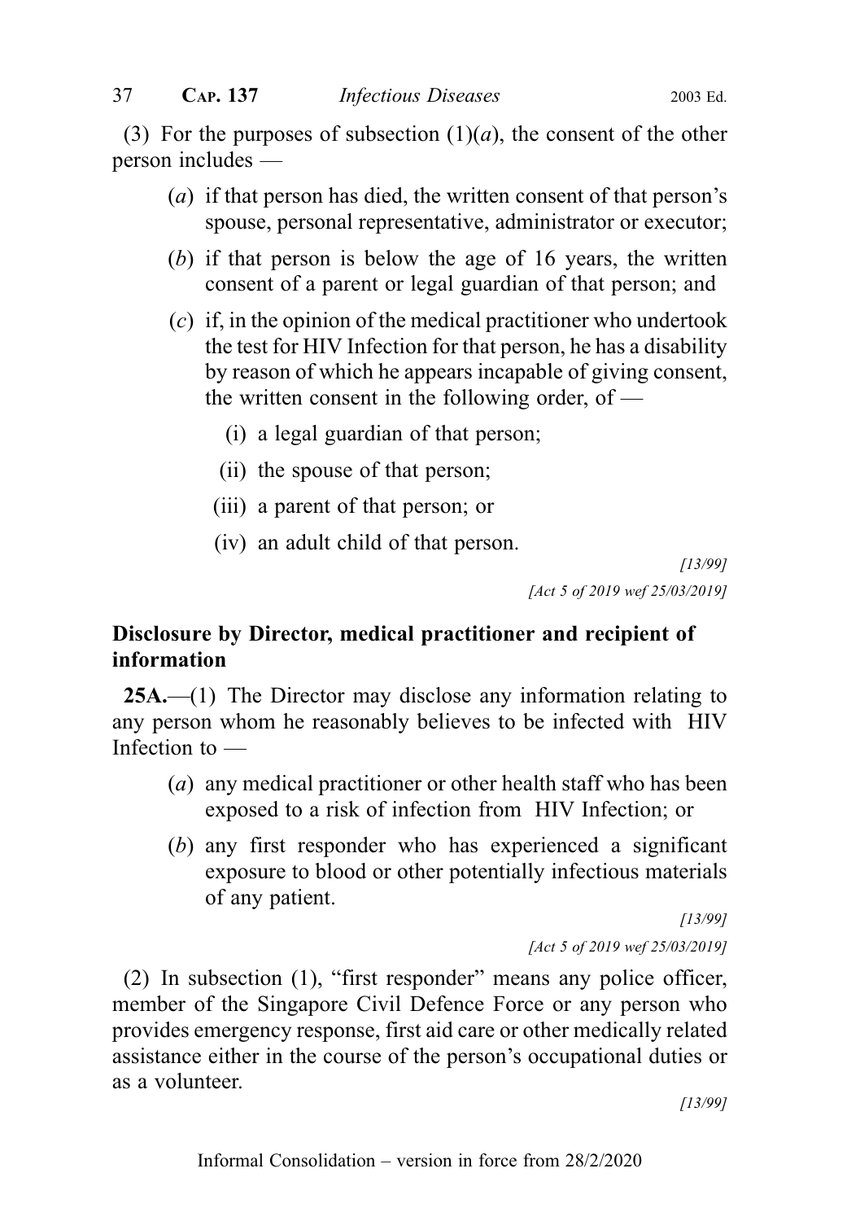(3) For the purposes of subsection (1)(*a*), the consent of the other person includes —

(*a*) if that person has died, the written consent of that person's spouse, personal representative, administrator or executor;

(*b*) if that person is below the age of 16 years, the written consent of a parent or legal guardian of that person; and

(*c*) if, in the opinion of the medical practitioner who undertook the test for HIV Infection for that person, he has a disability by reason of which he appears incapable of giving consent, the written consent in the following order, of —

(i) a legal guardian of that person;

(ii) the spouse of that person;

(iii) a parent of that person; or

(iv) an adult child of that person.

*[13/99]*

*[Act 5 of 2019 wef 25/03/2019]*

**Disclosure by Director, medical practitioner and recipient of information**

**25A.**—(1) The Director may disclose any information relating to any person whom he reasonably believes to be infected with HIV Infection to —

(*a*) any medical practitioner or other health staff who has been exposed to a risk of infection from HIV Infection; or

(*b*) any first responder who has experienced a significant exposure to blood or other potentially infectious materials of any patient.

*[13/99]*

*[Act 5 of 2019 wef 25/03/2019]*

(2) In subsection (1), "first responder" means any police officer, member of the Singapore Civil Defence Force or any person who provides emergency response, first aid care or other medically related assistance either in the course of the person's occupational duties or as a volunteer.

*[13/99]*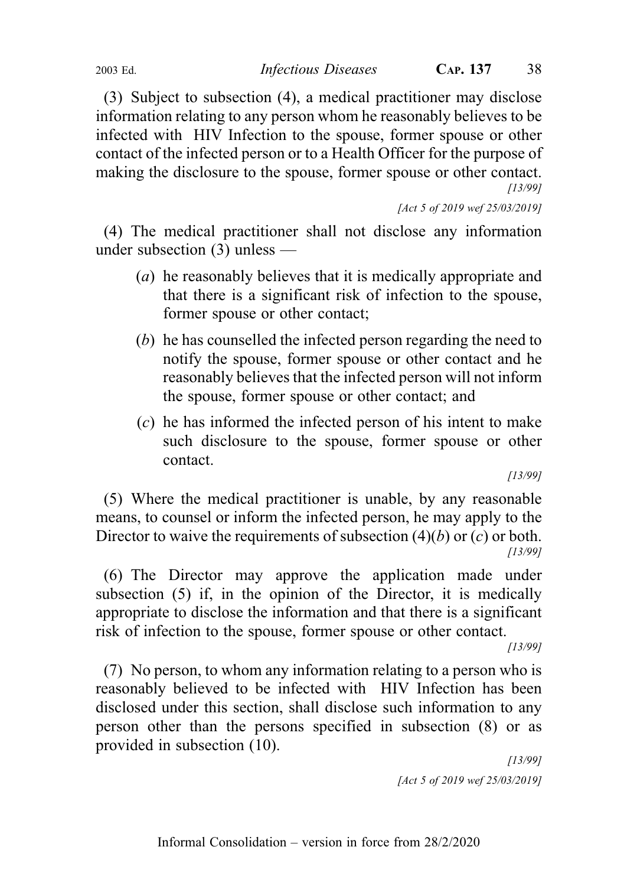(3) Subject to subsection (4), a medical practitioner may disclose information relating to any person whom he reasonably believes to be infected with HIV Infection to the spouse, former spouse or other contact of the infected person or to a Health Officer for the purpose of making the disclosure to the spouse, former spouse or other contact.

*[13/99]*

*[Act 5 of 2019 wef 25/03/2019]*

(4) The medical practitioner shall not disclose any information under subsection (3) unless —

- (*a*) he reasonably believes that it is medically appropriate and that there is a significant risk of infection to the spouse, former spouse or other contact;
- (*b*) he has counselled the infected person regarding the need to notify the spouse, former spouse or other contact and he reasonably believes that the infected person will not inform the spouse, former spouse or other contact; and
- (*c*) he has informed the infected person of his intent to make such disclosure to the spouse, former spouse or other contact.

*[13/99]*

(5) Where the medical practitioner is unable, by any reasonable means, to counsel or inform the infected person, he may apply to the Director to waive the requirements of subsection (4)(*b*) or (*c*) or both.

*[13/99]*

(6) The Director may approve the application made under subsection (5) if, in the opinion of the Director, it is medically appropriate to disclose the information and that there is a significant risk of infection to the spouse, former spouse or other contact.

*[13/99]*

(7) No person, to whom any information relating to a person who is reasonably believed to be infected with HIV Infection has been disclosed under this section, shall disclose such information to any person other than the persons specified in subsection (8) or as provided in subsection (10).

*[13/99]*

*[Act 5 of 2019 wef 25/03/2019]*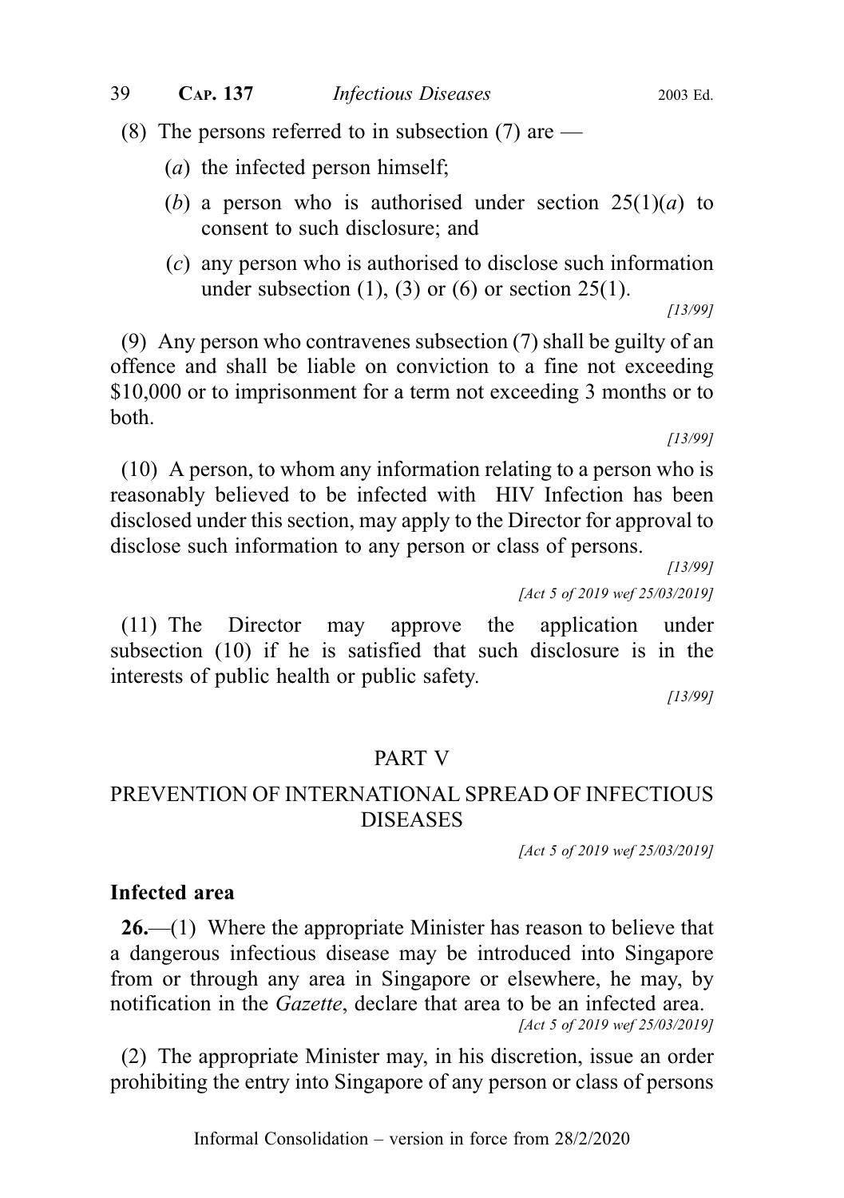(8) The persons referred to in subsection (7) are —

(*a*) the infected person himself;

(*b*) a person who is authorised under section 25(1)(*a*) to consent to such disclosure; and

(*c*) any person who is authorised to disclose such information under subsection (1), (3) or (6) or section 25(1).

[13/99]

(9) Any person who contravenes subsection (7) shall be guilty of an offence and shall be liable on conviction to a fine not exceeding $10,000 or to imprisonment for a term not exceeding 3 months or to both.

[13/99]

(10) A person, to whom any information relating to a person who is reasonably believed to be infected with HIV Infection has been disclosed under this section, may apply to the Director for approval to disclose such information to any person or class of persons.

[13/99]

[Act 5 of 2019 wef 25/03/2019]

(11) The Director may approve the application under subsection (10) if he is satisfied that such disclosure is in the interests of public health or public safety.

[13/99]

## PART V

## PREVENTION OF INTERNATIONAL SPREAD OF INFECTIOUS DISEASES

[Act 5 of 2019 wef 25/03/2019]

### Infected area

**26.**—(1) Where the appropriate Minister has reason to believe that a dangerous infectious disease may be introduced into Singapore from or through any area in Singapore or elsewhere, he may, by notification in the *Gazette*, declare that area to be an infected area.

[Act 5 of 2019 wef 25/03/2019]

(2) The appropriate Minister may, in his discretion, issue an order prohibiting the entry into Singapore of any person or class of persons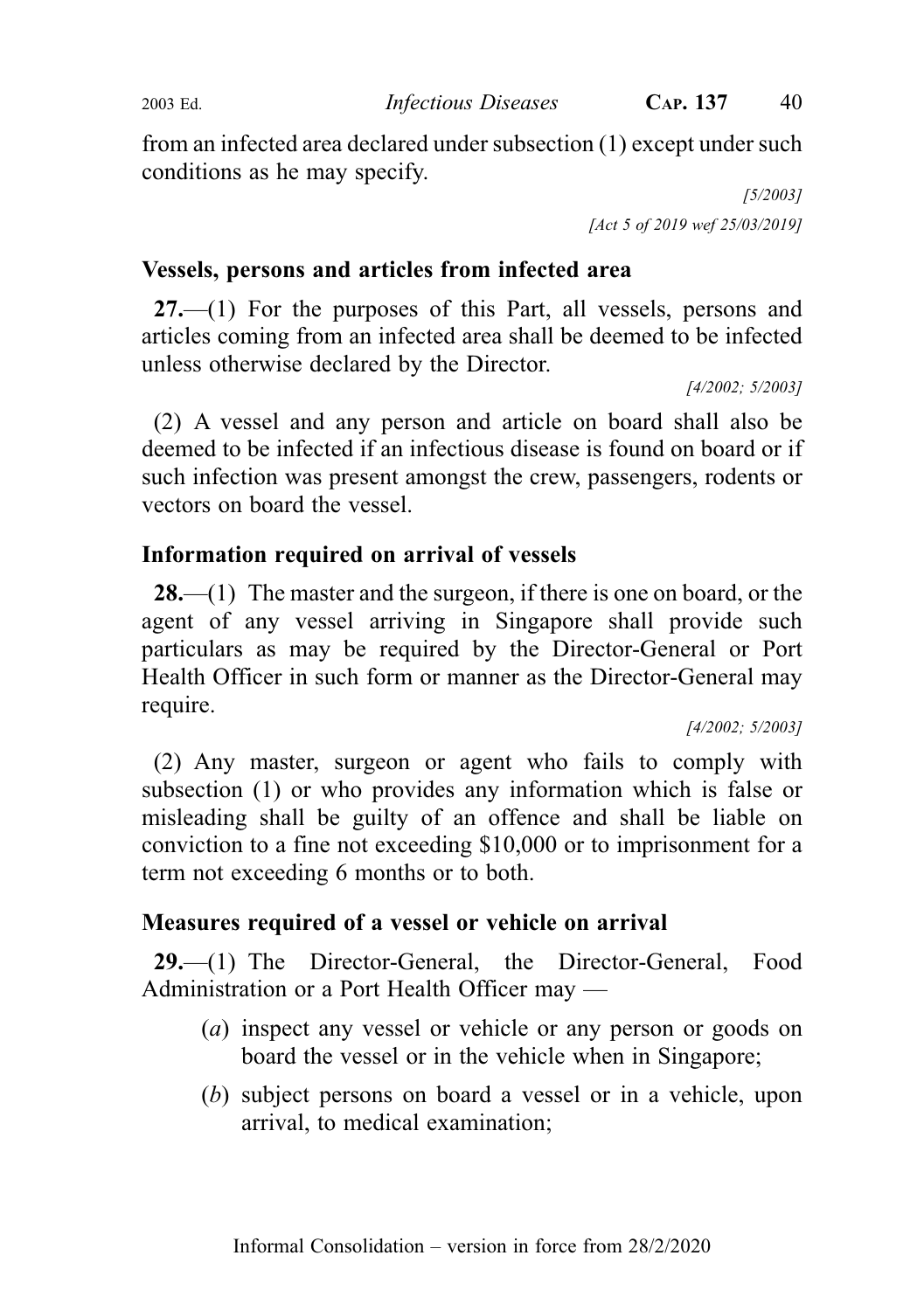from an infected area declared under subsection (1) except under such conditions as he may specify.

[5/2003]

[Act 5 of 2019 wef 25/03/2019]

### Vessels, persons and articles from infected area

**27.**—(1) For the purposes of this Part, all vessels, persons and articles coming from an infected area shall be deemed to be infected unless otherwise declared by the Director.

[4/2002; 5/2003]

(2) A vessel and any person and article on board shall also be deemed to be infected if an infectious disease is found on board or if such infection was present amongst the crew, passengers, rodents or vectors on board the vessel.

### Information required on arrival of vessels

**28.**—(1) The master and the surgeon, if there is one on board, or the agent of any vessel arriving in Singapore shall provide such particulars as may be required by the Director-General or Port Health Officer in such form or manner as the Director-General may require.

[4/2002; 5/2003]

(2) Any master, surgeon or agent who fails to comply with subsection (1) or who provides any information which is false or misleading shall be guilty of an offence and shall be liable on conviction to a fine not exceeding $10,000 or to imprisonment for a term not exceeding 6 months or to both.

### Measures required of a vessel or vehicle on arrival

**29.**—(1) The Director-General, the Director-General, Food Administration or a Port Health Officer may —

(*a*) inspect any vessel or vehicle or any person or goods on board the vessel or in the vehicle when in Singapore;

(*b*) subject persons on board a vessel or in a vehicle, upon arrival, to medical examination;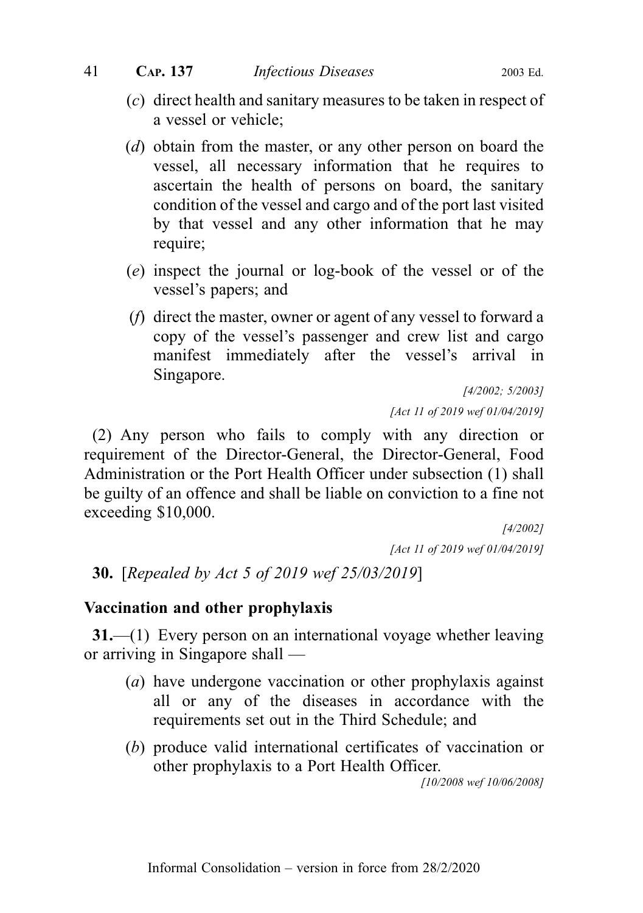(*c*) direct health and sanitary measures to be taken in respect of a vessel or vehicle;

(*d*) obtain from the master, or any other person on board the vessel, all necessary information that he requires to ascertain the health of persons on board, the sanitary condition of the vessel and cargo and of the port last visited by that vessel and any other information that he may require;

(*e*) inspect the journal or log-book of the vessel or of the vessel's papers; and

(*f*) direct the master, owner or agent of any vessel to forward a copy of the vessel's passenger and crew list and cargo manifest immediately after the vessel's arrival in Singapore.

*[4/2002; 5/2003]*

*[Act 11 of 2019 wef 01/04/2019]*

(2) Any person who fails to comply with any direction or requirement of the Director-General, the Director-General, Food Administration or the Port Health Officer under subsection (1) shall be guilty of an offence and shall be liable on conviction to a fine not exceeding $10,000.

*[4/2002]*

*[Act 11 of 2019 wef 01/04/2019]*

**30.** [*Repealed by Act 5 of 2019 wef 25/03/2019*]

**Vaccination and other prophylaxis**

**31.**—(1) Every person on an international voyage whether leaving or arriving in Singapore shall —

(*a*) have undergone vaccination or other prophylaxis against all or any of the diseases in accordance with the requirements set out in the Third Schedule; and

(*b*) produce valid international certificates of vaccination or other prophylaxis to a Port Health Officer.

*[10/2008 wef 10/06/2008]*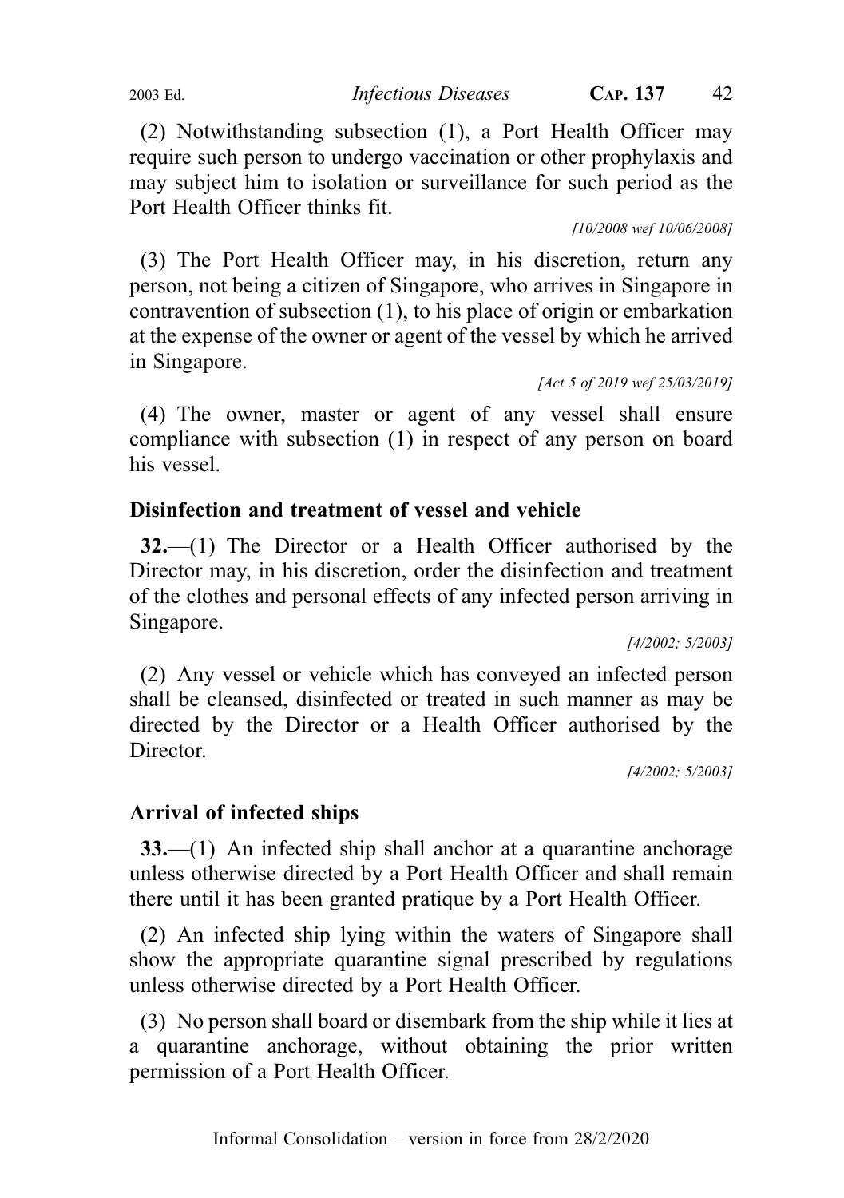(2) Notwithstanding subsection (1), a Port Health Officer may require such person to undergo vaccination or other prophylaxis and may subject him to isolation or surveillance for such period as the Port Health Officer thinks fit.

*[10/2008 wef 10/06/2008]*

(3) The Port Health Officer may, in his discretion, return any person, not being a citizen of Singapore, who arrives in Singapore in contravention of subsection (1), to his place of origin or embarkation at the expense of the owner or agent of the vessel by which he arrived in Singapore.

*[Act 5 of 2019 wef 25/03/2019]*

(4) The owner, master or agent of any vessel shall ensure compliance with subsection (1) in respect of any person on board his vessel.

**Disinfection and treatment of vessel and vehicle**

**32.**—(1) The Director or a Health Officer authorised by the Director may, in his discretion, order the disinfection and treatment of the clothes and personal effects of any infected person arriving in Singapore.

*[4/2002; 5/2003]*

(2) Any vessel or vehicle which has conveyed an infected person shall be cleansed, disinfected or treated in such manner as may be directed by the Director or a Health Officer authorised by the Director.

*[4/2002; 5/2003]*

**Arrival of infected ships**

**33.**—(1) An infected ship shall anchor at a quarantine anchorage unless otherwise directed by a Port Health Officer and shall remain there until it has been granted pratique by a Port Health Officer.

(2) An infected ship lying within the waters of Singapore shall show the appropriate quarantine signal prescribed by regulations unless otherwise directed by a Port Health Officer.

(3) No person shall board or disembark from the ship while it lies at a quarantine anchorage, without obtaining the prior written permission of a Port Health Officer.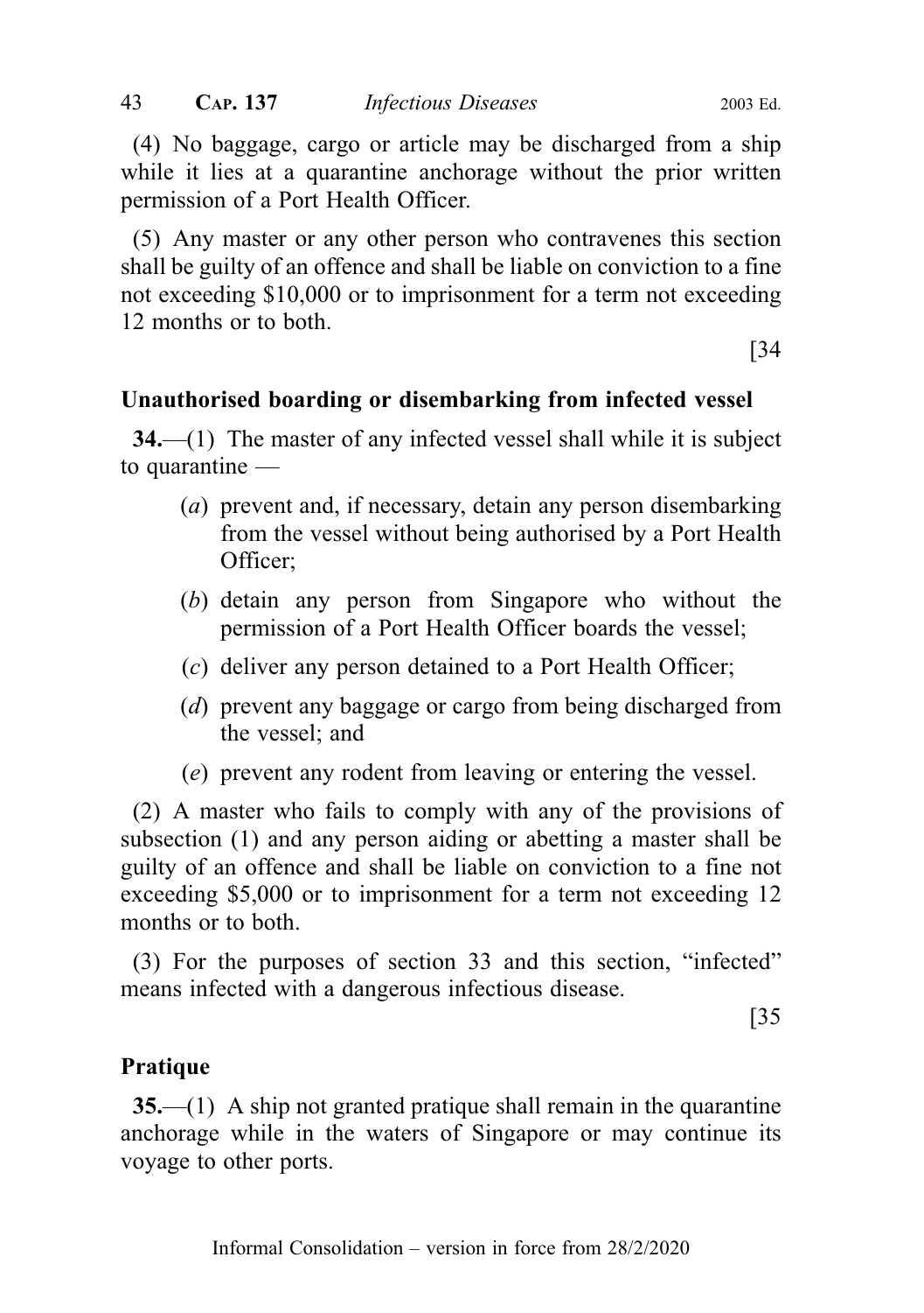(4) No baggage, cargo or article may be discharged from a ship while it lies at a quarantine anchorage without the prior written permission of a Port Health Officer.

(5) Any master or any other person who contravenes this section shall be guilty of an offence and shall be liable on conviction to a fine not exceeding $10,000 or to imprisonment for a term not exceeding 12 months or to both.

[34

**Unauthorised boarding or disembarking from infected vessel**

**34.**—(1) The master of any infected vessel shall while it is subject to quarantine —

(*a*) prevent and, if necessary, detain any person disembarking from the vessel without being authorised by a Port Health Officer;

(*b*) detain any person from Singapore who without the permission of a Port Health Officer boards the vessel;

(*c*) deliver any person detained to a Port Health Officer;

(*d*) prevent any baggage or cargo from being discharged from the vessel; and

(*e*) prevent any rodent from leaving or entering the vessel.

(2) A master who fails to comply with any of the provisions of subsection (1) and any person aiding or abetting a master shall be guilty of an offence and shall be liable on conviction to a fine not exceeding $5,000 or to imprisonment for a term not exceeding 12 months or to both.

(3) For the purposes of section 33 and this section, "infected" means infected with a dangerous infectious disease.

[35

**Pratique**

**35.**—(1) A ship not granted pratique shall remain in the quarantine anchorage while in the waters of Singapore or may continue its voyage to other ports.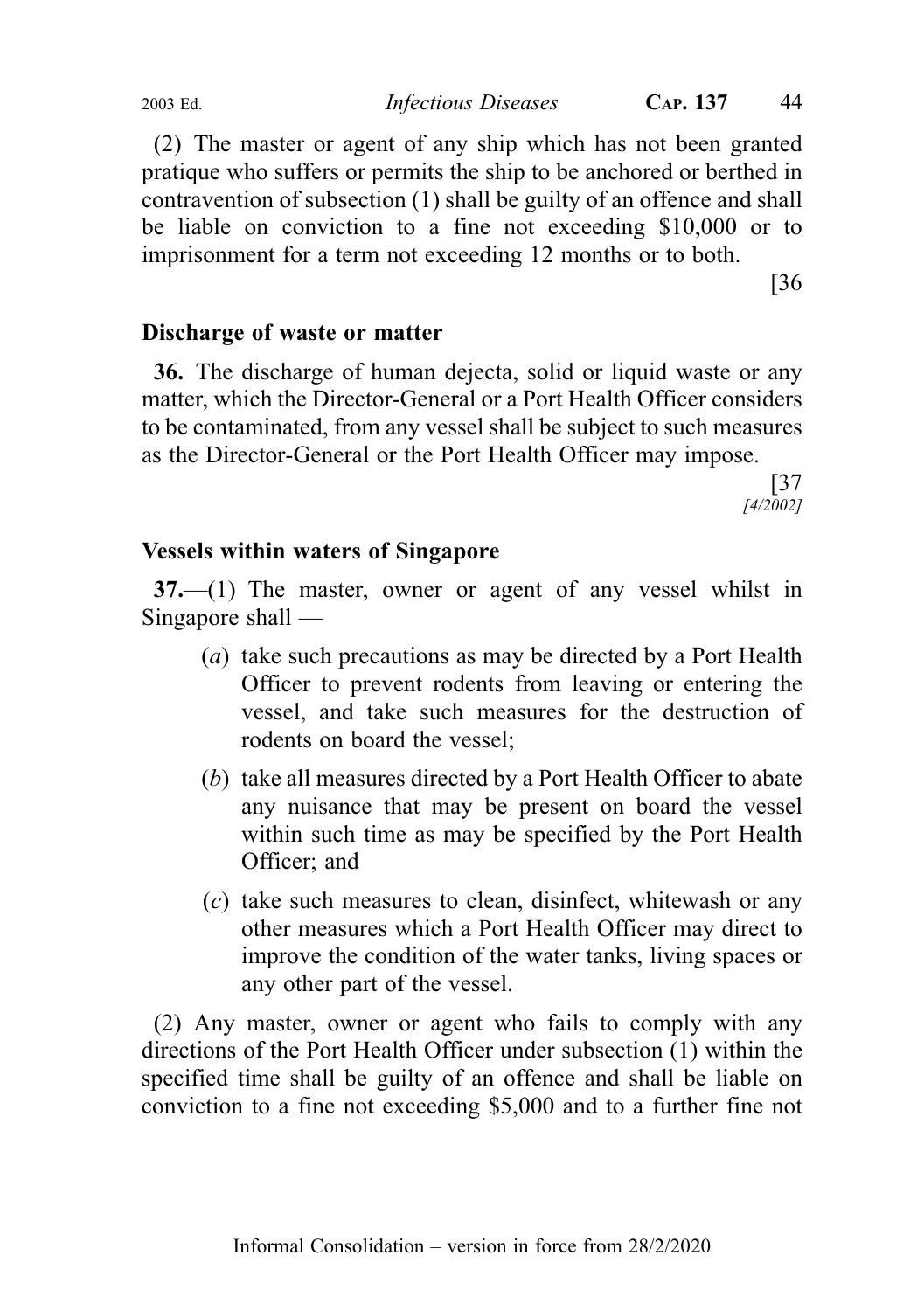(2) The master or agent of any ship which has not been granted pratique who suffers or permits the ship to be anchored or berthed in contravention of subsection (1) shall be guilty of an offence and shall be liable on conviction to a fine not exceeding $10,000 or to imprisonment for a term not exceeding 12 months or to both.

[36

**Discharge of waste or matter**

**36.** The discharge of human dejecta, solid or liquid waste or any matter, which the Director-General or a Port Health Officer considers to be contaminated, from any vessel shall be subject to such measures as the Director-General or the Port Health Officer may impose.

[37
*[4/2002]*

**Vessels within waters of Singapore**

**37.**—(1) The master, owner or agent of any vessel whilst in Singapore shall —

(*a*) take such precautions as may be directed by a Port Health Officer to prevent rodents from leaving or entering the vessel, and take such measures for the destruction of rodents on board the vessel;

(*b*) take all measures directed by a Port Health Officer to abate any nuisance that may be present on board the vessel within such time as may be specified by the Port Health Officer; and

(*c*) take such measures to clean, disinfect, whitewash or any other measures which a Port Health Officer may direct to improve the condition of the water tanks, living spaces or any other part of the vessel.

(2) Any master, owner or agent who fails to comply with any directions of the Port Health Officer under subsection (1) within the specified time shall be guilty of an offence and shall be liable on conviction to a fine not exceeding $5,000 and to a further fine not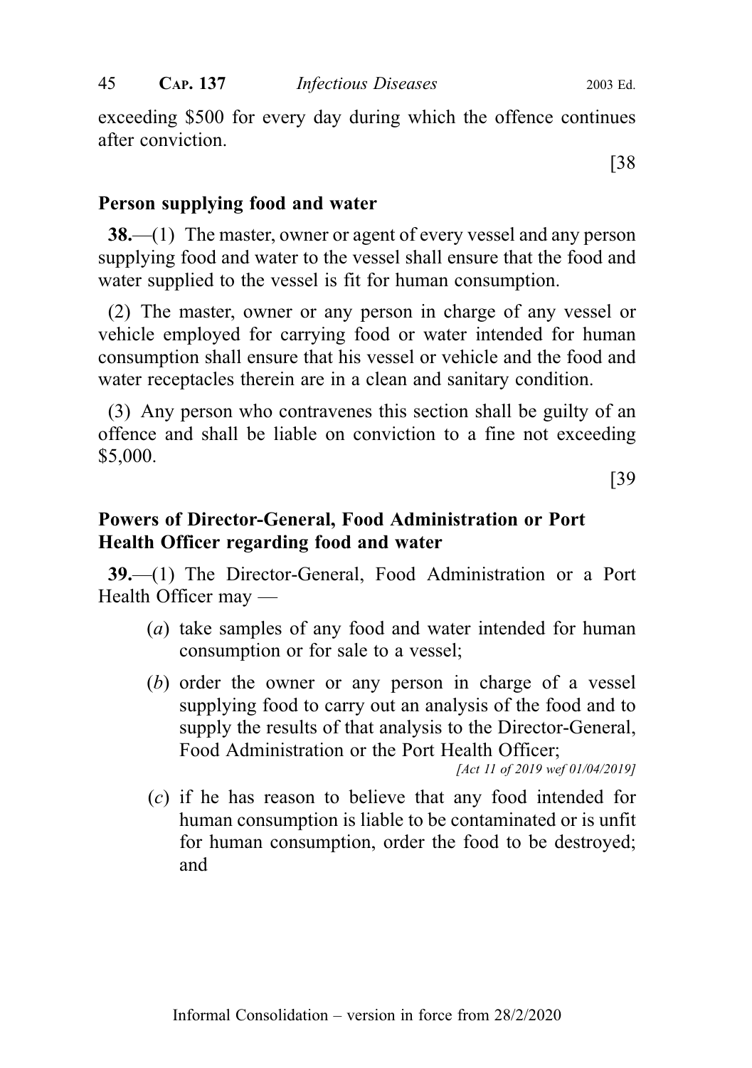exceeding $500 for every day during which the offence continues after conviction.

[38

**Person supplying food and water**

**38.**—(1) The master, owner or agent of every vessel and any person supplying food and water to the vessel shall ensure that the food and water supplied to the vessel is fit for human consumption.

(2) The master, owner or any person in charge of any vessel or vehicle employed for carrying food or water intended for human consumption shall ensure that his vessel or vehicle and the food and water receptacles therein are in a clean and sanitary condition.

(3) Any person who contravenes this section shall be guilty of an offence and shall be liable on conviction to a fine not exceeding $5,000.

[39

**Powers of Director-General, Food Administration or Port Health Officer regarding food and water**

**39.**—(1) The Director-General, Food Administration or a Port Health Officer may —

(*a*) take samples of any food and water intended for human consumption or for sale to a vessel;

(*b*) order the owner or any person in charge of a vessel supplying food to carry out an analysis of the food and to supply the results of that analysis to the Director-General, Food Administration or the Port Health Officer;

*[Act 11 of 2019 wef 01/04/2019]*

(*c*) if he has reason to believe that any food intended for human consumption is liable to be contaminated or is unfit for human consumption, order the food to be destroyed; and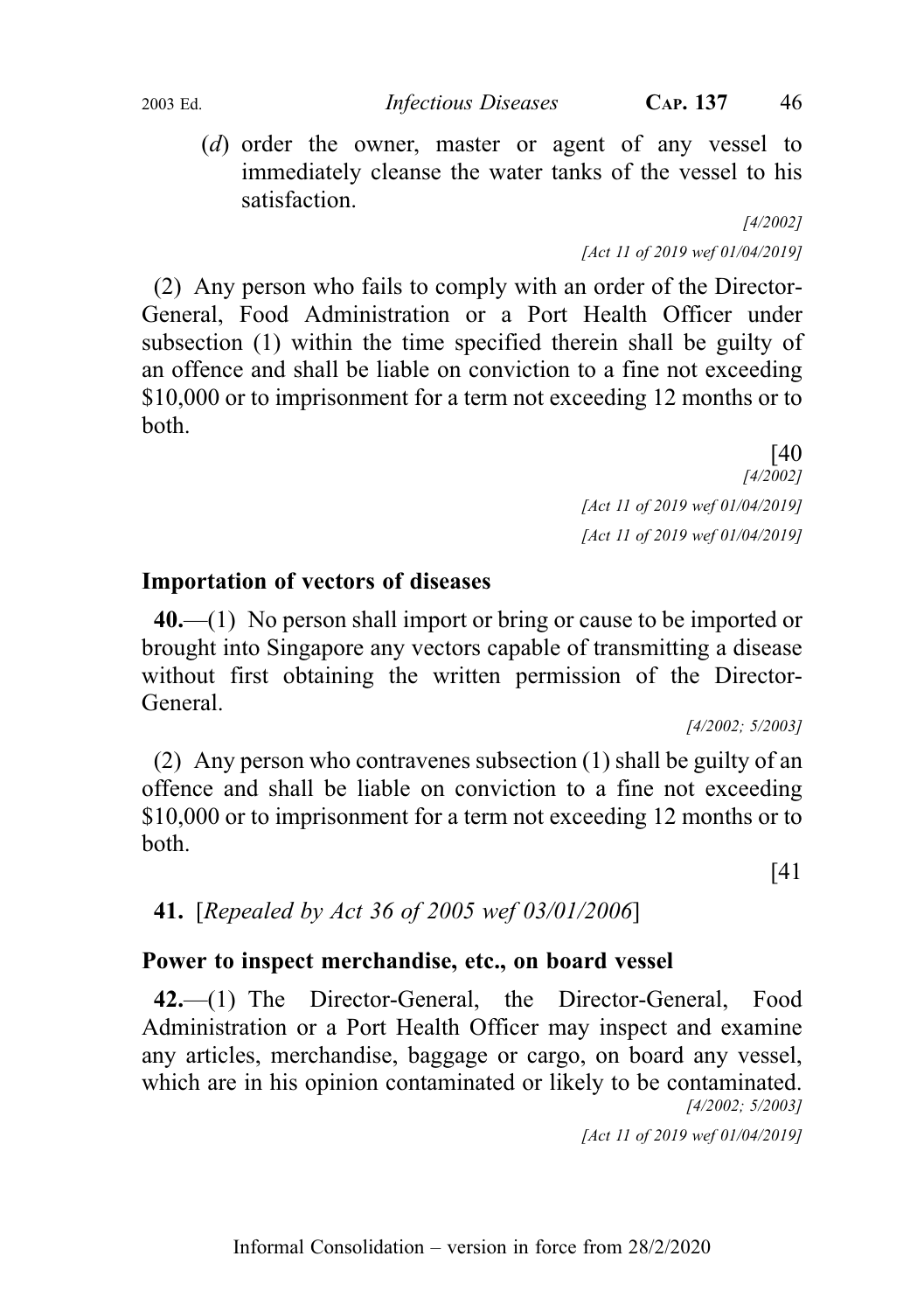(*d*) order the owner, master or agent of any vessel to immediately cleanse the water tanks of the vessel to his satisfaction.

*[4/2002]*

*[Act 11 of 2019 wef 01/04/2019]*

(2) Any person who fails to comply with an order of the Director-General, Food Administration or a Port Health Officer under subsection (1) within the time specified therein shall be guilty of an offence and shall be liable on conviction to a fine not exceeding $10,000 or to imprisonment for a term not exceeding 12 months or to both.

[40

*[4/2002]*

*[Act 11 of 2019 wef 01/04/2019]*

*[Act 11 of 2019 wef 01/04/2019]*

**Importation of vectors of diseases**

**40.**—(1) No person shall import or bring or cause to be imported or brought into Singapore any vectors capable of transmitting a disease without first obtaining the written permission of the Director-General.

*[4/2002; 5/2003]*

(2) Any person who contravenes subsection (1) shall be guilty of an offence and shall be liable on conviction to a fine not exceeding $10,000 or to imprisonment for a term not exceeding 12 months or to both.

[41

**41.** [*Repealed by Act 36 of 2005 wef 03/01/2006*]

**Power to inspect merchandise, etc., on board vessel**

**42.**—(1) The Director-General, the Director-General, Food Administration or a Port Health Officer may inspect and examine any articles, merchandise, baggage or cargo, on board any vessel, which are in his opinion contaminated or likely to be contaminated.

*[4/2002; 5/2003]*

*[Act 11 of 2019 wef 01/04/2019]*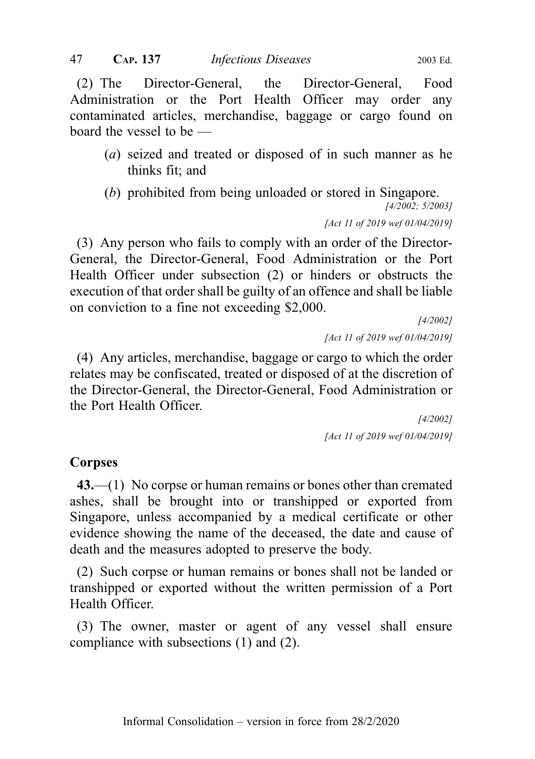(2) The Director-General, the Director-General, Food Administration or the Port Health Officer may order any contaminated articles, merchandise, baggage or cargo found on board the vessel to be —

- (*a*) seized and treated or disposed of in such manner as he thinks fit; and
- (*b*) prohibited from being unloaded or stored in Singapore.

*[4/2002; 5/2003]*

*[Act 11 of 2019 wef 01/04/2019]*

(3) Any person who fails to comply with an order of the Director-General, the Director-General, Food Administration or the Port Health Officer under subsection (2) or hinders or obstructs the execution of that order shall be guilty of an offence and shall be liable on conviction to a fine not exceeding $2,000.

*[4/2002]*

*[Act 11 of 2019 wef 01/04/2019]*

(4) Any articles, merchandise, baggage or cargo to which the order relates may be confiscated, treated or disposed of at the discretion of the Director-General, the Director-General, Food Administration or the Port Health Officer.

*[4/2002]*

*[Act 11 of 2019 wef 01/04/2019]*

### Corpses

**43.**—(1) No corpse or human remains or bones other than cremated ashes, shall be brought into or transhipped or exported from Singapore, unless accompanied by a medical certificate or other evidence showing the name of the deceased, the date and cause of death and the measures adopted to preserve the body.

(2) Such corpse or human remains or bones shall not be landed or transhipped or exported without the written permission of a Port Health Officer.

(3) The owner, master or agent of any vessel shall ensure compliance with subsections (1) and (2).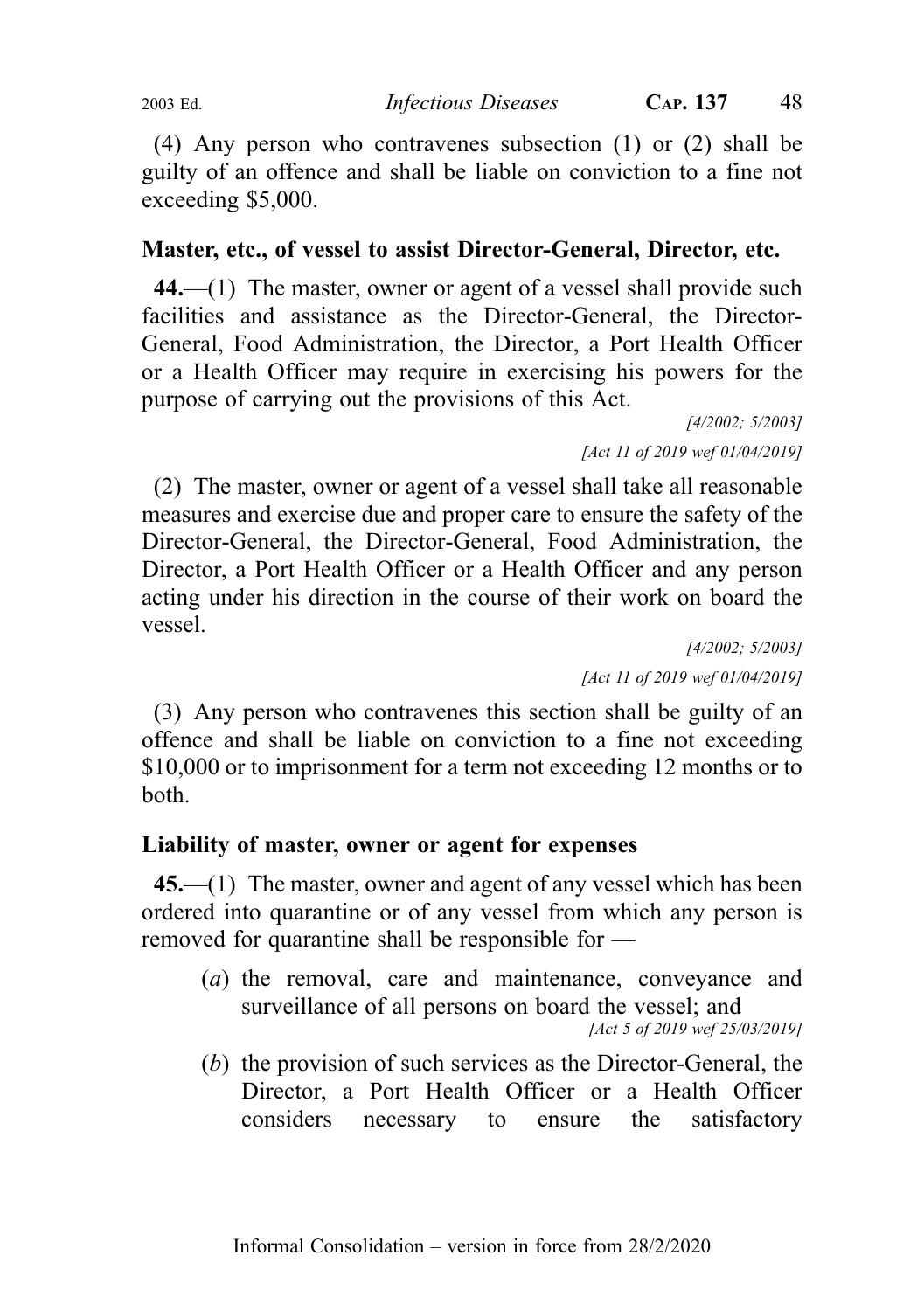(4) Any person who contravenes subsection (1) or (2) shall be guilty of an offence and shall be liable on conviction to a fine not exceeding $5,000.

**Master, etc., of vessel to assist Director-General, Director, etc.**

**44.**—(1) The master, owner or agent of a vessel shall provide such facilities and assistance as the Director-General, the Director-General, Food Administration, the Director, a Port Health Officer or a Health Officer may require in exercising his powers for the purpose of carrying out the provisions of this Act.

*[4/2002; 5/2003]*

*[Act 11 of 2019 wef 01/04/2019]*

(2) The master, owner or agent of a vessel shall take all reasonable measures and exercise due and proper care to ensure the safety of the Director-General, the Director-General, Food Administration, the Director, a Port Health Officer or a Health Officer and any person acting under his direction in the course of their work on board the vessel.

*[4/2002; 5/2003]*

*[Act 11 of 2019 wef 01/04/2019]*

(3) Any person who contravenes this section shall be guilty of an offence and shall be liable on conviction to a fine not exceeding $10,000 or to imprisonment for a term not exceeding 12 months or to both.

**Liability of master, owner or agent for expenses**

**45.**—(1) The master, owner and agent of any vessel which has been ordered into quarantine or of any vessel from which any person is removed for quarantine shall be responsible for —

(*a*) the removal, care and maintenance, conveyance and surveillance of all persons on board the vessel; and

*[Act 5 of 2019 wef 25/03/2019]*

(*b*) the provision of such services as the Director-General, the Director, a Port Health Officer or a Health Officer considers necessary to ensure the satisfactory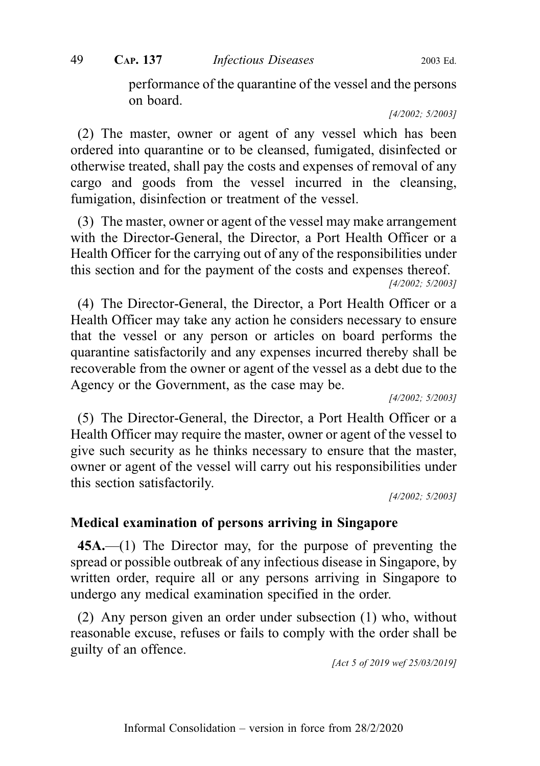performance of the quarantine of the vessel and the persons on board.

*[4/2002; 5/2003]*

(2) The master, owner or agent of any vessel which has been ordered into quarantine or to be cleansed, fumigated, disinfected or otherwise treated, shall pay the costs and expenses of removal of any cargo and goods from the vessel incurred in the cleansing, fumigation, disinfection or treatment of the vessel.

(3) The master, owner or agent of the vessel may make arrangement with the Director-General, the Director, a Port Health Officer or a Health Officer for the carrying out of any of the responsibilities under this section and for the payment of the costs and expenses thereof.

*[4/2002; 5/2003]*

(4) The Director-General, the Director, a Port Health Officer or a Health Officer may take any action he considers necessary to ensure that the vessel or any person or articles on board performs the quarantine satisfactorily and any expenses incurred thereby shall be recoverable from the owner or agent of the vessel as a debt due to the Agency or the Government, as the case may be.

*[4/2002; 5/2003]*

(5) The Director-General, the Director, a Port Health Officer or a Health Officer may require the master, owner or agent of the vessel to give such security as he thinks necessary to ensure that the master, owner or agent of the vessel will carry out his responsibilities under this section satisfactorily.

*[4/2002; 5/2003]*

**Medical examination of persons arriving in Singapore**

**45A.**—(1) The Director may, for the purpose of preventing the spread or possible outbreak of any infectious disease in Singapore, by written order, require all or any persons arriving in Singapore to undergo any medical examination specified in the order.

(2) Any person given an order under subsection (1) who, without reasonable excuse, refuses or fails to comply with the order shall be guilty of an offence.

*[Act 5 of 2019 wef 25/03/2019]*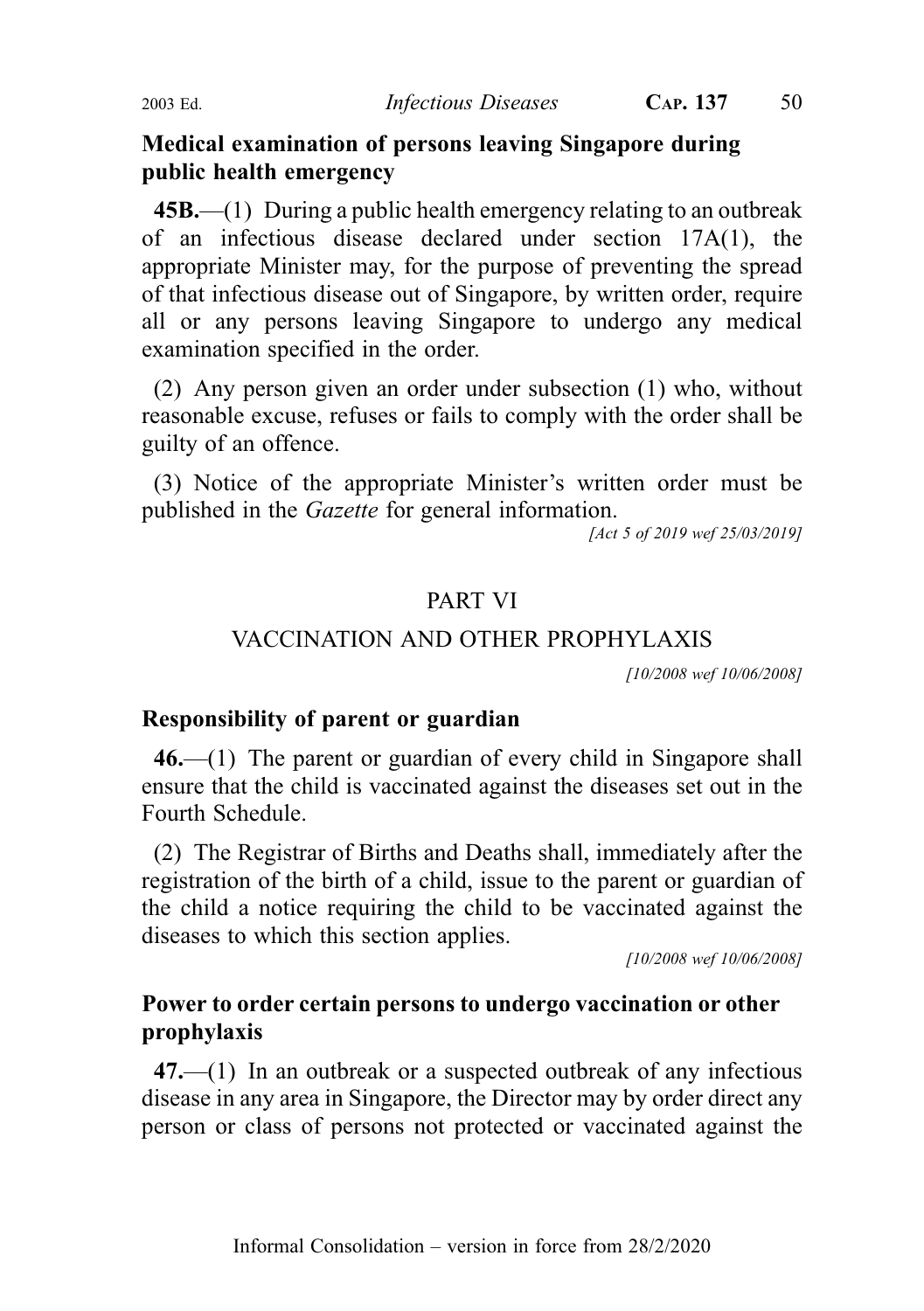**Medical examination of persons leaving Singapore during public health emergency**

**45B.**—(1) During a public health emergency relating to an outbreak of an infectious disease declared under section 17A(1), the appropriate Minister may, for the purpose of preventing the spread of that infectious disease out of Singapore, by written order, require all or any persons leaving Singapore to undergo any medical examination specified in the order.

(2) Any person given an order under subsection (1) who, without reasonable excuse, refuses or fails to comply with the order shall be guilty of an offence.

(3) Notice of the appropriate Minister's written order must be published in the *Gazette* for general information.

*[Act 5 of 2019 wef 25/03/2019]*

## PART VI

## VACCINATION AND OTHER PROPHYLAXIS

*[10/2008 wef 10/06/2008]*

**Responsibility of parent or guardian**

**46.**—(1) The parent or guardian of every child in Singapore shall ensure that the child is vaccinated against the diseases set out in the Fourth Schedule.

(2) The Registrar of Births and Deaths shall, immediately after the registration of the birth of a child, issue to the parent or guardian of the child a notice requiring the child to be vaccinated against the diseases to which this section applies.

*[10/2008 wef 10/06/2008]*

**Power to order certain persons to undergo vaccination or other prophylaxis**

**47.**—(1) In an outbreak or a suspected outbreak of any infectious disease in any area in Singapore, the Director may by order direct any person or class of persons not protected or vaccinated against the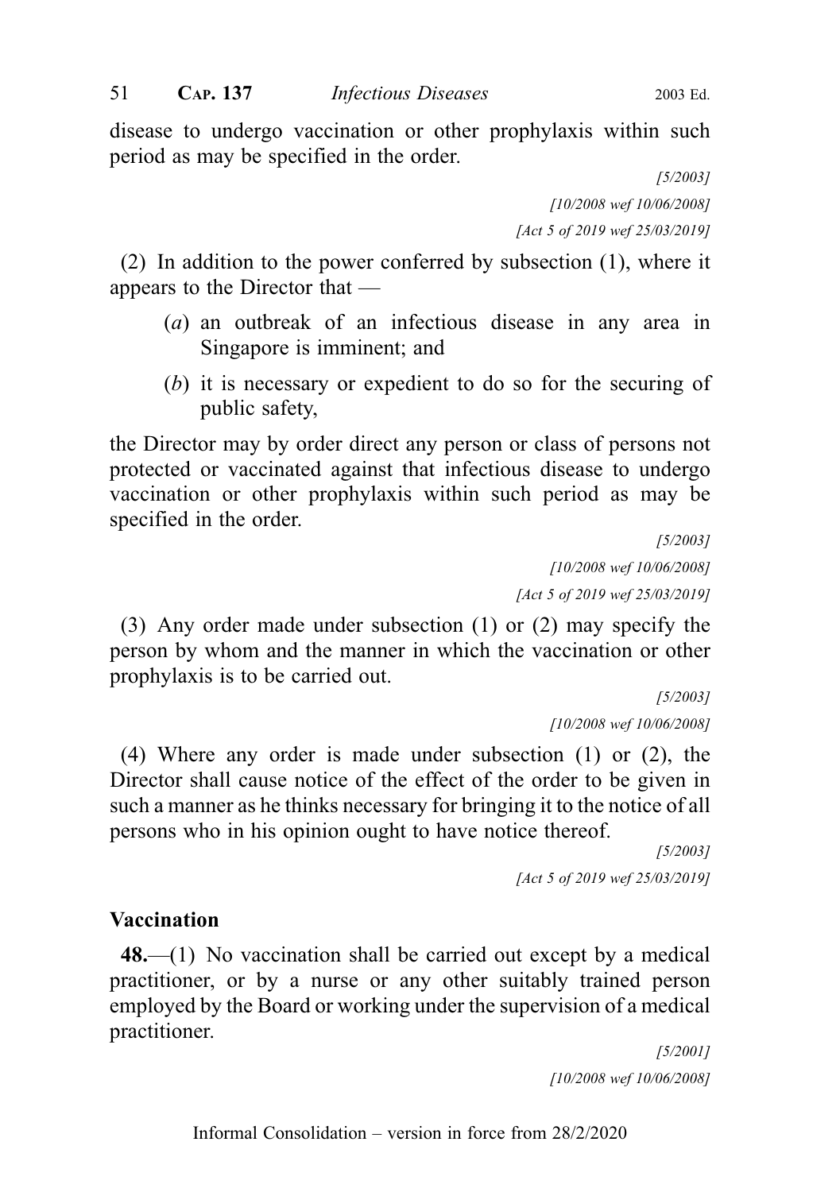disease to undergo vaccination or other prophylaxis within such period as may be specified in the order.

[5/2003]

[10/2008 wef 10/06/2008]

[Act 5 of 2019 wef 25/03/2019]

(2) In addition to the power conferred by subsection (1), where it appears to the Director that —

(*a*) an outbreak of an infectious disease in any area in Singapore is imminent; and

(*b*) it is necessary or expedient to do so for the securing of public safety,

the Director may by order direct any person or class of persons not protected or vaccinated against that infectious disease to undergo vaccination or other prophylaxis within such period as may be specified in the order.

[5/2003]

[10/2008 wef 10/06/2008]

[Act 5 of 2019 wef 25/03/2019]

(3) Any order made under subsection (1) or (2) may specify the person by whom and the manner in which the vaccination or other prophylaxis is to be carried out.

[5/2003]

[10/2008 wef 10/06/2008]

(4) Where any order is made under subsection (1) or (2), the Director shall cause notice of the effect of the order to be given in such a manner as he thinks necessary for bringing it to the notice of all persons who in his opinion ought to have notice thereof.

[5/2003]

[Act 5 of 2019 wef 25/03/2019]

### Vaccination

**48.**—(1) No vaccination shall be carried out except by a medical practitioner, or by a nurse or any other suitably trained person employed by the Board or working under the supervision of a medical practitioner.

[5/2001]

[10/2008 wef 10/06/2008]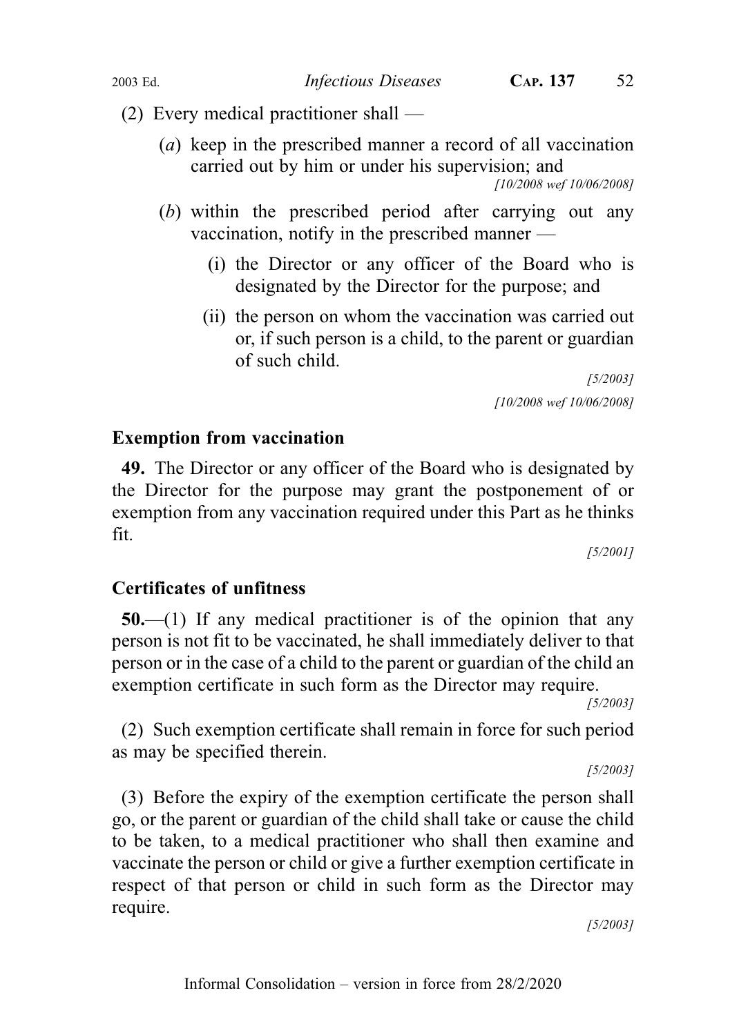(2) Every medical practitioner shall —

(*a*) keep in the prescribed manner a record of all vaccination carried out by him or under his supervision; and

[10/2008 wef 10/06/2008]

(*b*) within the prescribed period after carrying out any vaccination, notify in the prescribed manner —

(i) the Director or any officer of the Board who is designated by the Director for the purpose; and

(ii) the person on whom the vaccination was carried out or, if such person is a child, to the parent or guardian of such child.

[5/2003]

[10/2008 wef 10/06/2008]

### Exemption from vaccination

**49.** The Director or any officer of the Board who is designated by the Director for the purpose may grant the postponement of or exemption from any vaccination required under this Part as he thinks fit.

[5/2001]

### Certificates of unfitness

**50.**—(1) If any medical practitioner is of the opinion that any person is not fit to be vaccinated, he shall immediately deliver to that person or in the case of a child to the parent or guardian of the child an exemption certificate in such form as the Director may require.

[5/2003]

(2) Such exemption certificate shall remain in force for such period as may be specified therein.

[5/2003]

(3) Before the expiry of the exemption certificate the person shall go, or the parent or guardian of the child shall take or cause the child to be taken, to a medical practitioner who shall then examine and vaccinate the person or child or give a further exemption certificate in respect of that person or child in such form as the Director may require.

[5/2003]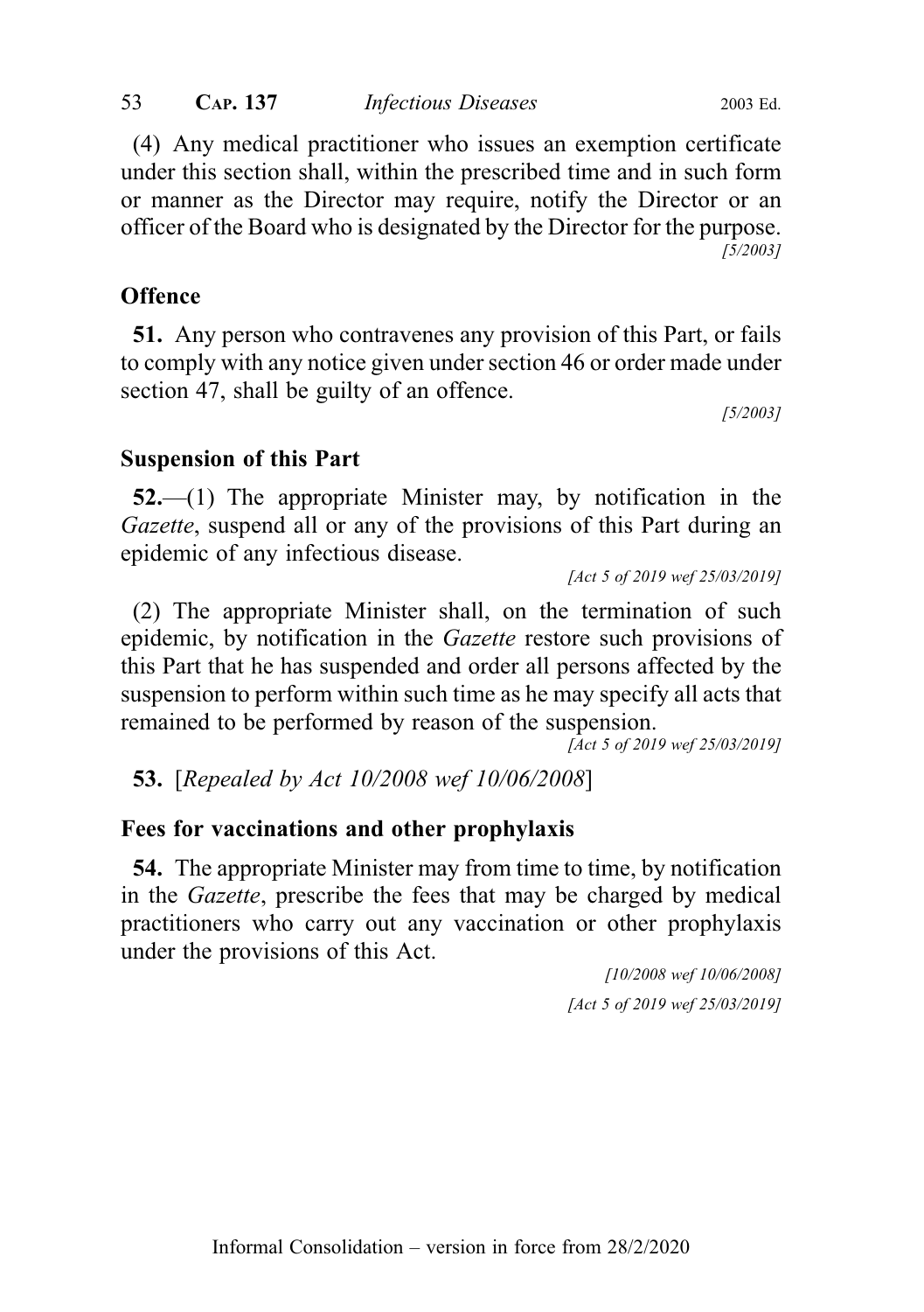(4) Any medical practitioner who issues an exemption certificate under this section shall, within the prescribed time and in such form or manner as the Director may require, notify the Director or an officer of the Board who is designated by the Director for the purpose.

*[5/2003]*

### Offence

**51.** Any person who contravenes any provision of this Part, or fails to comply with any notice given under section 46 or order made under section 47, shall be guilty of an offence.

*[5/2003]*

### Suspension of this Part

**52.**—(1) The appropriate Minister may, by notification in the *Gazette*, suspend all or any of the provisions of this Part during an epidemic of any infectious disease.

*[Act 5 of 2019 wef 25/03/2019]*

(2) The appropriate Minister shall, on the termination of such epidemic, by notification in the *Gazette* restore such provisions of this Part that he has suspended and order all persons affected by the suspension to perform within such time as he may specify all acts that remained to be performed by reason of the suspension.

*[Act 5 of 2019 wef 25/03/2019]*

**53.** [*Repealed by Act 10/2008 wef 10/06/2008*]

### Fees for vaccinations and other prophylaxis

**54.** The appropriate Minister may from time to time, by notification in the *Gazette*, prescribe the fees that may be charged by medical practitioners who carry out any vaccination or other prophylaxis under the provisions of this Act.

*[10/2008 wef 10/06/2008]*

*[Act 5 of 2019 wef 25/03/2019]*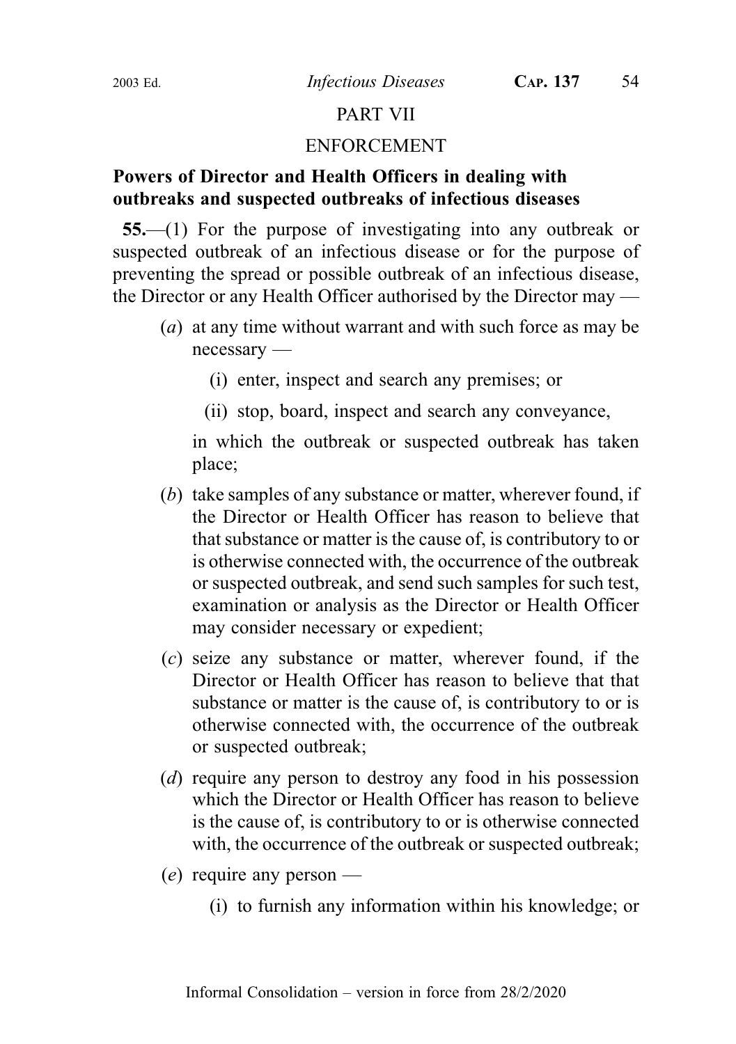## PART VII

## ENFORCEMENT

### Powers of Director and Health Officers in dealing with outbreaks and suspected outbreaks of infectious diseases

**55.**—(1) For the purpose of investigating into any outbreak or suspected outbreak of an infectious disease or for the purpose of preventing the spread or possible outbreak of an infectious disease, the Director or any Health Officer authorised by the Director may —

(*a*) at any time without warrant and with such force as may be necessary —

(i) enter, inspect and search any premises; or

(ii) stop, board, inspect and search any conveyance,

in which the outbreak or suspected outbreak has taken place;

(*b*) take samples of any substance or matter, wherever found, if the Director or Health Officer has reason to believe that that substance or matter is the cause of, is contributory to or is otherwise connected with, the occurrence of the outbreak or suspected outbreak, and send such samples for such test, examination or analysis as the Director or Health Officer may consider necessary or expedient;

(*c*) seize any substance or matter, wherever found, if the Director or Health Officer has reason to believe that that substance or matter is the cause of, is contributory to or is otherwise connected with, the occurrence of the outbreak or suspected outbreak;

(*d*) require any person to destroy any food in his possession which the Director or Health Officer has reason to believe is the cause of, is contributory to or is otherwise connected with, the occurrence of the outbreak or suspected outbreak;

(*e*) require any person —

(i) to furnish any information within his knowledge; or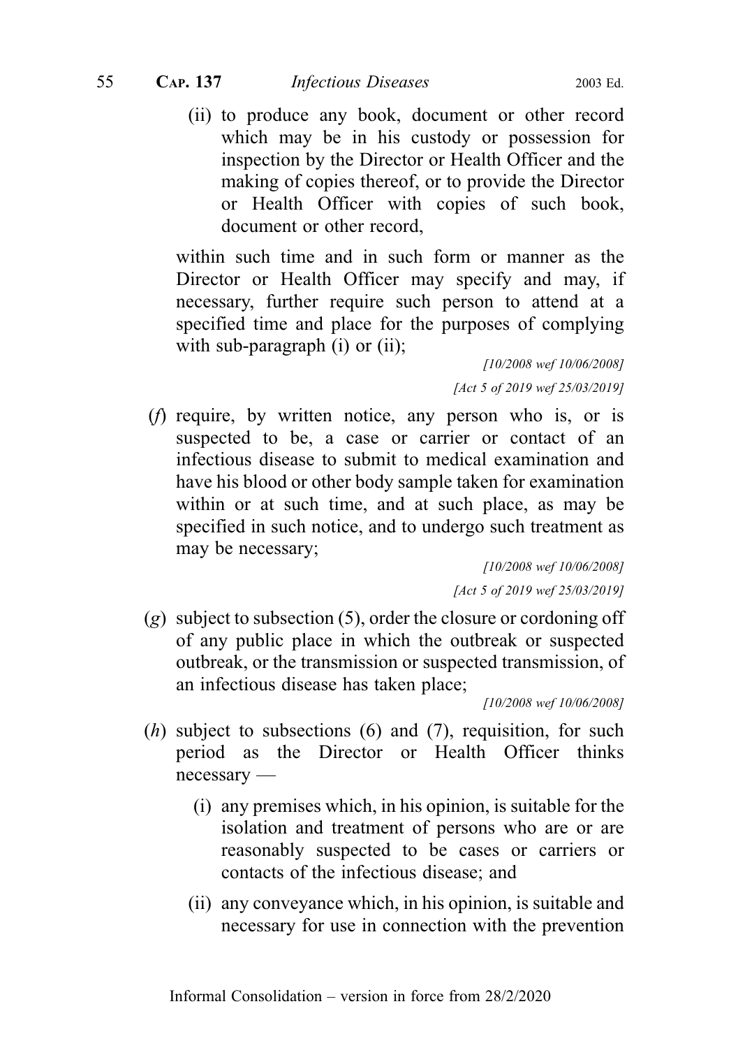(ii) to produce any book, document or other record which may be in his custody or possession for inspection by the Director or Health Officer and the making of copies thereof, or to provide the Director or Health Officer with copies of such book, document or other record,

within such time and in such form or manner as the Director or Health Officer may specify and may, if necessary, further require such person to attend at a specified time and place for the purposes of complying with sub-paragraph (i) or (ii);

*[10/2008 wef 10/06/2008]*

*[Act 5 of 2019 wef 25/03/2019]*

(*f*) require, by written notice, any person who is, or is suspected to be, a case or carrier or contact of an infectious disease to submit to medical examination and have his blood or other body sample taken for examination within or at such time, and at such place, as may be specified in such notice, and to undergo such treatment as may be necessary;

*[10/2008 wef 10/06/2008]*

*[Act 5 of 2019 wef 25/03/2019]*

(*g*) subject to subsection (5), order the closure or cordoning off of any public place in which the outbreak or suspected outbreak, or the transmission or suspected transmission, of an infectious disease has taken place;

*[10/2008 wef 10/06/2008]*

(*h*) subject to subsections (6) and (7), requisition, for such period as the Director or Health Officer thinks necessary —

(i) any premises which, in his opinion, is suitable for the isolation and treatment of persons who are or are reasonably suspected to be cases or carriers or contacts of the infectious disease; and

(ii) any conveyance which, in his opinion, is suitable and necessary for use in connection with the prevention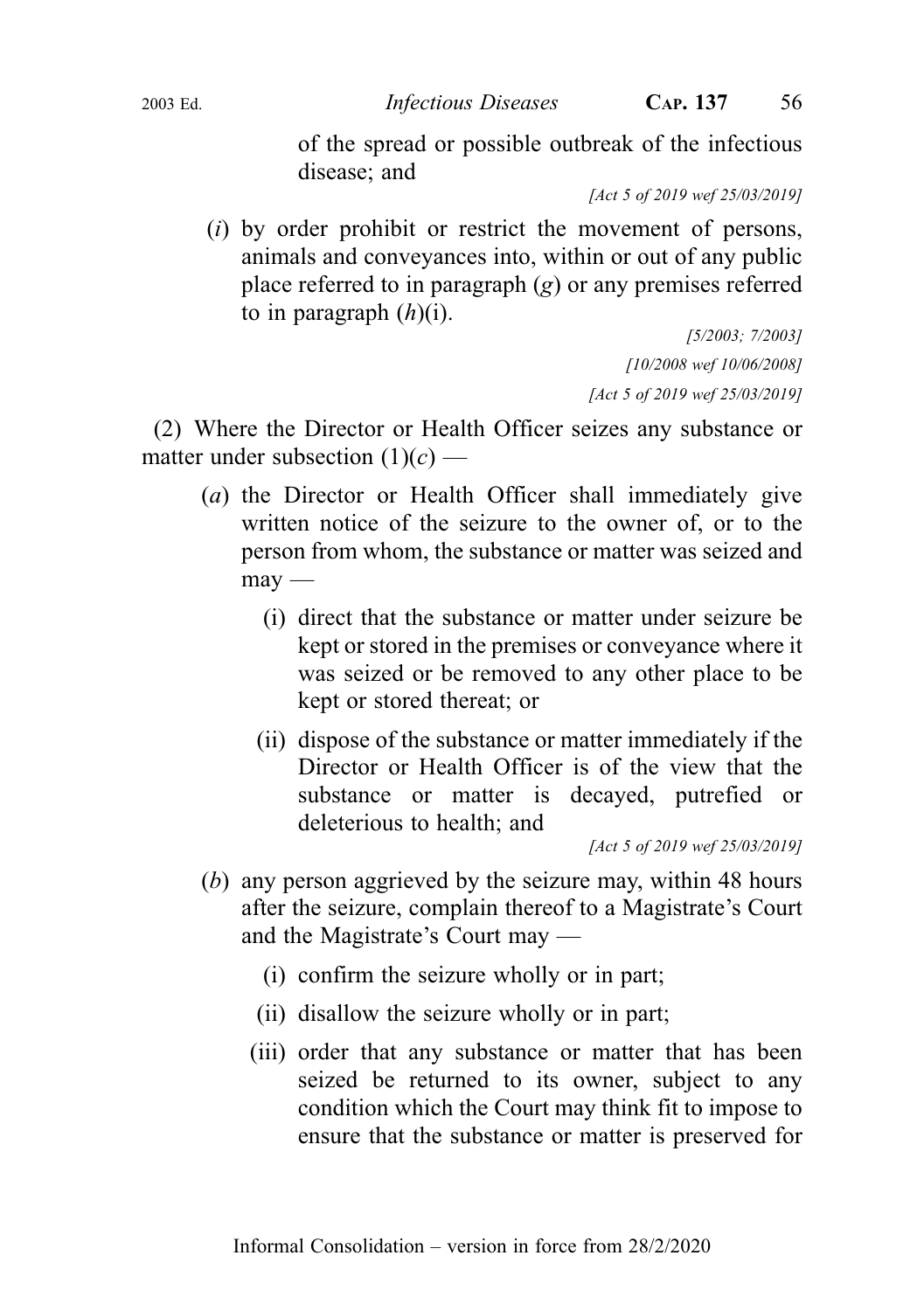of the spread or possible outbreak of the infectious disease; and

*[Act 5 of 2019 wef 25/03/2019]*

(*i*) by order prohibit or restrict the movement of persons, animals and conveyances into, within or out of any public place referred to in paragraph (*g*) or any premises referred to in paragraph (*h*)(i).

*[5/2003; 7/2003]*

*[10/2008 wef 10/06/2008]*

*[Act 5 of 2019 wef 25/03/2019]*

(2) Where the Director or Health Officer seizes any substance or matter under subsection (1)(*c*) —

(*a*) the Director or Health Officer shall immediately give written notice of the seizure to the owner of, or to the person from whom, the substance or matter was seized and may —

(i) direct that the substance or matter under seizure be kept or stored in the premises or conveyance where it was seized or be removed to any other place to be kept or stored thereat; or

(ii) dispose of the substance or matter immediately if the Director or Health Officer is of the view that the substance or matter is decayed, putrefied or deleterious to health; and

*[Act 5 of 2019 wef 25/03/2019]*

(*b*) any person aggrieved by the seizure may, within 48 hours after the seizure, complain thereof to a Magistrate's Court and the Magistrate's Court may —

(i) confirm the seizure wholly or in part;

(ii) disallow the seizure wholly or in part;

(iii) order that any substance or matter that has been seized be returned to its owner, subject to any condition which the Court may think fit to impose to ensure that the substance or matter is preserved for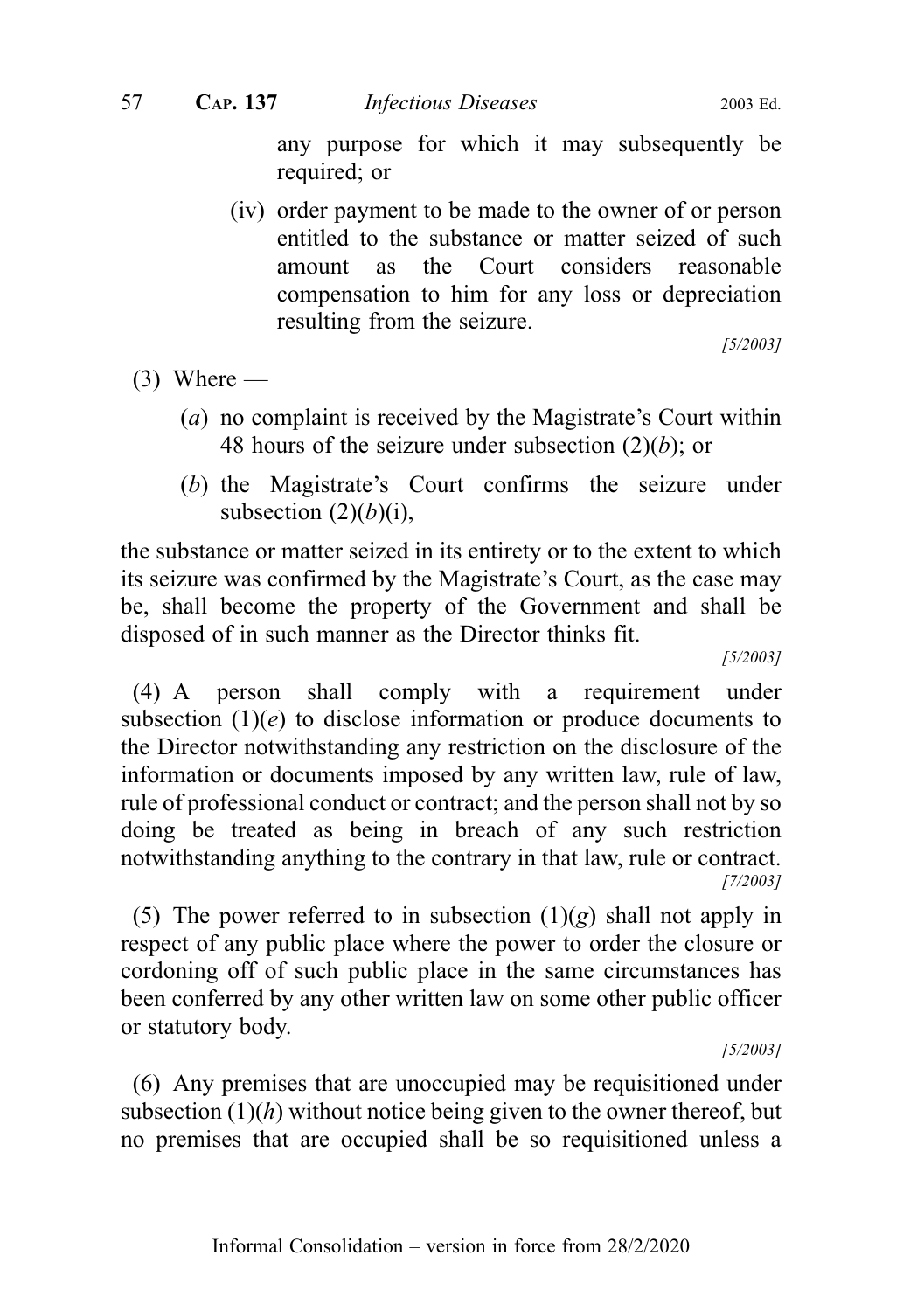any purpose for which it may subsequently be required; or

(iv) order payment to be made to the owner of or person entitled to the substance or matter seized of such amount as the Court considers reasonable compensation to him for any loss or depreciation resulting from the seizure.

[5/2003]

(3) Where —

(*a*) no complaint is received by the Magistrate's Court within 48 hours of the seizure under subsection (2)(*b*); or

(*b*) the Magistrate's Court confirms the seizure under subsection (2)(*b*)(i),

the substance or matter seized in its entirety or to the extent to which its seizure was confirmed by the Magistrate's Court, as the case may be, shall become the property of the Government and shall be disposed of in such manner as the Director thinks fit.

[5/2003]

(4) A person shall comply with a requirement under subsection (1)(*e*) to disclose information or produce documents to the Director notwithstanding any restriction on the disclosure of the information or documents imposed by any written law, rule of law, rule of professional conduct or contract; and the person shall not by so doing be treated as being in breach of any such restriction notwithstanding anything to the contrary in that law, rule or contract.

[7/2003]

(5) The power referred to in subsection (1)(*g*) shall not apply in respect of any public place where the power to order the closure or cordoning off of such public place in the same circumstances has been conferred by any other written law on some other public officer or statutory body.

[5/2003]

(6) Any premises that are unoccupied may be requisitioned under subsection (1)(*h*) without notice being given to the owner thereof, but no premises that are occupied shall be so requisitioned unless a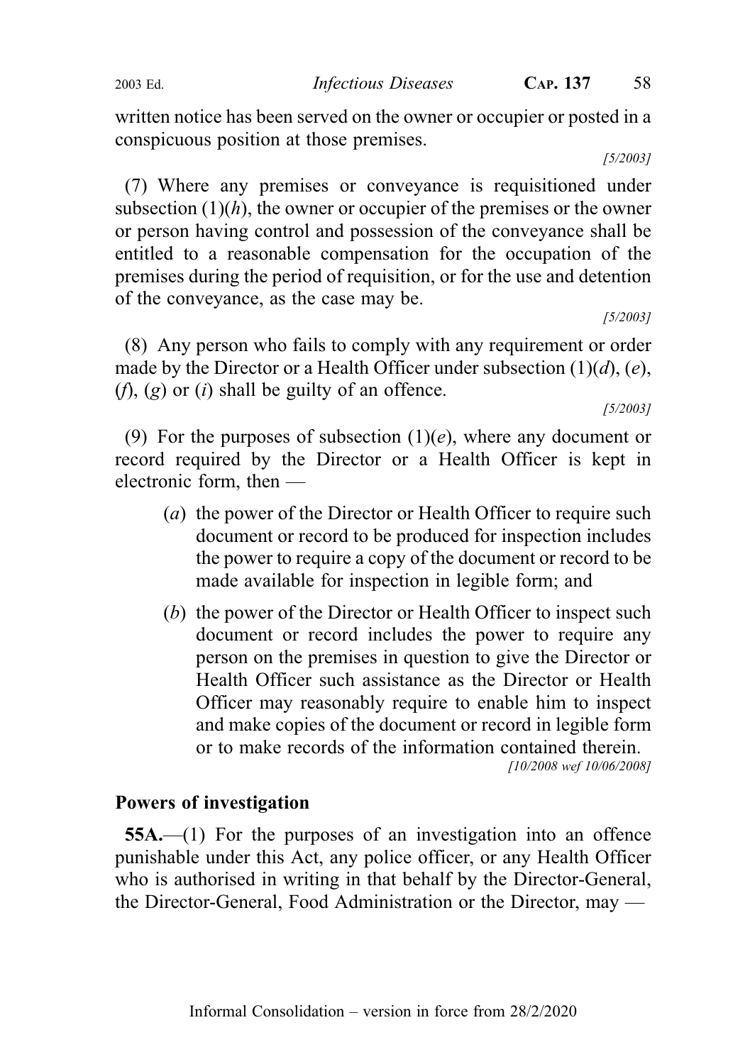written notice has been served on the owner or occupier or posted in a conspicuous position at those premises.

[5/2003]

(7) Where any premises or conveyance is requisitioned under subsection (1)(*h*), the owner or occupier of the premises or the owner or person having control and possession of the conveyance shall be entitled to a reasonable compensation for the occupation of the premises during the period of requisition, or for the use and detention of the conveyance, as the case may be.

[5/2003]

(8) Any person who fails to comply with any requirement or order made by the Director or a Health Officer under subsection (1)(*d*), (*e*), (*f*), (*g*) or (*i*) shall be guilty of an offence.

[5/2003]

(9) For the purposes of subsection (1)(*e*), where any document or record required by the Director or a Health Officer is kept in electronic form, then —

(*a*) the power of the Director or Health Officer to require such document or record to be produced for inspection includes the power to require a copy of the document or record to be made available for inspection in legible form; and

(*b*) the power of the Director or Health Officer to inspect such document or record includes the power to require any person on the premises in question to give the Director or Health Officer such assistance as the Director or Health Officer may reasonably require to enable him to inspect and make copies of the document or record in legible form or to make records of the information contained therein.

[10/2008 wef 10/06/2008]

**Powers of investigation**

**55A.**—(1) For the purposes of an investigation into an offence punishable under this Act, any police officer, or any Health Officer who is authorised in writing in that behalf by the Director-General, the Director-General, Food Administration or the Director, may —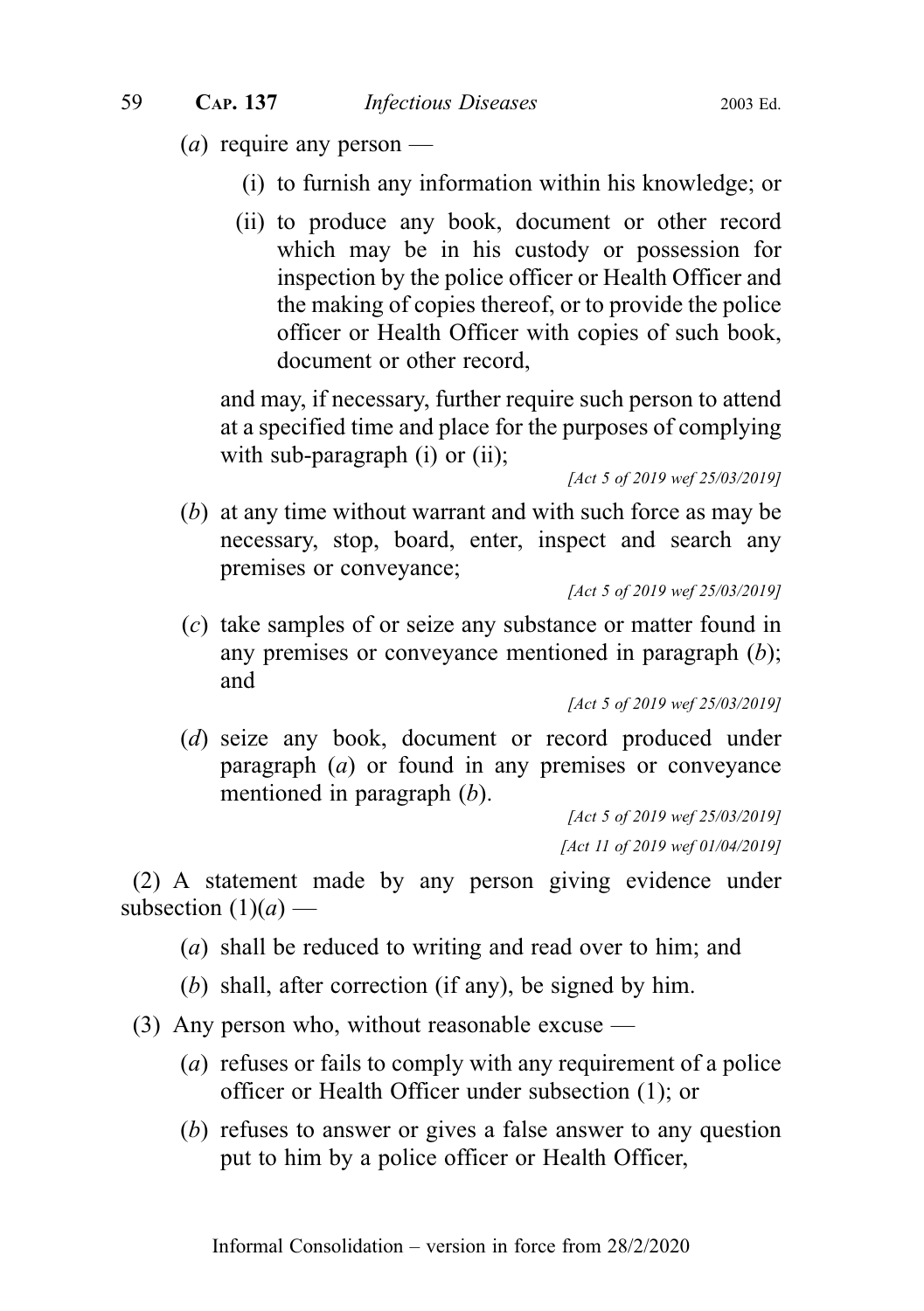(*a*) require any person —

(i) to furnish any information within his knowledge; or

(ii) to produce any book, document or other record which may be in his custody or possession for inspection by the police officer or Health Officer and the making of copies thereof, or to provide the police officer or Health Officer with copies of such book, document or other record,

and may, if necessary, further require such person to attend at a specified time and place for the purposes of complying with sub-paragraph (i) or (ii);

*[Act 5 of 2019 wef 25/03/2019]*

(*b*) at any time without warrant and with such force as may be necessary, stop, board, enter, inspect and search any premises or conveyance;

*[Act 5 of 2019 wef 25/03/2019]*

(*c*) take samples of or seize any substance or matter found in any premises or conveyance mentioned in paragraph (*b*); and

*[Act 5 of 2019 wef 25/03/2019]*

(*d*) seize any book, document or record produced under paragraph (*a*) or found in any premises or conveyance mentioned in paragraph (*b*).

*[Act 5 of 2019 wef 25/03/2019]*

*[Act 11 of 2019 wef 01/04/2019]*

(2) A statement made by any person giving evidence under subsection (1)(*a*) —

(*a*) shall be reduced to writing and read over to him; and

(*b*) shall, after correction (if any), be signed by him.

(3) Any person who, without reasonable excuse —

(*a*) refuses or fails to comply with any requirement of a police officer or Health Officer under subsection (1); or

(*b*) refuses to answer or gives a false answer to any question put to him by a police officer or Health Officer,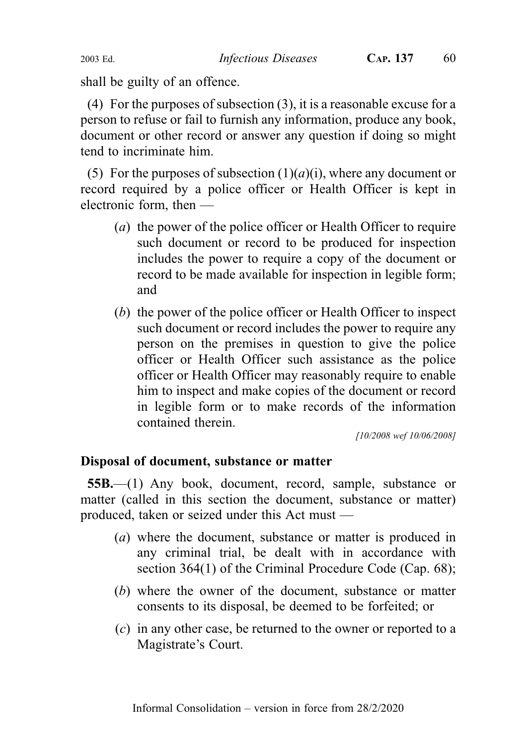shall be guilty of an offence.

(4) For the purposes of subsection (3), it is a reasonable excuse for a person to refuse or fail to furnish any information, produce any book, document or other record or answer any question if doing so might tend to incriminate him.

(5) For the purposes of subsection (1)(*a*)(i), where any document or record required by a police officer or Health Officer is kept in electronic form, then —

- (*a*) the power of the police officer or Health Officer to require such document or record to be produced for inspection includes the power to require a copy of the document or record to be made available for inspection in legible form; and
- (*b*) the power of the police officer or Health Officer to inspect such document or record includes the power to require any person on the premises in question to give the police officer or Health Officer such assistance as the police officer or Health Officer may reasonably require to enable him to inspect and make copies of the document or record in legible form or to make records of the information contained therein.

*[10/2008 wef 10/06/2008]*

### Disposal of document, substance or matter

**55B.**—(1) Any book, document, record, sample, substance or matter (called in this section the document, substance or matter) produced, taken or seized under this Act must —

- (*a*) where the document, substance or matter is produced in any criminal trial, be dealt with in accordance with section 364(1) of the Criminal Procedure Code (Cap. 68);
- (*b*) where the owner of the document, substance or matter consents to its disposal, be deemed to be forfeited; or
- (*c*) in any other case, be returned to the owner or reported to a Magistrate's Court.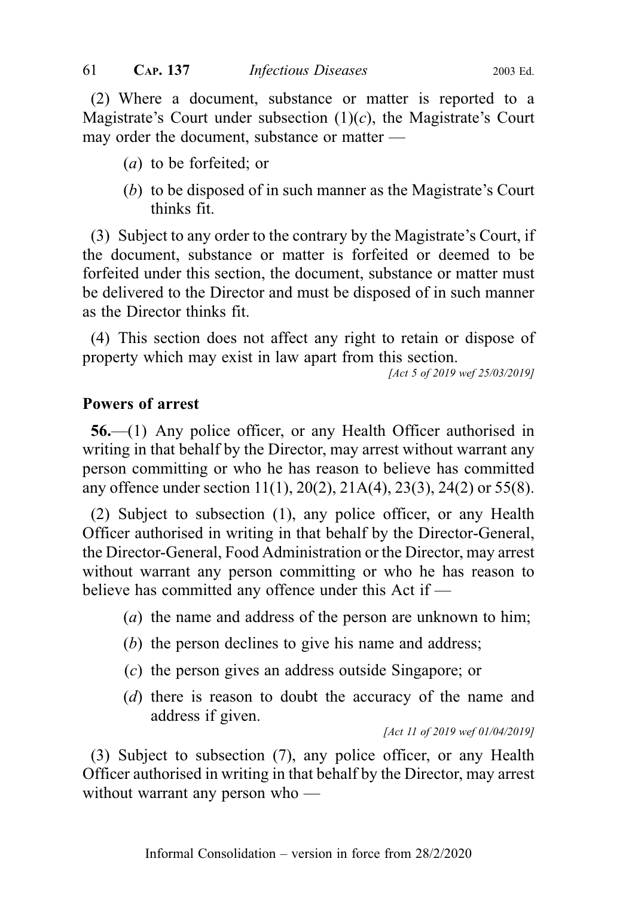(2) Where a document, substance or matter is reported to a Magistrate's Court under subsection (1)(*c*), the Magistrate's Court may order the document, substance or matter —

(*a*) to be forfeited; or

(*b*) to be disposed of in such manner as the Magistrate's Court thinks fit.

(3) Subject to any order to the contrary by the Magistrate's Court, if the document, substance or matter is forfeited or deemed to be forfeited under this section, the document, substance or matter must be delivered to the Director and must be disposed of in such manner as the Director thinks fit.

(4) This section does not affect any right to retain or dispose of property which may exist in law apart from this section.

*[Act 5 of 2019 wef 25/03/2019]*

**Powers of arrest**

**56.**—(1) Any police officer, or any Health Officer authorised in writing in that behalf by the Director, may arrest without warrant any person committing or who he has reason to believe has committed any offence under section 11(1), 20(2), 21A(4), 23(3), 24(2) or 55(8).

(2) Subject to subsection (1), any police officer, or any Health Officer authorised in writing in that behalf by the Director-General, the Director-General, Food Administration or the Director, may arrest without warrant any person committing or who he has reason to believe has committed any offence under this Act if —

(*a*) the name and address of the person are unknown to him;

(*b*) the person declines to give his name and address;

(*c*) the person gives an address outside Singapore; or

(*d*) there is reason to doubt the accuracy of the name and address if given.

*[Act 11 of 2019 wef 01/04/2019]*

(3) Subject to subsection (7), any police officer, or any Health Officer authorised in writing in that behalf by the Director, may arrest without warrant any person who —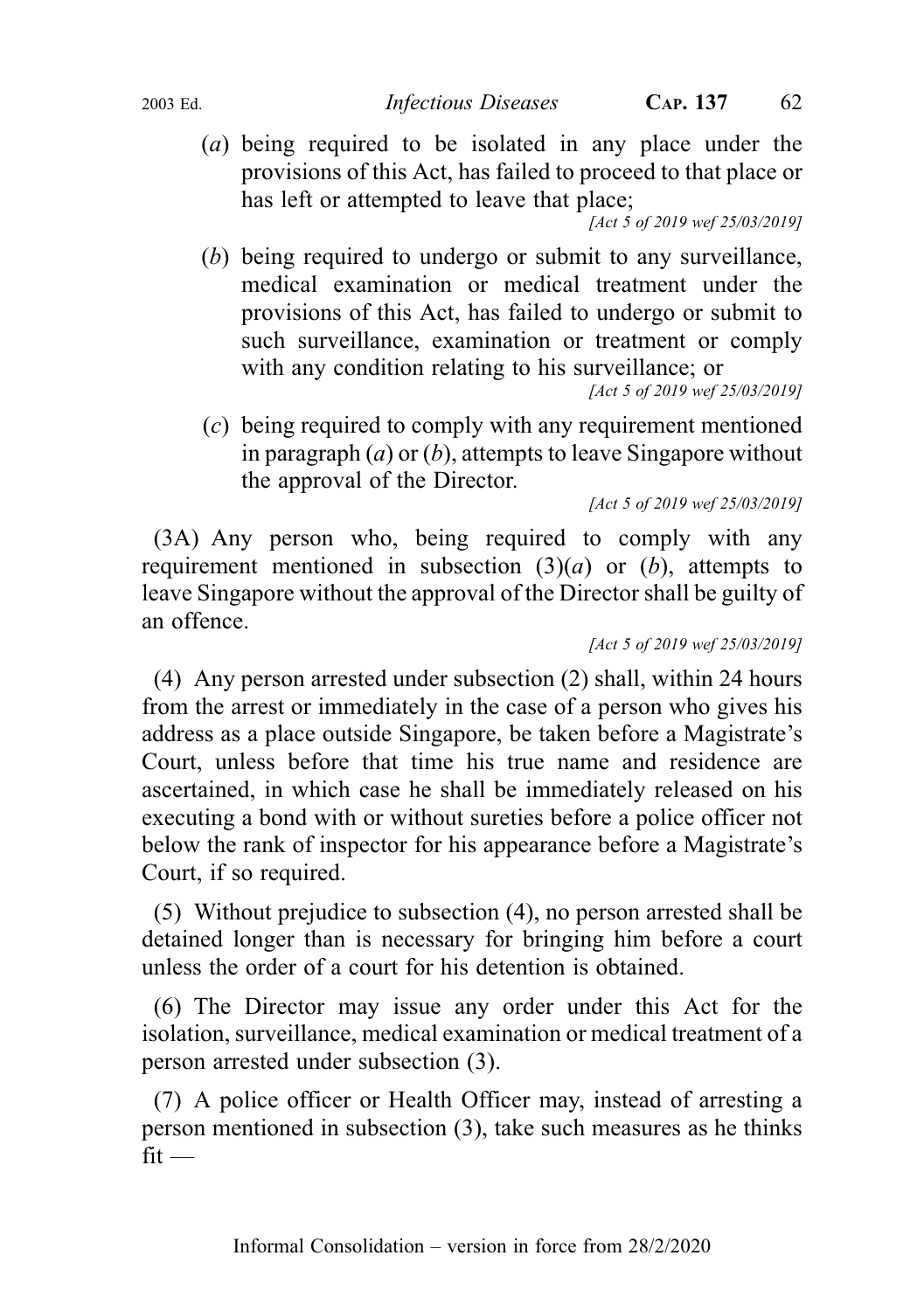(*a*) being required to be isolated in any place under the provisions of this Act, has failed to proceed to that place or has left or attempted to leave that place;

*[Act 5 of 2019 wef 25/03/2019]*

(*b*) being required to undergo or submit to any surveillance, medical examination or medical treatment under the provisions of this Act, has failed to undergo or submit to such surveillance, examination or treatment or comply with any condition relating to his surveillance; or

*[Act 5 of 2019 wef 25/03/2019]*

(*c*) being required to comply with any requirement mentioned in paragraph (*a*) or (*b*), attempts to leave Singapore without the approval of the Director.

*[Act 5 of 2019 wef 25/03/2019]*

(3A) Any person who, being required to comply with any requirement mentioned in subsection (3)(*a*) or (*b*), attempts to leave Singapore without the approval of the Director shall be guilty of an offence.

*[Act 5 of 2019 wef 25/03/2019]*

(4) Any person arrested under subsection (2) shall, within 24 hours from the arrest or immediately in the case of a person who gives his address as a place outside Singapore, be taken before a Magistrate's Court, unless before that time his true name and residence are ascertained, in which case he shall be immediately released on his executing a bond with or without sureties before a police officer not below the rank of inspector for his appearance before a Magistrate's Court, if so required.

(5) Without prejudice to subsection (4), no person arrested shall be detained longer than is necessary for bringing him before a court unless the order of a court for his detention is obtained.

(6) The Director may issue any order under this Act for the isolation, surveillance, medical examination or medical treatment of a person arrested under subsection (3).

(7) A police officer or Health Officer may, instead of arresting a person mentioned in subsection (3), take such measures as he thinks fit —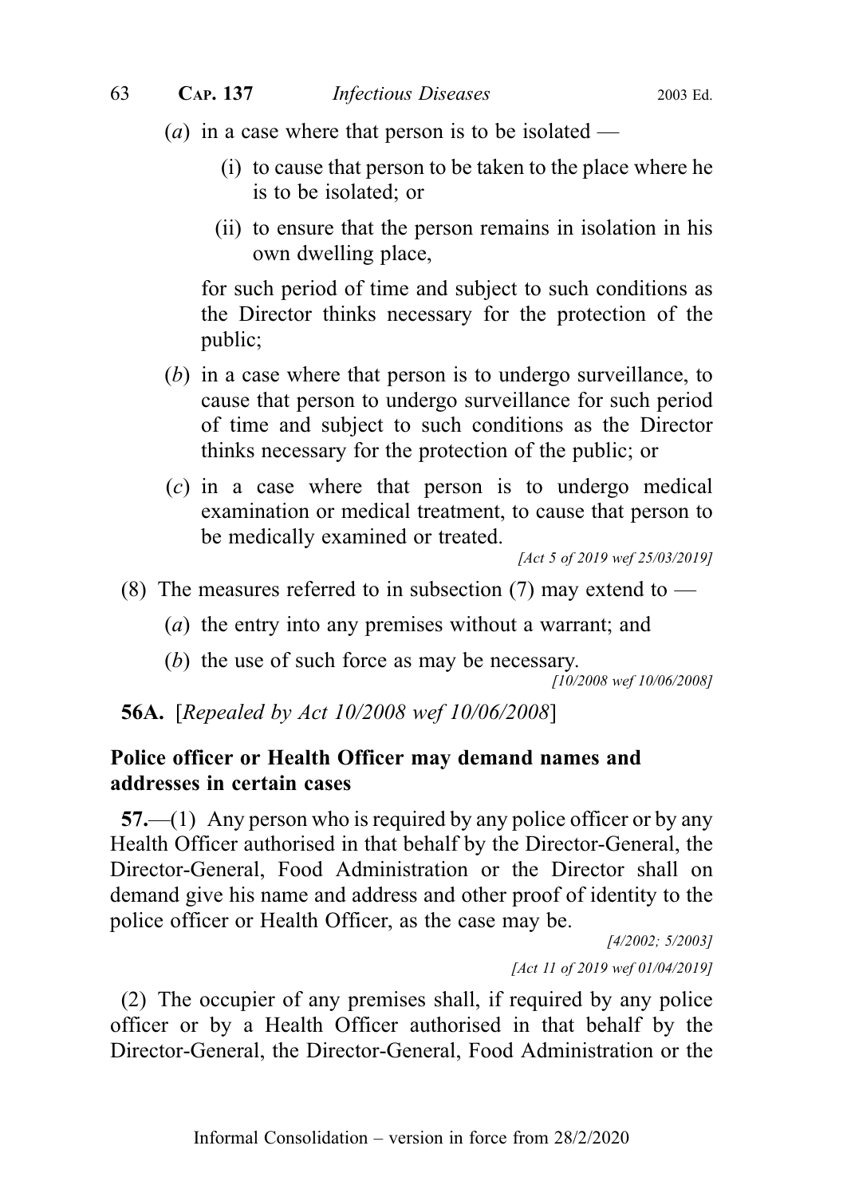(*a*) in a case where that person is to be isolated —

(i) to cause that person to be taken to the place where he is to be isolated; or

(ii) to ensure that the person remains in isolation in his own dwelling place,

for such period of time and subject to such conditions as the Director thinks necessary for the protection of the public;

(*b*) in a case where that person is to undergo surveillance, to cause that person to undergo surveillance for such period of time and subject to such conditions as the Director thinks necessary for the protection of the public; or

(*c*) in a case where that person is to undergo medical examination or medical treatment, to cause that person to be medically examined or treated.

*[Act 5 of 2019 wef 25/03/2019]*

(8) The measures referred to in subsection (7) may extend to —

(*a*) the entry into any premises without a warrant; and

(*b*) the use of such force as may be necessary.

*[10/2008 wef 10/06/2008]*

**56A.** [*Repealed by Act 10/2008 wef 10/06/2008*]

**Police officer or Health Officer may demand names and addresses in certain cases**

**57.**—(1) Any person who is required by any police officer or by any Health Officer authorised in that behalf by the Director-General, the Director-General, Food Administration or the Director shall on demand give his name and address and other proof of identity to the police officer or Health Officer, as the case may be.

*[4/2002; 5/2003]*

*[Act 11 of 2019 wef 01/04/2019]*

(2) The occupier of any premises shall, if required by any police officer or by a Health Officer authorised in that behalf by the Director-General, the Director-General, Food Administration or the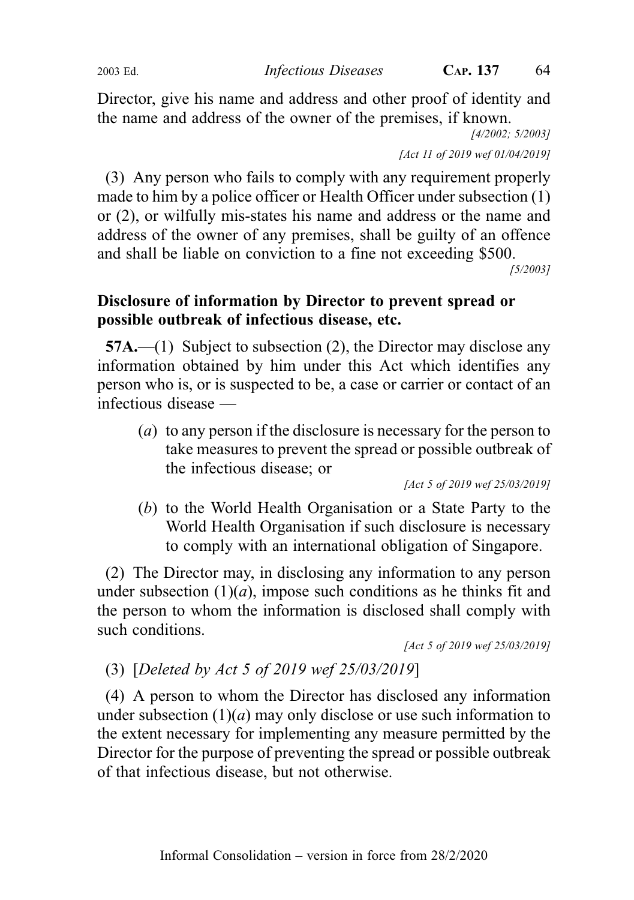Director, give his name and address and other proof of identity and the name and address of the owner of the premises, if known.

[4/2002; 5/2003]

[Act 11 of 2019 wef 01/04/2019]

(3) Any person who fails to comply with any requirement properly made to him by a police officer or Health Officer under subsection (1) or (2), or wilfully mis-states his name and address or the name and address of the owner of any premises, shall be guilty of an offence and shall be liable on conviction to a fine not exceeding $500.

[5/2003]

**Disclosure of information by Director to prevent spread or possible outbreak of infectious disease, etc.**

**57A.**—(1) Subject to subsection (2), the Director may disclose any information obtained by him under this Act which identifies any person who is, or is suspected to be, a case or carrier or contact of an infectious disease —

(*a*) to any person if the disclosure is necessary for the person to take measures to prevent the spread or possible outbreak of the infectious disease; or

[Act 5 of 2019 wef 25/03/2019]

(*b*) to the World Health Organisation or a State Party to the World Health Organisation if such disclosure is necessary to comply with an international obligation of Singapore.

(2) The Director may, in disclosing any information to any person under subsection (1)(*a*), impose such conditions as he thinks fit and the person to whom the information is disclosed shall comply with such conditions.

[Act 5 of 2019 wef 25/03/2019]

(3) [*Deleted by Act 5 of 2019 wef 25/03/2019*]

(4) A person to whom the Director has disclosed any information under subsection (1)(*a*) may only disclose or use such information to the extent necessary for implementing any measure permitted by the Director for the purpose of preventing the spread or possible outbreak of that infectious disease, but not otherwise.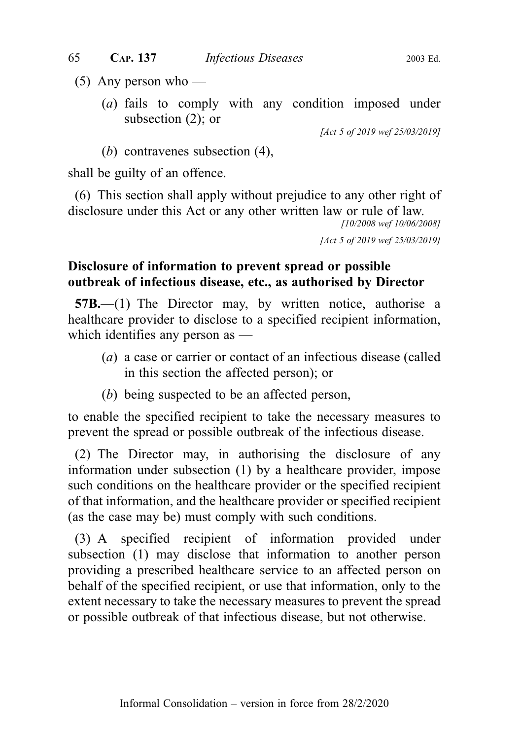(5) Any person who —

(*a*) fails to comply with any condition imposed under subsection (2); or

*[Act 5 of 2019 wef 25/03/2019]*

(*b*) contravenes subsection (4),

shall be guilty of an offence.

(6) This section shall apply without prejudice to any other right of disclosure under this Act or any other written law or rule of law.

*[10/2008 wef 10/06/2008]*

*[Act 5 of 2019 wef 25/03/2019]*

**Disclosure of information to prevent spread or possible outbreak of infectious disease, etc., as authorised by Director**

**57B.**—(1) The Director may, by written notice, authorise a healthcare provider to disclose to a specified recipient information, which identifies any person as —

(*a*) a case or carrier or contact of an infectious disease (called in this section the affected person); or

(*b*) being suspected to be an affected person,

to enable the specified recipient to take the necessary measures to prevent the spread or possible outbreak of the infectious disease.

(2) The Director may, in authorising the disclosure of any information under subsection (1) by a healthcare provider, impose such conditions on the healthcare provider or the specified recipient of that information, and the healthcare provider or specified recipient (as the case may be) must comply with such conditions.

(3) A specified recipient of information provided under subsection (1) may disclose that information to another person providing a prescribed healthcare service to an affected person on behalf of the specified recipient, or use that information, only to the extent necessary to take the necessary measures to prevent the spread or possible outbreak of that infectious disease, but not otherwise.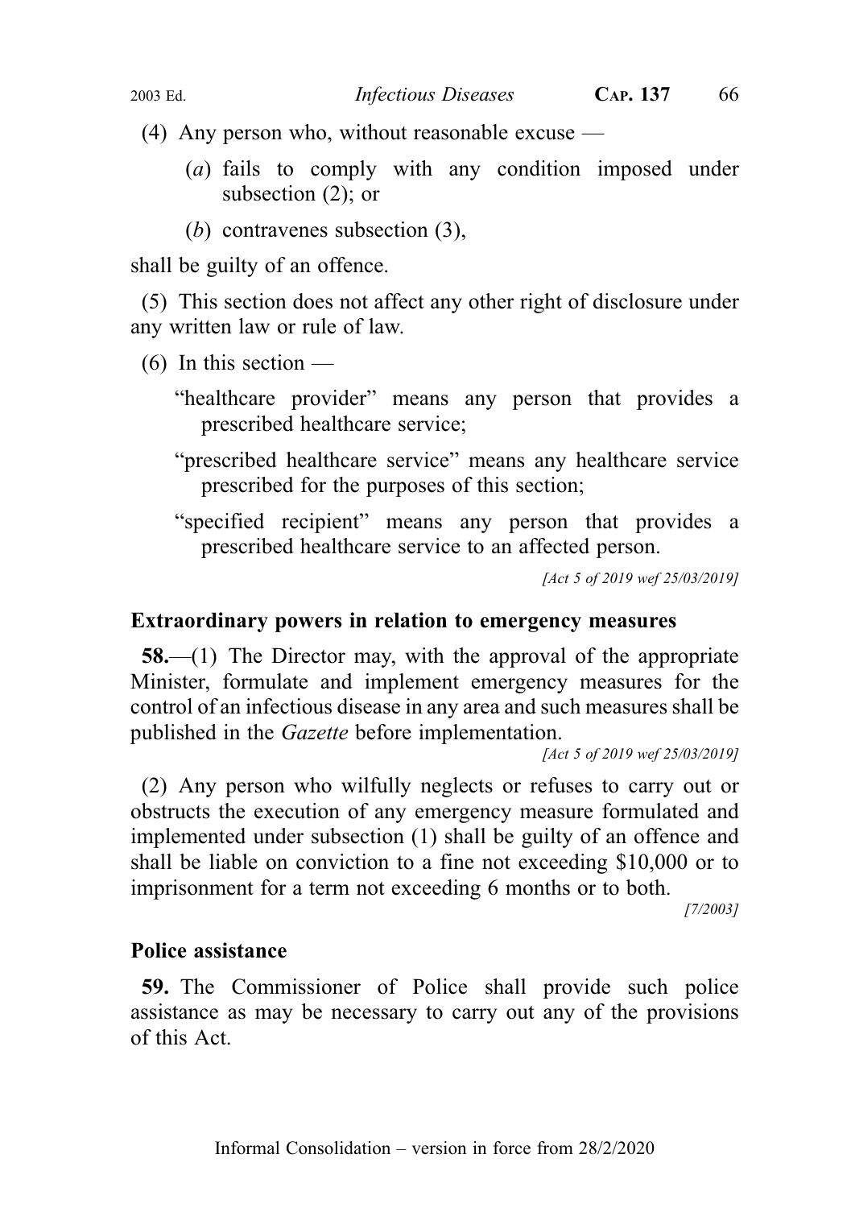(4) Any person who, without reasonable excuse —

(*a*) fails to comply with any condition imposed under subsection (2); or

(*b*) contravenes subsection (3),

shall be guilty of an offence.

(5) This section does not affect any other right of disclosure under any written law or rule of law.

(6) In this section —

"healthcare provider" means any person that provides a prescribed healthcare service;

"prescribed healthcare service" means any healthcare service prescribed for the purposes of this section;

"specified recipient" means any person that provides a prescribed healthcare service to an affected person.

*[Act 5 of 2019 wef 25/03/2019]*

### Extraordinary powers in relation to emergency measures

**58.**—(1) The Director may, with the approval of the appropriate Minister, formulate and implement emergency measures for the control of an infectious disease in any area and such measures shall be published in the *Gazette* before implementation.

*[Act 5 of 2019 wef 25/03/2019]*

(2) Any person who wilfully neglects or refuses to carry out or obstructs the execution of any emergency measure formulated and implemented under subsection (1) shall be guilty of an offence and shall be liable on conviction to a fine not exceeding $10,000 or to imprisonment for a term not exceeding 6 months or to both.

*[7/2003]*

### Police assistance

**59.** The Commissioner of Police shall provide such police assistance as may be necessary to carry out any of the provisions of this Act.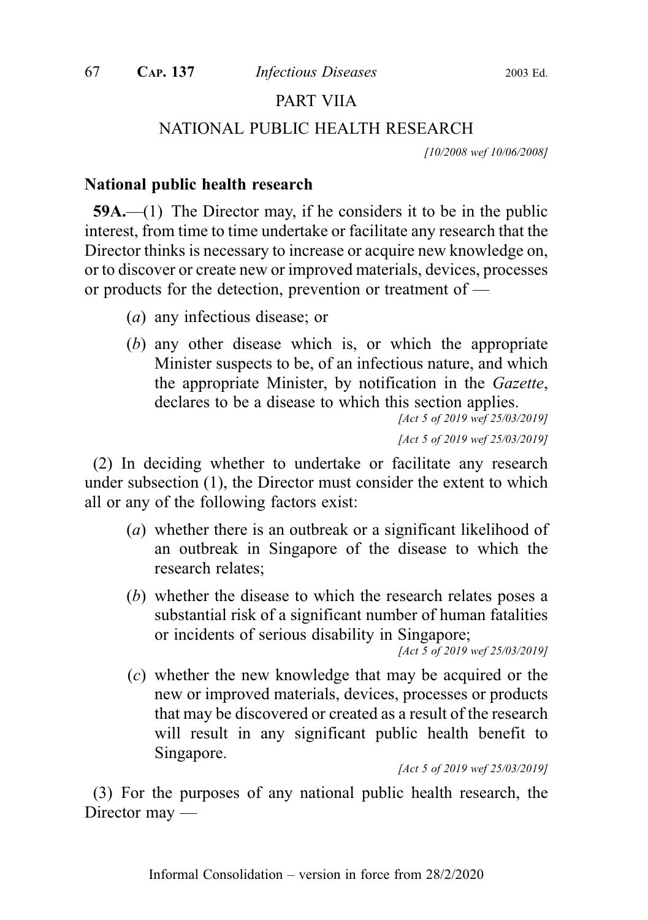## PART VIIA

## NATIONAL PUBLIC HEALTH RESEARCH

[10/2008 wef 10/06/2008]

### National public health research

**59A.**—(1) The Director may, if he considers it to be in the public interest, from time to time undertake or facilitate any research that the Director thinks is necessary to increase or acquire new knowledge on, or to discover or create new or improved materials, devices, processes or products for the detection, prevention or treatment of —

- (*a*) any infectious disease; or
- (*b*) any other disease which is, or which the appropriate Minister suspects to be, of an infectious nature, and which the appropriate Minister, by notification in the *Gazette*, declares to be a disease to which this section applies.

[Act 5 of 2019 wef 25/03/2019]

[Act 5 of 2019 wef 25/03/2019]

(2) In deciding whether to undertake or facilitate any research under subsection (1), the Director must consider the extent to which all or any of the following factors exist:

- (*a*) whether there is an outbreak or a significant likelihood of an outbreak in Singapore of the disease to which the research relates;
- (*b*) whether the disease to which the research relates poses a substantial risk of a significant number of human fatalities or incidents of serious disability in Singapore;

[Act 5 of 2019 wef 25/03/2019]

- (*c*) whether the new knowledge that may be acquired or the new or improved materials, devices, processes or products that may be discovered or created as a result of the research will result in any significant public health benefit to Singapore.

[Act 5 of 2019 wef 25/03/2019]

(3) For the purposes of any national public health research, the Director may —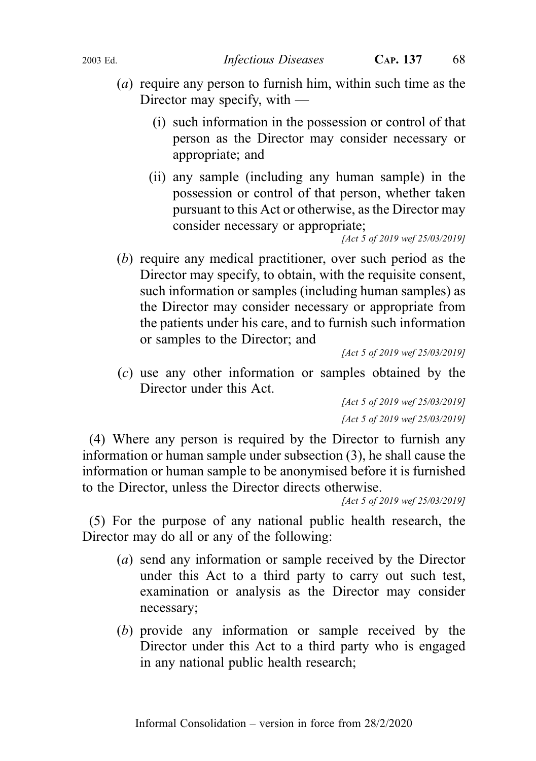(*a*) require any person to furnish him, within such time as the Director may specify, with —

(i) such information in the possession or control of that person as the Director may consider necessary or appropriate; and

(ii) any sample (including any human sample) in the possession or control of that person, whether taken pursuant to this Act or otherwise, as the Director may consider necessary or appropriate;

*[Act 5 of 2019 wef 25/03/2019]*

(*b*) require any medical practitioner, over such period as the Director may specify, to obtain, with the requisite consent, such information or samples (including human samples) as the Director may consider necessary or appropriate from the patients under his care, and to furnish such information or samples to the Director; and

*[Act 5 of 2019 wef 25/03/2019]*

(*c*) use any other information or samples obtained by the Director under this Act.

*[Act 5 of 2019 wef 25/03/2019]*

*[Act 5 of 2019 wef 25/03/2019]*

(4) Where any person is required by the Director to furnish any information or human sample under subsection (3), he shall cause the information or human sample to be anonymised before it is furnished to the Director, unless the Director directs otherwise.

*[Act 5 of 2019 wef 25/03/2019]*

(5) For the purpose of any national public health research, the Director may do all or any of the following:

(*a*) send any information or sample received by the Director under this Act to a third party to carry out such test, examination or analysis as the Director may consider necessary;

(*b*) provide any information or sample received by the Director under this Act to a third party who is engaged in any national public health research;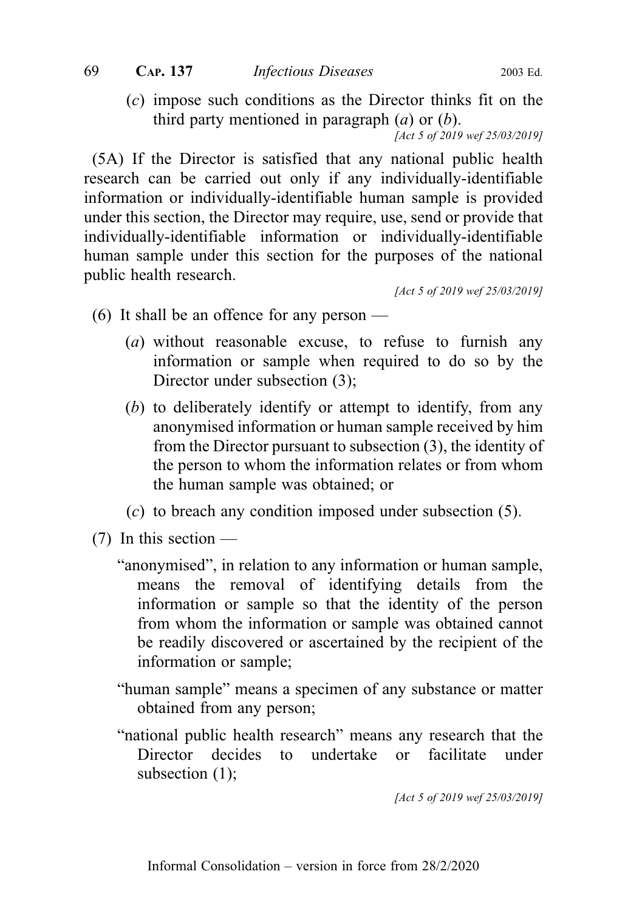(*c*) impose such conditions as the Director thinks fit on the third party mentioned in paragraph (*a*) or (*b*).

*[Act 5 of 2019 wef 25/03/2019]*

(5A) If the Director is satisfied that any national public health research can be carried out only if any individually-identifiable information or individually-identifiable human sample is provided under this section, the Director may require, use, send or provide that individually-identifiable information or individually-identifiable human sample under this section for the purposes of the national public health research.

*[Act 5 of 2019 wef 25/03/2019]*

(6) It shall be an offence for any person —

(*a*) without reasonable excuse, to refuse to furnish any information or sample when required to do so by the Director under subsection (3);

(*b*) to deliberately identify or attempt to identify, from any anonymised information or human sample received by him from the Director pursuant to subsection (3), the identity of the person to whom the information relates or from whom the human sample was obtained; or

(*c*) to breach any condition imposed under subsection (5).

(7) In this section —

"anonymised", in relation to any information or human sample, means the removal of identifying details from the information or sample so that the identity of the person from whom the information or sample was obtained cannot be readily discovered or ascertained by the recipient of the information or sample;

"human sample" means a specimen of any substance or matter obtained from any person;

"national public health research" means any research that the Director decides to undertake or facilitate under subsection (1);

*[Act 5 of 2019 wef 25/03/2019]*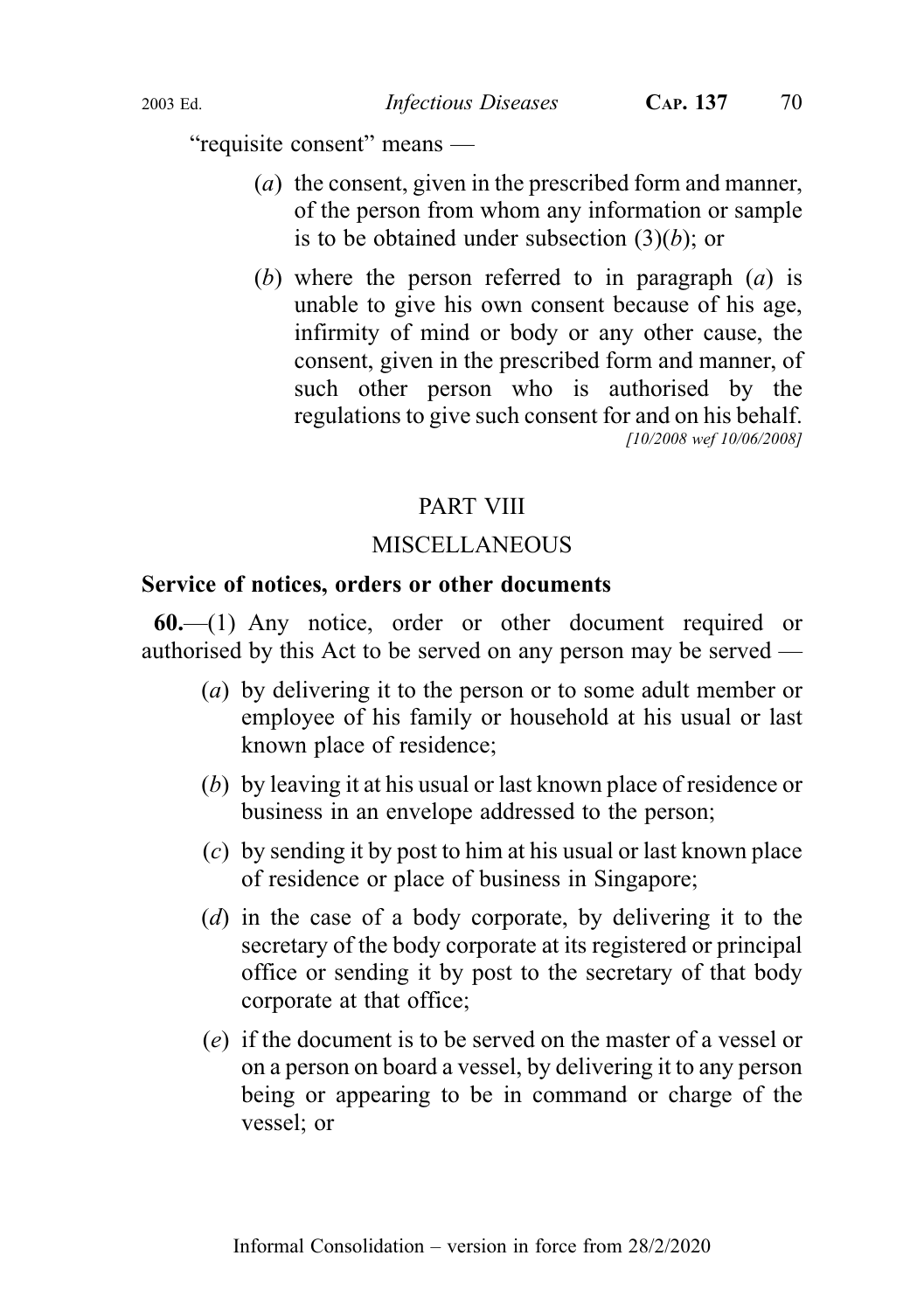"requisite consent" means —

(*a*) the consent, given in the prescribed form and manner, of the person from whom any information or sample is to be obtained under subsection (3)(*b*); or

(*b*) where the person referred to in paragraph (*a*) is unable to give his own consent because of his age, infirmity of mind or body or any other cause, the consent, given in the prescribed form and manner, of such other person who is authorised by the regulations to give such consent for and on his behalf.
*[10/2008 wef 10/06/2008]*

## PART VIII

## MISCELLANEOUS

### Service of notices, orders or other documents

**60.**—(1) Any notice, order or other document required or authorised by this Act to be served on any person may be served —

(*a*) by delivering it to the person or to some adult member or employee of his family or household at his usual or last known place of residence;

(*b*) by leaving it at his usual or last known place of residence or business in an envelope addressed to the person;

(*c*) by sending it by post to him at his usual or last known place of residence or place of business in Singapore;

(*d*) in the case of a body corporate, by delivering it to the secretary of the body corporate at its registered or principal office or sending it by post to the secretary of that body corporate at that office;

(*e*) if the document is to be served on the master of a vessel or on a person on board a vessel, by delivering it to any person being or appearing to be in command or charge of the vessel; or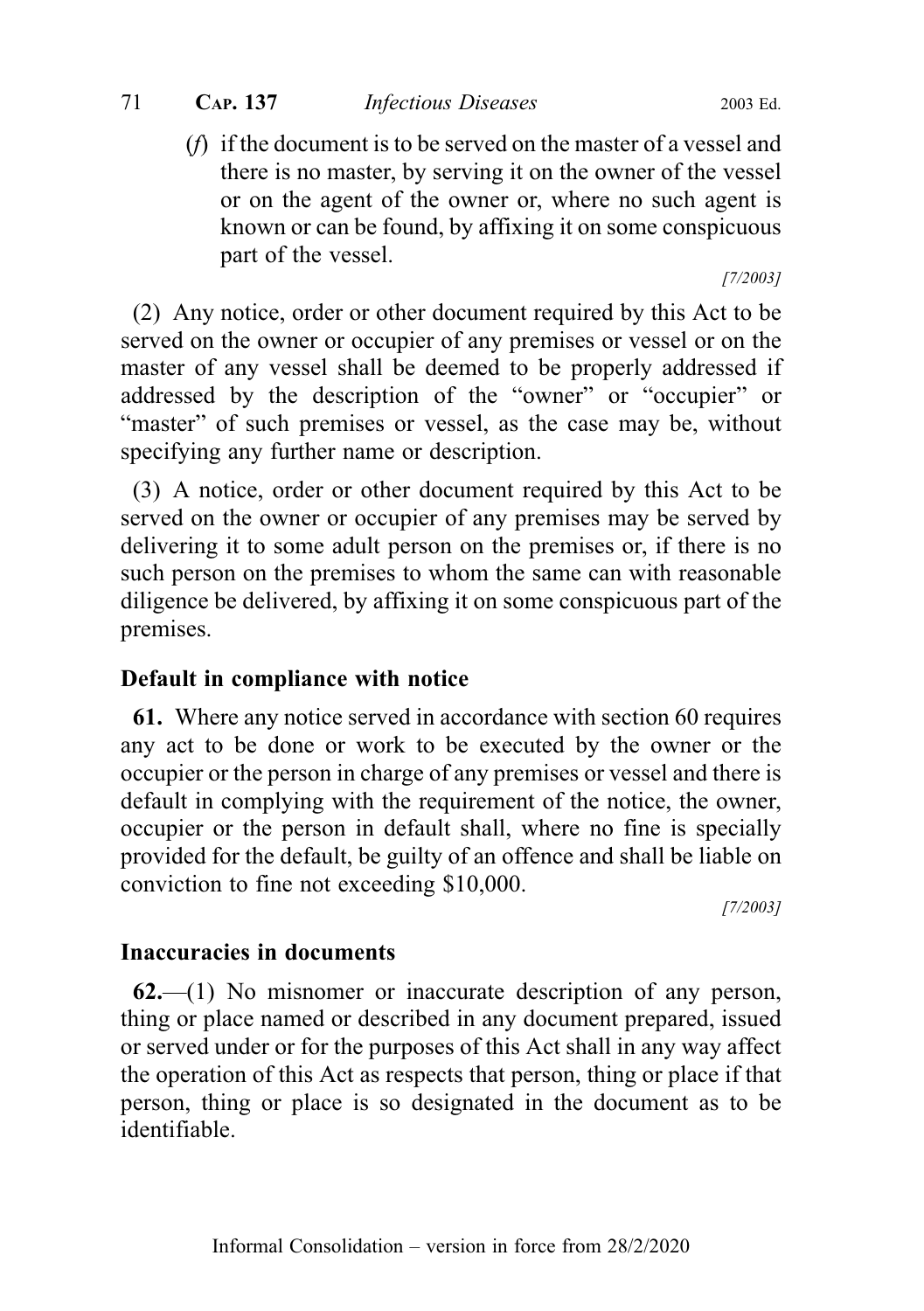(*f*) if the document is to be served on the master of a vessel and there is no master, by serving it on the owner of the vessel or on the agent of the owner or, where no such agent is known or can be found, by affixing it on some conspicuous part of the vessel.

[7/2003]

(2) Any notice, order or other document required by this Act to be served on the owner or occupier of any premises or vessel or on the master of any vessel shall be deemed to be properly addressed if addressed by the description of the "owner" or "occupier" or "master" of such premises or vessel, as the case may be, without specifying any further name or description.

(3) A notice, order or other document required by this Act to be served on the owner or occupier of any premises may be served by delivering it to some adult person on the premises or, if there is no such person on the premises to whom the same can with reasonable diligence be delivered, by affixing it on some conspicuous part of the premises.

### Default in compliance with notice

**61.** Where any notice served in accordance with section 60 requires any act to be done or work to be executed by the owner or the occupier or the person in charge of any premises or vessel and there is default in complying with the requirement of the notice, the owner, occupier or the person in default shall, where no fine is specially provided for the default, be guilty of an offence and shall be liable on conviction to fine not exceeding $10,000.

[7/2003]

### Inaccuracies in documents

**62.**—(1) No misnomer or inaccurate description of any person, thing or place named or described in any document prepared, issued or served under or for the purposes of this Act shall in any way affect the operation of this Act as respects that person, thing or place if that person, thing or place is so designated in the document as to be identifiable.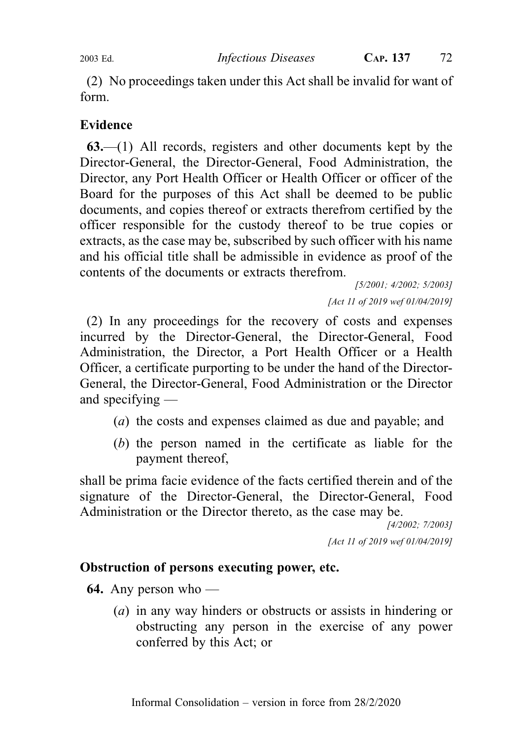(2) No proceedings taken under this Act shall be invalid for want of form.

**Evidence**

**63.**—(1) All records, registers and other documents kept by the Director-General, the Director-General, Food Administration, the Director, any Port Health Officer or Health Officer or officer of the Board for the purposes of this Act shall be deemed to be public documents, and copies thereof or extracts therefrom certified by the officer responsible for the custody thereof to be true copies or extracts, as the case may be, subscribed by such officer with his name and his official title shall be admissible in evidence as proof of the contents of the documents or extracts therefrom.

*[5/2001; 4/2002; 5/2003]*

*[Act 11 of 2019 wef 01/04/2019]*

(2) In any proceedings for the recovery of costs and expenses incurred by the Director-General, the Director-General, Food Administration, the Director, a Port Health Officer or a Health Officer, a certificate purporting to be under the hand of the Director-General, the Director-General, Food Administration or the Director and specifying —

(*a*) the costs and expenses claimed as due and payable; and

(*b*) the person named in the certificate as liable for the payment thereof,

shall be prima facie evidence of the facts certified therein and of the signature of the Director-General, the Director-General, Food Administration or the Director thereto, as the case may be.

*[4/2002; 7/2003]*

*[Act 11 of 2019 wef 01/04/2019]*

**Obstruction of persons executing power, etc.**

**64.** Any person who —

(*a*) in any way hinders or obstructs or assists in hindering or obstructing any person in the exercise of any power conferred by this Act; or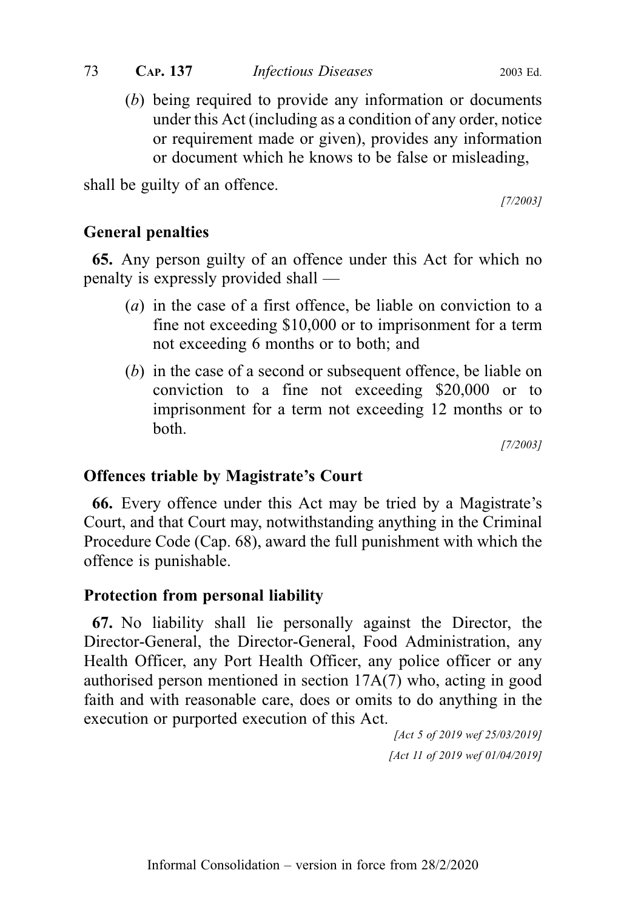(*b*) being required to provide any information or documents under this Act (including as a condition of any order, notice or requirement made or given), provides any information or document which he knows to be false or misleading,

shall be guilty of an offence.

*[7/2003]*

### General penalties

**65.** Any person guilty of an offence under this Act for which no penalty is expressly provided shall —

(*a*) in the case of a first offence, be liable on conviction to a fine not exceeding $10,000 or to imprisonment for a term not exceeding 6 months or to both; and

(*b*) in the case of a second or subsequent offence, be liable on conviction to a fine not exceeding $20,000 or to imprisonment for a term not exceeding 12 months or to both.

*[7/2003]*

### Offences triable by Magistrate's Court

**66.** Every offence under this Act may be tried by a Magistrate's Court, and that Court may, notwithstanding anything in the Criminal Procedure Code (Cap. 68), award the full punishment with which the offence is punishable.

### Protection from personal liability

**67.** No liability shall lie personally against the Director, the Director-General, the Director-General, Food Administration, any Health Officer, any Port Health Officer, any police officer or any authorised person mentioned in section 17A(7) who, acting in good faith and with reasonable care, does or omits to do anything in the execution or purported execution of this Act.

*[Act 5 of 2019 wef 25/03/2019]*
*[Act 11 of 2019 wef 01/04/2019]*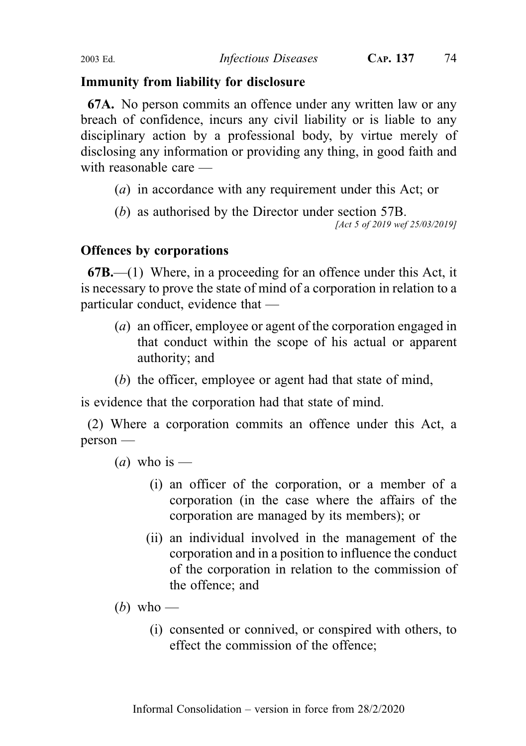**Immunity from liability for disclosure**

**67A.** No person commits an offence under any written law or any breach of confidence, incurs any civil liability or is liable to any disciplinary action by a professional body, by virtue merely of disclosing any information or providing any thing, in good faith and with reasonable care —

(*a*) in accordance with any requirement under this Act; or

(*b*) as authorised by the Director under section 57B.

*[Act 5 of 2019 wef 25/03/2019]*

**Offences by corporations**

**67B.**—(1) Where, in a proceeding for an offence under this Act, it is necessary to prove the state of mind of a corporation in relation to a particular conduct, evidence that —

(*a*) an officer, employee or agent of the corporation engaged in that conduct within the scope of his actual or apparent authority; and

(*b*) the officer, employee or agent had that state of mind,

is evidence that the corporation had that state of mind.

(2) Where a corporation commits an offence under this Act, a person —

(*a*) who is —

(i) an officer of the corporation, or a member of a corporation (in the case where the affairs of the corporation are managed by its members); or

(ii) an individual involved in the management of the corporation and in a position to influence the conduct of the corporation in relation to the commission of the offence; and

(*b*) who —

(i) consented or connived, or conspired with others, to effect the commission of the offence;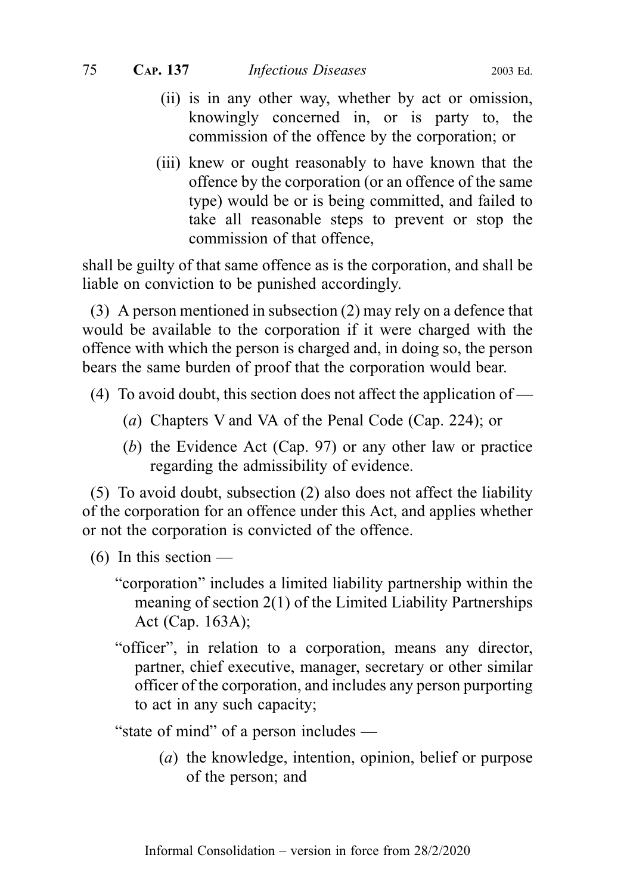(ii) is in any other way, whether by act or omission, knowingly concerned in, or is party to, the commission of the offence by the corporation; or

(iii) knew or ought reasonably to have known that the offence by the corporation (or an offence of the same type) would be or is being committed, and failed to take all reasonable steps to prevent or stop the commission of that offence,

shall be guilty of that same offence as is the corporation, and shall be liable on conviction to be punished accordingly.

(3) A person mentioned in subsection (2) may rely on a defence that would be available to the corporation if it were charged with the offence with which the person is charged and, in doing so, the person bears the same burden of proof that the corporation would bear.

(4) To avoid doubt, this section does not affect the application of —

(*a*) Chapters V and VA of the Penal Code (Cap. 224); or

(*b*) the Evidence Act (Cap. 97) or any other law or practice regarding the admissibility of evidence.

(5) To avoid doubt, subsection (2) also does not affect the liability of the corporation for an offence under this Act, and applies whether or not the corporation is convicted of the offence.

(6) In this section —

"corporation" includes a limited liability partnership within the meaning of section 2(1) of the Limited Liability Partnerships Act (Cap. 163A);

"officer", in relation to a corporation, means any director, partner, chief executive, manager, secretary or other similar officer of the corporation, and includes any person purporting to act in any such capacity;

"state of mind" of a person includes —

(*a*) the knowledge, intention, opinion, belief or purpose of the person; and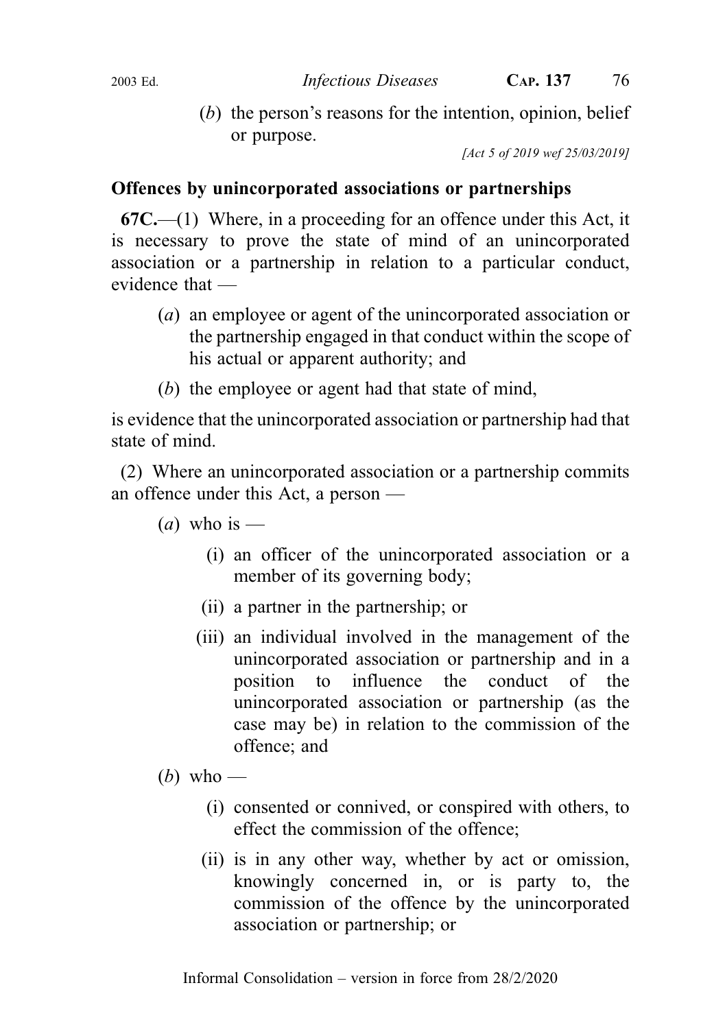(*b*) the person's reasons for the intention, opinion, belief or purpose.

[Act 5 of 2019 wef 25/03/2019]

**Offences by unincorporated associations or partnerships**

**67C.**—(1) Where, in a proceeding for an offence under this Act, it is necessary to prove the state of mind of an unincorporated association or a partnership in relation to a particular conduct, evidence that —

(*a*) an employee or agent of the unincorporated association or the partnership engaged in that conduct within the scope of his actual or apparent authority; and

(*b*) the employee or agent had that state of mind,

is evidence that the unincorporated association or partnership had that state of mind.

(2) Where an unincorporated association or a partnership commits an offence under this Act, a person —

(*a*) who is —

(i) an officer of the unincorporated association or a member of its governing body;

(ii) a partner in the partnership; or

(iii) an individual involved in the management of the unincorporated association or partnership and in a position to influence the conduct of the unincorporated association or partnership (as the case may be) in relation to the commission of the offence; and

(*b*) who —

(i) consented or connived, or conspired with others, to effect the commission of the offence;

(ii) is in any other way, whether by act or omission, knowingly concerned in, or is party to, the commission of the offence by the unincorporated association or partnership; or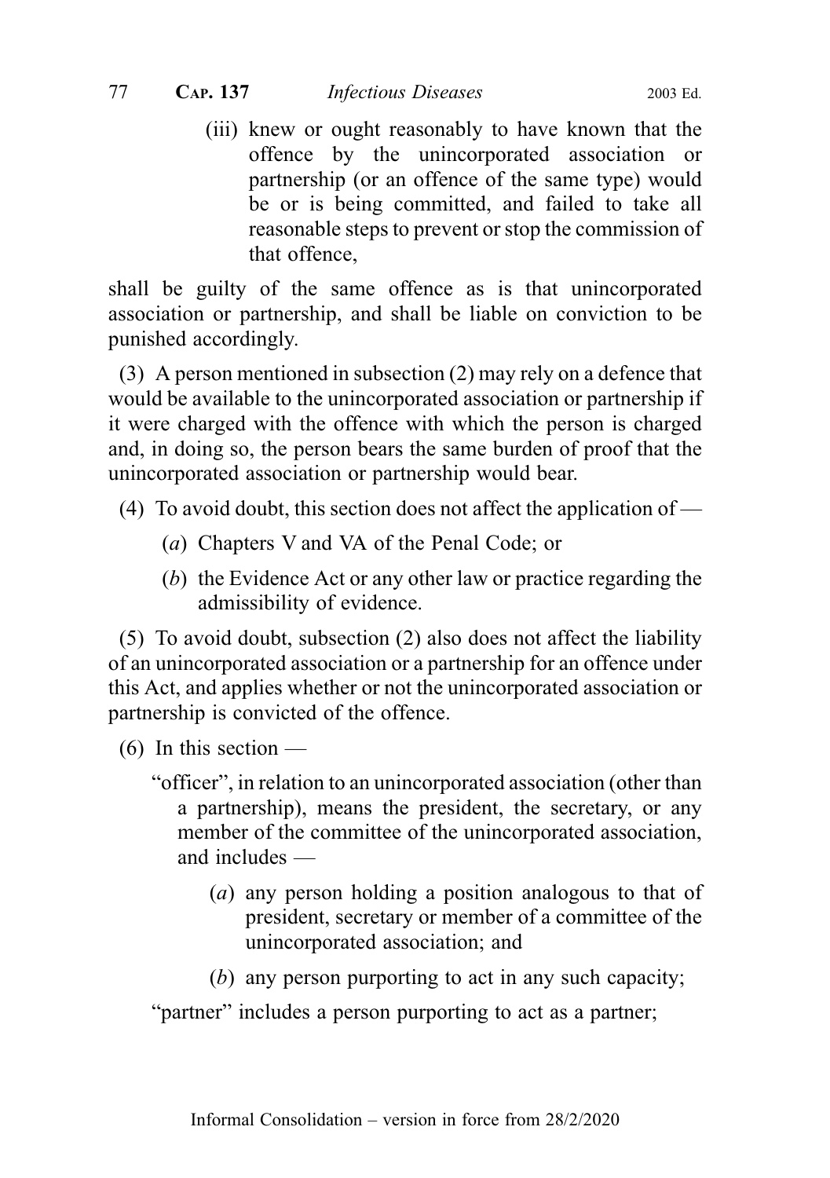(iii) knew or ought reasonably to have known that the offence by the unincorporated association or partnership (or an offence of the same type) would be or is being committed, and failed to take all reasonable steps to prevent or stop the commission of that offence,

shall be guilty of the same offence as is that unincorporated association or partnership, and shall be liable on conviction to be punished accordingly.

(3) A person mentioned in subsection (2) may rely on a defence that would be available to the unincorporated association or partnership if it were charged with the offence with which the person is charged and, in doing so, the person bears the same burden of proof that the unincorporated association or partnership would bear.

(4) To avoid doubt, this section does not affect the application of —

(*a*) Chapters V and VA of the Penal Code; or

(*b*) the Evidence Act or any other law or practice regarding the admissibility of evidence.

(5) To avoid doubt, subsection (2) also does not affect the liability of an unincorporated association or a partnership for an offence under this Act, and applies whether or not the unincorporated association or partnership is convicted of the offence.

(6) In this section —

"officer", in relation to an unincorporated association (other than a partnership), means the president, the secretary, or any member of the committee of the unincorporated association, and includes —

(*a*) any person holding a position analogous to that of president, secretary or member of a committee of the unincorporated association; and

(*b*) any person purporting to act in any such capacity;

"partner" includes a person purporting to act as a partner;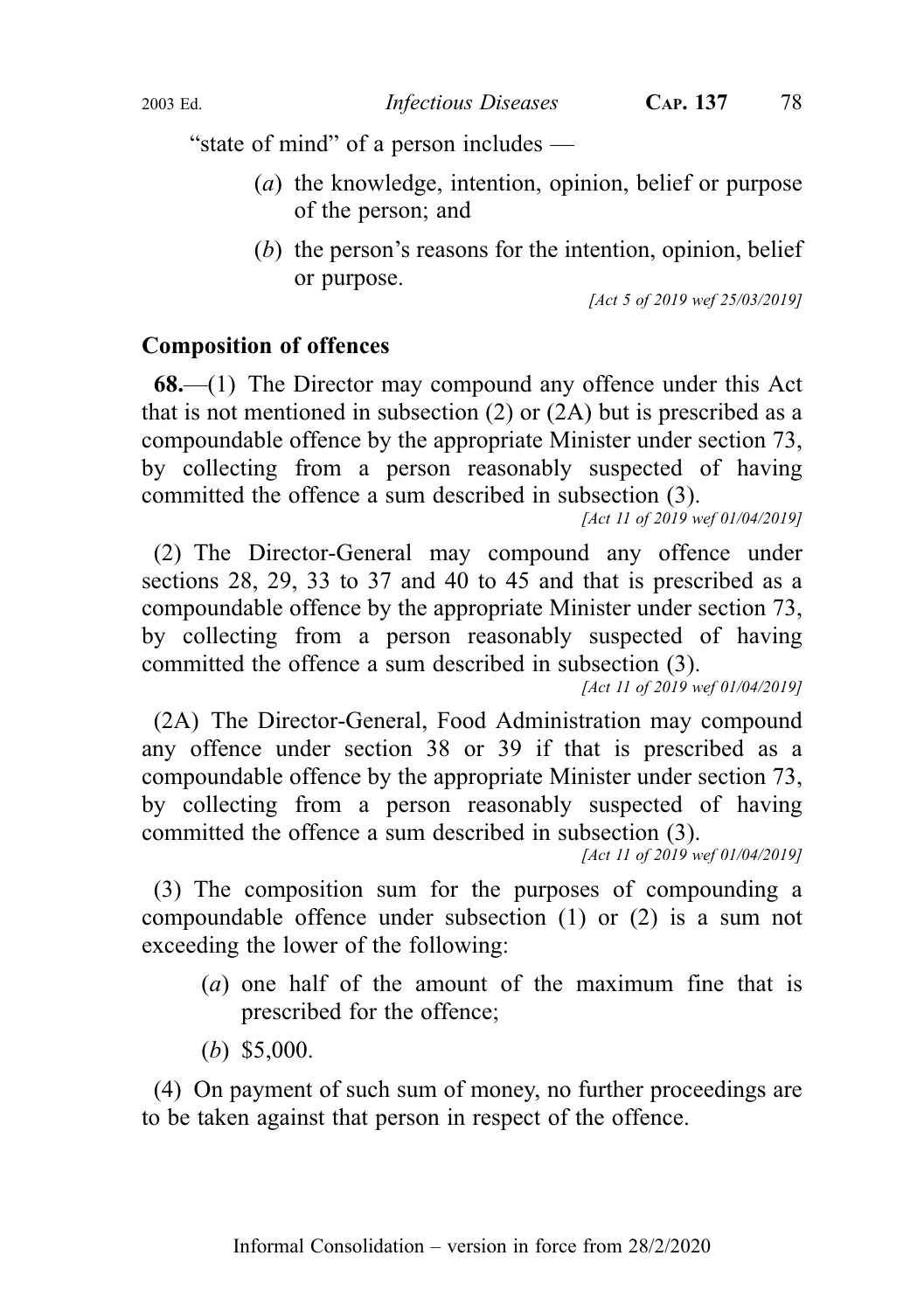"state of mind" of a person includes —

(*a*) the knowledge, intention, opinion, belief or purpose of the person; and

(*b*) the person's reasons for the intention, opinion, belief or purpose.

*[Act 5 of 2019 wef 25/03/2019]*

**Composition of offences**

**68.**—(1) The Director may compound any offence under this Act that is not mentioned in subsection (2) or (2A) but is prescribed as a compoundable offence by the appropriate Minister under section 73, by collecting from a person reasonably suspected of having committed the offence a sum described in subsection (3).

*[Act 11 of 2019 wef 01/04/2019]*

(2) The Director-General may compound any offence under sections 28, 29, 33 to 37 and 40 to 45 and that is prescribed as a compoundable offence by the appropriate Minister under section 73, by collecting from a person reasonably suspected of having committed the offence a sum described in subsection (3).

*[Act 11 of 2019 wef 01/04/2019]*

(2A) The Director-General, Food Administration may compound any offence under section 38 or 39 if that is prescribed as a compoundable offence by the appropriate Minister under section 73, by collecting from a person reasonably suspected of having committed the offence a sum described in subsection (3).

*[Act 11 of 2019 wef 01/04/2019]*

(3) The composition sum for the purposes of compounding a compoundable offence under subsection (1) or (2) is a sum not exceeding the lower of the following:

(*a*) one half of the amount of the maximum fine that is prescribed for the offence;

(*b*) $5,000.

(4) On payment of such sum of money, no further proceedings are to be taken against that person in respect of the offence.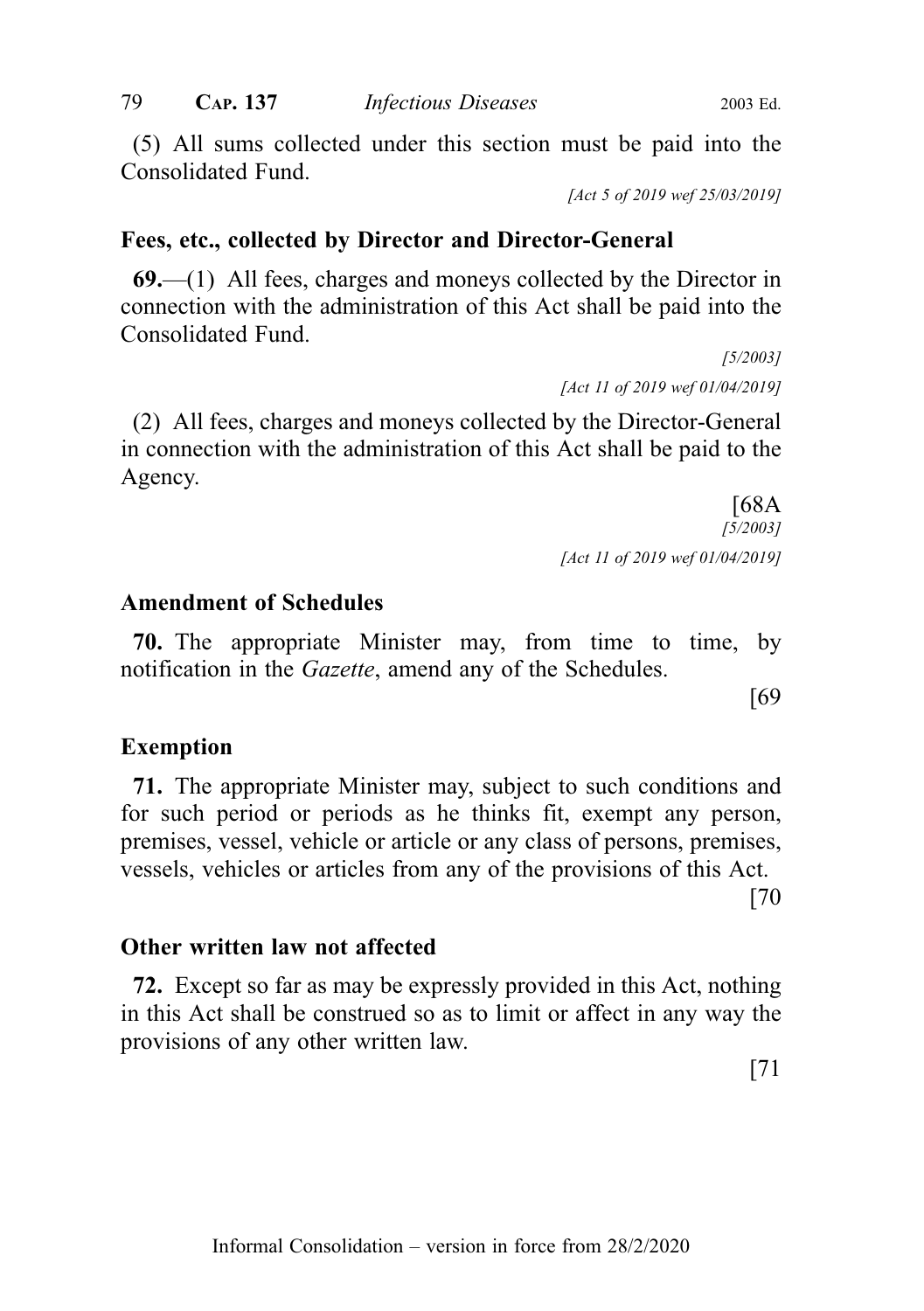(5) All sums collected under this section must be paid into the Consolidated Fund.

*[Act 5 of 2019 wef 25/03/2019]*

**Fees, etc., collected by Director and Director-General**

**69.**—(1) All fees, charges and moneys collected by the Director in connection with the administration of this Act shall be paid into the Consolidated Fund.

*[5/2003]*

*[Act 11 of 2019 wef 01/04/2019]*

(2) All fees, charges and moneys collected by the Director-General in connection with the administration of this Act shall be paid to the Agency.

[68A

*[5/2003]*

*[Act 11 of 2019 wef 01/04/2019]*

**Amendment of Schedules**

**70.** The appropriate Minister may, from time to time, by notification in the *Gazette*, amend any of the Schedules.

[69

**Exemption**

**71.** The appropriate Minister may, subject to such conditions and for such period or periods as he thinks fit, exempt any person, premises, vessel, vehicle or article or any class of persons, premises, vessels, vehicles or articles from any of the provisions of this Act.

[70

**Other written law not affected**

**72.** Except so far as may be expressly provided in this Act, nothing in this Act shall be construed so as to limit or affect in any way the provisions of any other written law.

[71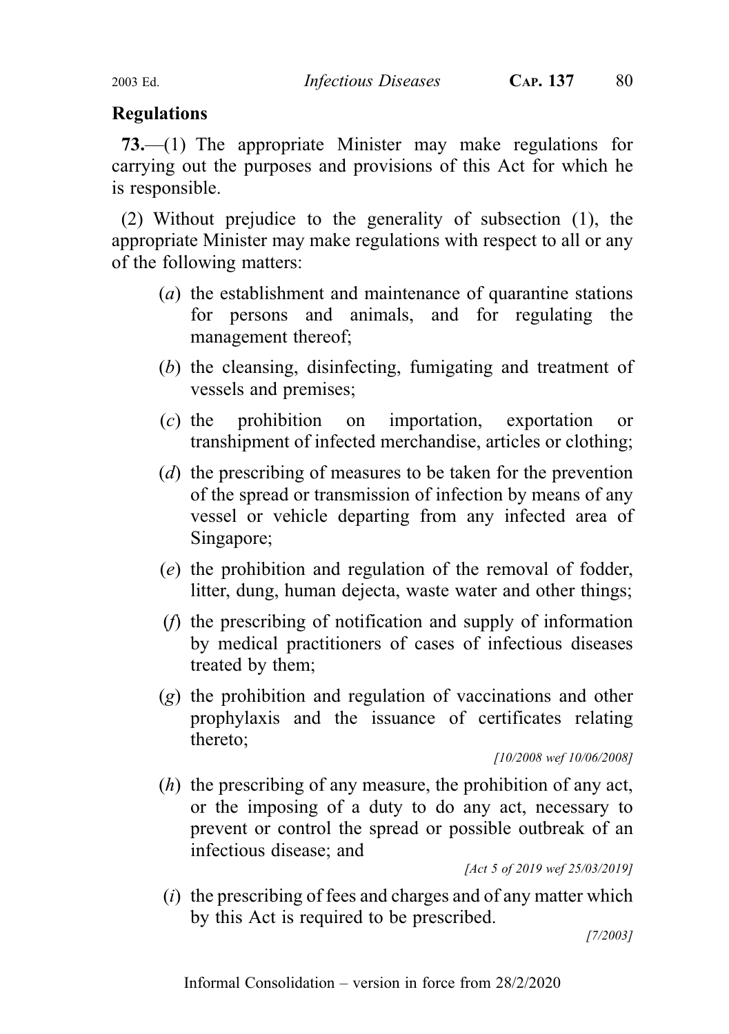## Regulations

**73.**—(1) The appropriate Minister may make regulations for carrying out the purposes and provisions of this Act for which he is responsible.

(2) Without prejudice to the generality of subsection (1), the appropriate Minister may make regulations with respect to all or any of the following matters:

(*a*) the establishment and maintenance of quarantine stations for persons and animals, and for regulating the management thereof;

(*b*) the cleansing, disinfecting, fumigating and treatment of vessels and premises;

(*c*) the prohibition on importation, exportation or transhipment of infected merchandise, articles or clothing;

(*d*) the prescribing of measures to be taken for the prevention of the spread or transmission of infection by means of any vessel or vehicle departing from any infected area of Singapore;

(*e*) the prohibition and regulation of the removal of fodder, litter, dung, human dejecta, waste water and other things;

(*f*) the prescribing of notification and supply of information by medical practitioners of cases of infectious diseases treated by them;

(*g*) the prohibition and regulation of vaccinations and other prophylaxis and the issuance of certificates relating thereto;

*[10/2008 wef 10/06/2008]*

(*h*) the prescribing of any measure, the prohibition of any act, or the imposing of a duty to do any act, necessary to prevent or control the spread or possible outbreak of an infectious disease; and

*[Act 5 of 2019 wef 25/03/2019]*

(*i*) the prescribing of fees and charges and of any matter which by this Act is required to be prescribed.

*[7/2003]*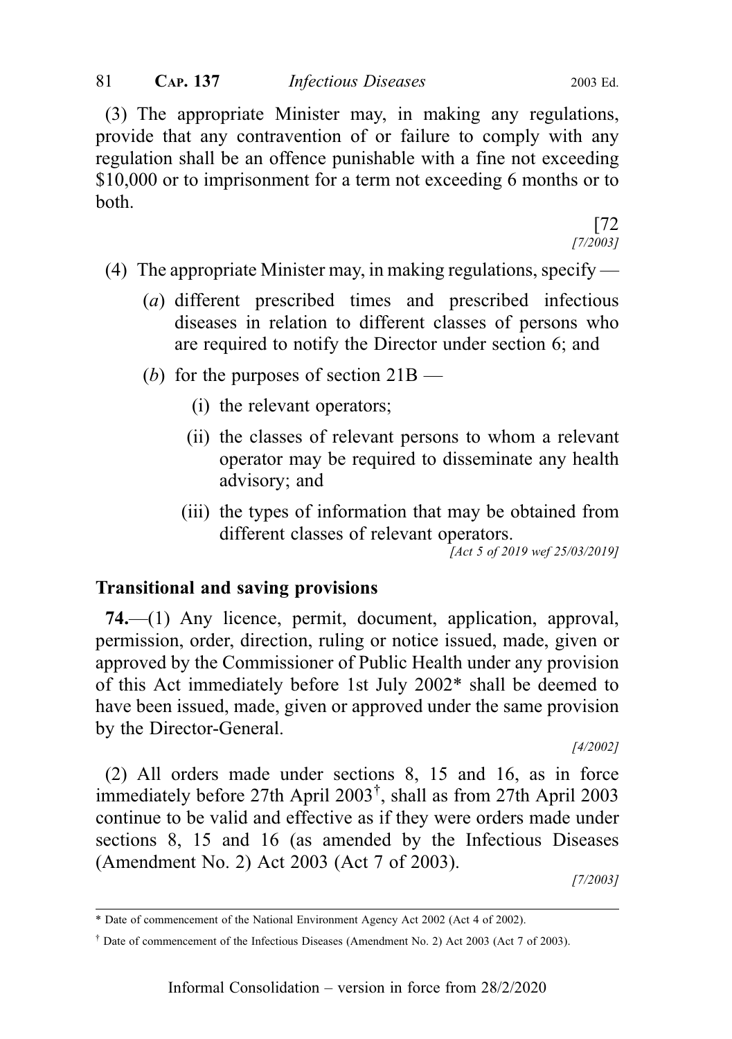(3) The appropriate Minister may, in making any regulations, provide that any contravention of or failure to comply with any regulation shall be an offence punishable with a fine not exceeding $10,000 or to imprisonment for a term not exceeding 6 months or to both.

[72
*[7/2003]*

(4) The appropriate Minister may, in making regulations, specify —

(*a*) different prescribed times and prescribed infectious diseases in relation to different classes of persons who are required to notify the Director under section 6; and

(*b*) for the purposes of section 21B —

(i) the relevant operators;

(ii) the classes of relevant persons to whom a relevant operator may be required to disseminate any health advisory; and

(iii) the types of information that may be obtained from different classes of relevant operators.

*[Act 5 of 2019 wef 25/03/2019]*

### Transitional and saving provisions

**74.**—(1) Any licence, permit, document, application, approval, permission, order, direction, ruling or notice issued, made, given or approved by the Commissioner of Public Health under any provision of this Act immediately before 1st July 2002* shall be deemed to have been issued, made, given or approved under the same provision by the Director-General.

*[4/2002]*

(2) All orders made under sections 8, 15 and 16, as in force immediately before 27th April 2003†, shall as from 27th April 2003 continue to be valid and effective as if they were orders made under sections 8, 15 and 16 (as amended by the Infectious Diseases (Amendment No. 2) Act 2003 (Act 7 of 2003).

*[7/2003]*

---

* Date of commencement of the National Environment Agency Act 2002 (Act 4 of 2002).

† Date of commencement of the Infectious Diseases (Amendment No. 2) Act 2003 (Act 7 of 2003).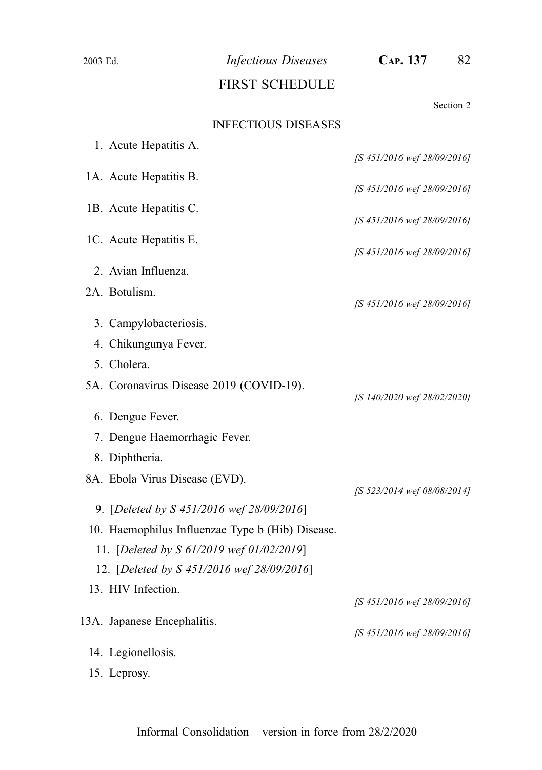# FIRST SCHEDULE

Section 2

## INFECTIOUS DISEASES

1. Acute Hepatitis A.

*[S 451/2016 wef 28/09/2016]*

1A. Acute Hepatitis B.

*[S 451/2016 wef 28/09/2016]*

1B. Acute Hepatitis C.

*[S 451/2016 wef 28/09/2016]*

1C. Acute Hepatitis E.

*[S 451/2016 wef 28/09/2016]*

2. Avian Influenza.

2A. Botulism.

*[S 451/2016 wef 28/09/2016]*

3. Campylobacteriosis.

4. Chikungunya Fever.

5. Cholera.

5A. Coronavirus Disease 2019 (COVID-19).

*[S 140/2020 wef 28/02/2020]*

6. Dengue Fever.

7. Dengue Haemorrhagic Fever.

8. Diphtheria.

8A. Ebola Virus Disease (EVD).

*[S 523/2014 wef 08/08/2014]*

9. [*Deleted by S 451/2016 wef 28/09/2016*]

10. Haemophilus Influenzae Type b (Hib) Disease.

11. [*Deleted by S 61/2019 wef 01/02/2019*]

12. [*Deleted by S 451/2016 wef 28/09/2016*]

13. HIV Infection.

*[S 451/2016 wef 28/09/2016]*

13A. Japanese Encephalitis.

*[S 451/2016 wef 28/09/2016]*

14. Legionellosis.

15. Leprosy.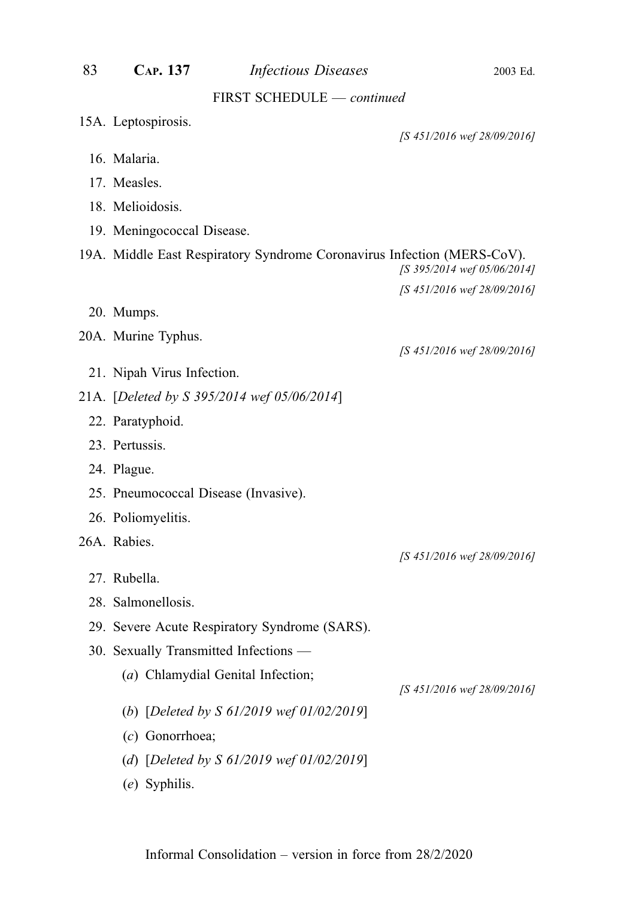FIRST SCHEDULE — *continued*

15A. Leptospirosis.

*[S 451/2016 wef 28/09/2016]*

16. Malaria.

17. Measles.

18. Melioidosis.

19. Meningococcal Disease.

19A. Middle East Respiratory Syndrome Coronavirus Infection (MERS-CoV).

*[S 395/2014 wef 05/06/2014]*

*[S 451/2016 wef 28/09/2016]*

20. Mumps.

20A. Murine Typhus.

*[S 451/2016 wef 28/09/2016]*

21. Nipah Virus Infection.

21A. [*Deleted by S 395/2014 wef 05/06/2014*]

22. Paratyphoid.

23. Pertussis.

24. Plague.

25. Pneumococcal Disease (Invasive).

26. Poliomyelitis.

26A. Rabies.

*[S 451/2016 wef 28/09/2016]*

27. Rubella.

28. Salmonellosis.

29. Severe Acute Respiratory Syndrome (SARS).

30. Sexually Transmitted Infections —

(*a*) Chlamydial Genital Infection;

*[S 451/2016 wef 28/09/2016]*

(*b*) [*Deleted by S 61/2019 wef 01/02/2019*]

(*c*) Gonorrhoea;

(*d*) [*Deleted by S 61/2019 wef 01/02/2019*]

(*e*) Syphilis.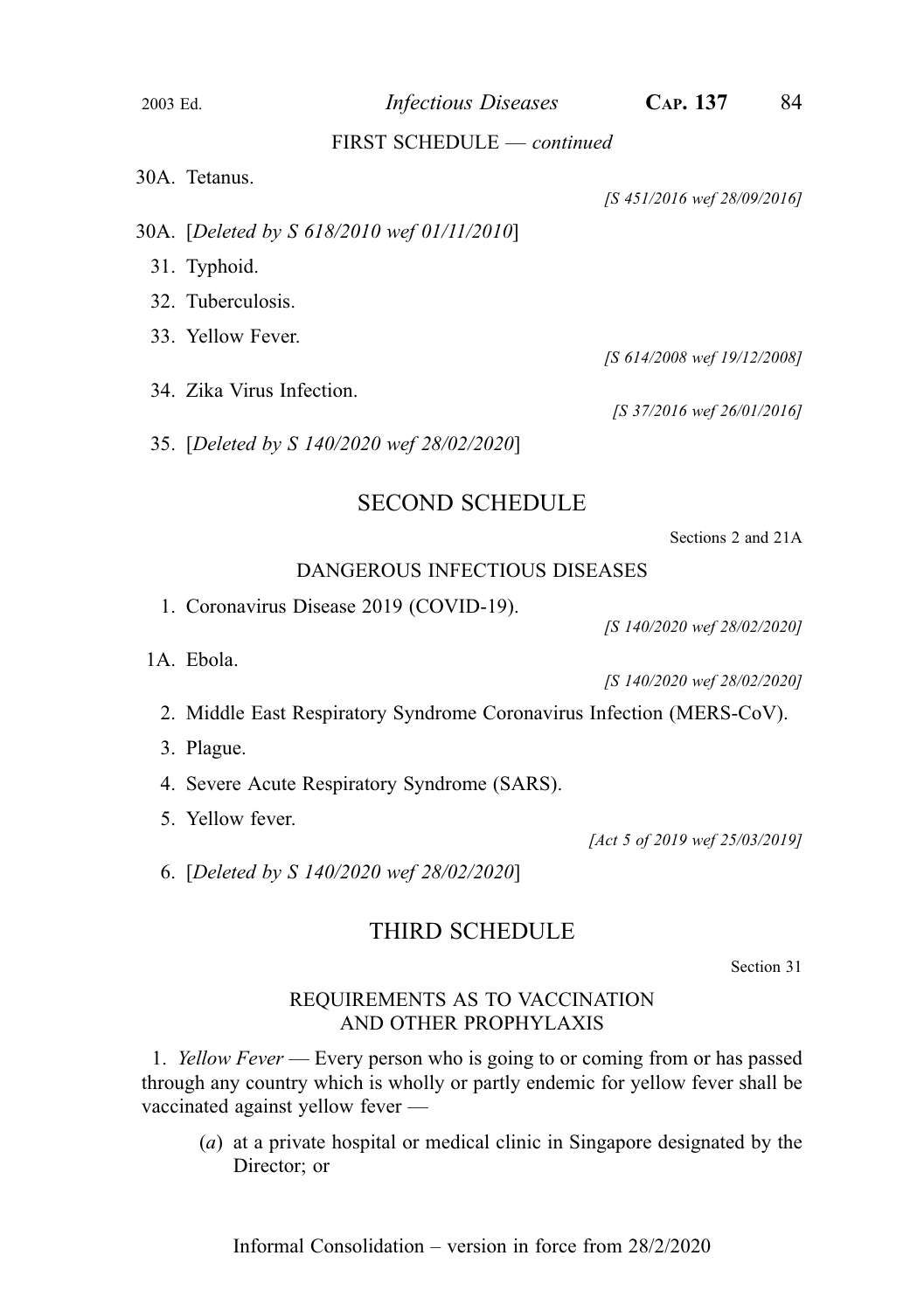FIRST SCHEDULE — *continued*

30A. Tetanus.

*[S 451/2016 wef 28/09/2016]*

30A. [*Deleted by S 618/2010 wef 01/11/2010*]

31. Typhoid.

32. Tuberculosis.

33. Yellow Fever.

*[S 614/2008 wef 19/12/2008]*

34. Zika Virus Infection.

*[S 37/2016 wef 26/01/2016]*

35. [*Deleted by S 140/2020 wef 28/02/2020*]

## SECOND SCHEDULE

Sections 2 and 21A

### DANGEROUS INFECTIOUS DISEASES

1. Coronavirus Disease 2019 (COVID-19).

*[S 140/2020 wef 28/02/2020]*

1A. Ebola.

*[S 140/2020 wef 28/02/2020]*

2. Middle East Respiratory Syndrome Coronavirus Infection (MERS-CoV).

3. Plague.

4. Severe Acute Respiratory Syndrome (SARS).

5. Yellow fever.

*[Act 5 of 2019 wef 25/03/2019]*

6. [*Deleted by S 140/2020 wef 28/02/2020*]

## THIRD SCHEDULE

Section 31

### REQUIREMENTS AS TO VACCINATION AND OTHER PROPHYLAXIS

1. *Yellow Fever* — Every person who is going to or coming from or has passed through any country which is wholly or partly endemic for yellow fever shall be vaccinated against yellow fever —

(*a*) at a private hospital or medical clinic in Singapore designated by the Director; or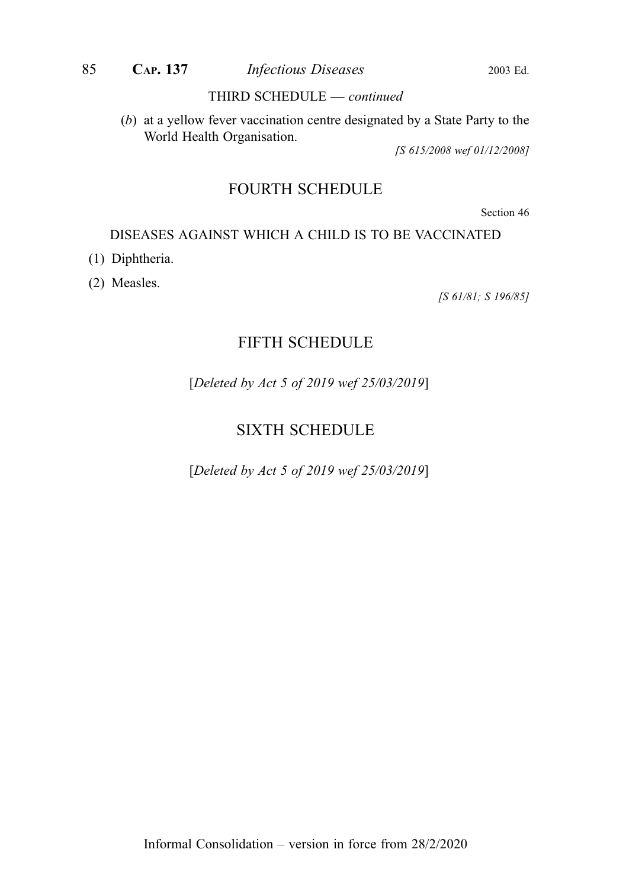THIRD SCHEDULE — *continued*

(*b*) at a yellow fever vaccination centre designated by a State Party to the World Health Organisation.

*[S 615/2008 wef 01/12/2008]*

## FOURTH SCHEDULE

Section 46

DISEASES AGAINST WHICH A CHILD IS TO BE VACCINATED

(1) Diphtheria.

(2) Measles.

*[S 61/81; S 196/85]*

## FIFTH SCHEDULE

[*Deleted by Act 5 of 2019 wef 25/03/2019*]

## SIXTH SCHEDULE

[*Deleted by Act 5 of 2019 wef 25/03/2019*]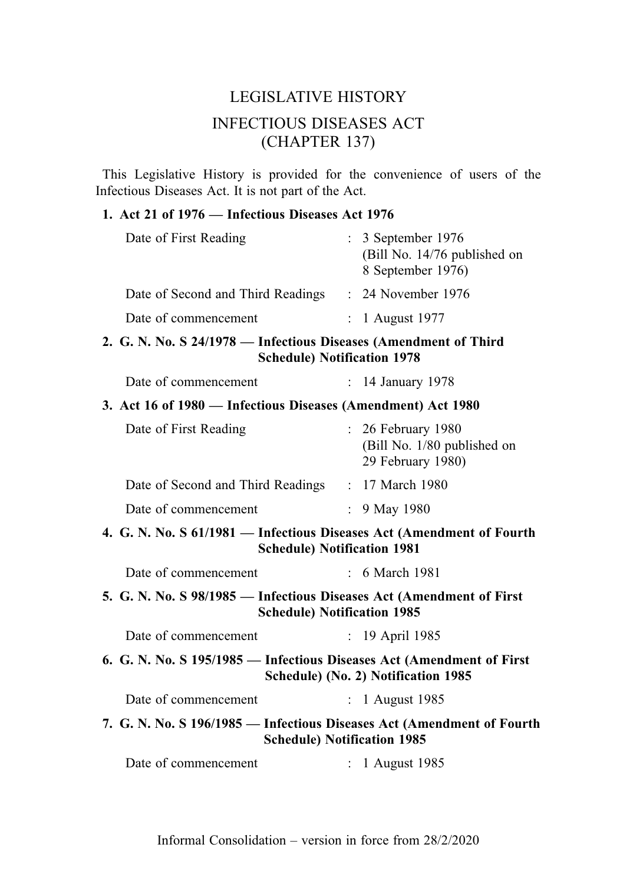# LEGISLATIVE HISTORY

# INFECTIOUS DISEASES ACT (CHAPTER 137)

This Legislative History is provided for the convenience of users of the Infectious Diseases Act. It is not part of the Act.

**1. Act 21 of 1976 — Infectious Diseases Act 1976**

| | |
|---|---|
| Date of First Reading | : 3 September 1976 (Bill No. 14/76 published on 8 September 1976) |
| Date of Second and Third Readings | : 24 November 1976 |
| Date of commencement | : 1 August 1977 |

**2. G. N. No. S 24/1978 — Infectious Diseases (Amendment of Third Schedule) Notification 1978**

| | |
|---|---|
| Date of commencement | : 14 January 1978 |

**3. Act 16 of 1980 — Infectious Diseases (Amendment) Act 1980**

| | |
|---|---|
| Date of First Reading | : 26 February 1980 (Bill No. 1/80 published on 29 February 1980) |
| Date of Second and Third Readings | : 17 March 1980 |
| Date of commencement | : 9 May 1980 |

**4. G. N. No. S 61/1981 — Infectious Diseases Act (Amendment of Fourth Schedule) Notification 1981**

| | |
|---|---|
| Date of commencement | : 6 March 1981 |

**5. G. N. No. S 98/1985 — Infectious Diseases Act (Amendment of First Schedule) Notification 1985**

| | |
|---|---|
| Date of commencement | : 19 April 1985 |

**6. G. N. No. S 195/1985 — Infectious Diseases Act (Amendment of First Schedule) (No. 2) Notification 1985**

| | |
|---|---|
| Date of commencement | : 1 August 1985 |

**7. G. N. No. S 196/1985 — Infectious Diseases Act (Amendment of Fourth Schedule) Notification 1985**

| | |
|---|---|
| Date of commencement | : 1 August 1985 |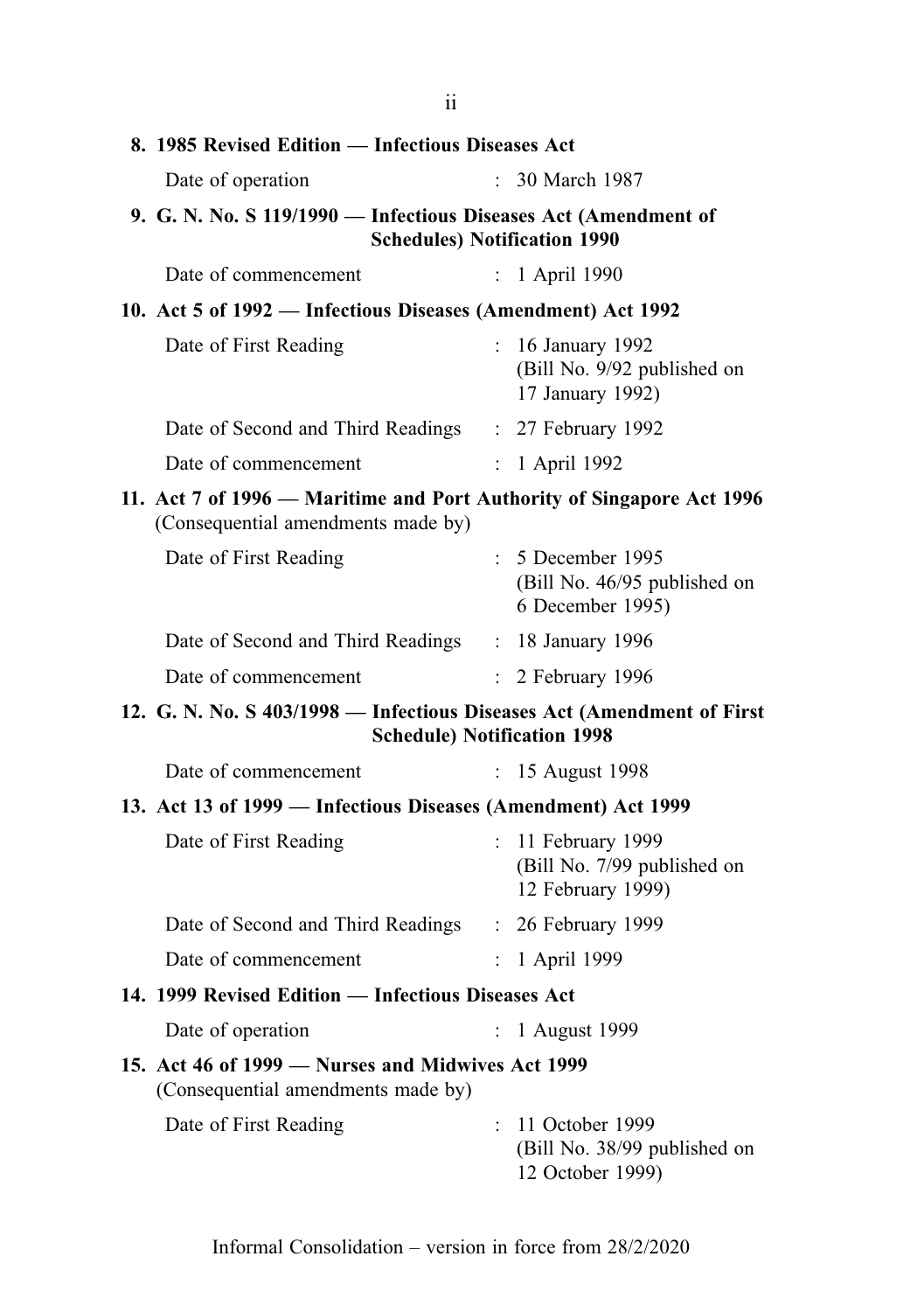**8. 1985 Revised Edition — Infectious Diseases Act**

| | | |
|---|---|---|
| Date of operation | : | 30 March 1987 |

**9. G. N. No. S 119/1990 — Infectious Diseases Act (Amendment of Schedules) Notification 1990**

| | | |
|---|---|---|
| Date of commencement | : | 1 April 1990 |

**10. Act 5 of 1992 — Infectious Diseases (Amendment) Act 1992**

| | | |
|---|---|---|
| Date of First Reading | : | 16 January 1992 (Bill No. 9/92 published on 17 January 1992) |
| Date of Second and Third Readings | : | 27 February 1992 |
| Date of commencement | : | 1 April 1992 |

**11. Act 7 of 1996 — Maritime and Port Authority of Singapore Act 1996**
(Consequential amendments made by)

| | | |
|---|---|---|
| Date of First Reading | : | 5 December 1995 (Bill No. 46/95 published on 6 December 1995) |
| Date of Second and Third Readings | : | 18 January 1996 |
| Date of commencement | : | 2 February 1996 |

**12. G. N. No. S 403/1998 — Infectious Diseases Act (Amendment of First Schedule) Notification 1998**

| | | |
|---|---|---|
| Date of commencement | : | 15 August 1998 |

**13. Act 13 of 1999 — Infectious Diseases (Amendment) Act 1999**

| | | |
|---|---|---|
| Date of First Reading | : | 11 February 1999 (Bill No. 7/99 published on 12 February 1999) |
| Date of Second and Third Readings | : | 26 February 1999 |
| Date of commencement | : | 1 April 1999 |

**14. 1999 Revised Edition — Infectious Diseases Act**

| | | |
|---|---|---|
| Date of operation | : | 1 August 1999 |

**15. Act 46 of 1999 — Nurses and Midwives Act 1999**
(Consequential amendments made by)

| | | |
|---|---|---|
| Date of First Reading | : | 11 October 1999 (Bill No. 38/99 published on 12 October 1999) |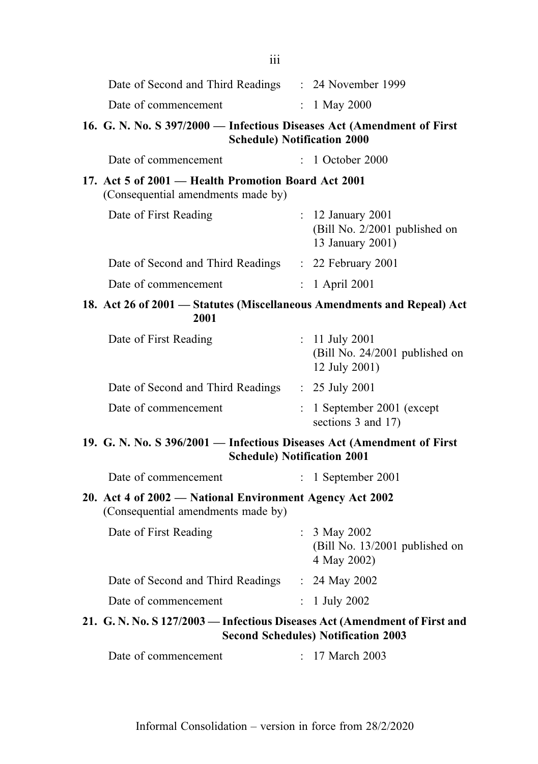Date of Second and Third Readings : 24 November 1999

Date of commencement : 1 May 2000

**16. G. N. No. S 397/2000 — Infectious Diseases Act (Amendment of First Schedule) Notification 2000**

Date of commencement : 1 October 2000

**17. Act 5 of 2001 — Health Promotion Board Act 2001**
(Consequential amendments made by)

Date of First Reading : 12 January 2001 (Bill No. 2/2001 published on 13 January 2001)

Date of Second and Third Readings : 22 February 2001

Date of commencement : 1 April 2001

**18. Act 26 of 2001 — Statutes (Miscellaneous Amendments and Repeal) Act 2001**

Date of First Reading : 11 July 2001 (Bill No. 24/2001 published on 12 July 2001)

Date of Second and Third Readings : 25 July 2001

Date of commencement : 1 September 2001 (except sections 3 and 17)

**19. G. N. No. S 396/2001 — Infectious Diseases Act (Amendment of First Schedule) Notification 2001**

Date of commencement : 1 September 2001

**20. Act 4 of 2002 — National Environment Agency Act 2002**
(Consequential amendments made by)

Date of First Reading : 3 May 2002 (Bill No. 13/2001 published on 4 May 2002)

Date of Second and Third Readings : 24 May 2002

Date of commencement : 1 July 2002

**21. G. N. No. S 127/2003 — Infectious Diseases Act (Amendment of First and Second Schedules) Notification 2003**

Date of commencement : 17 March 2003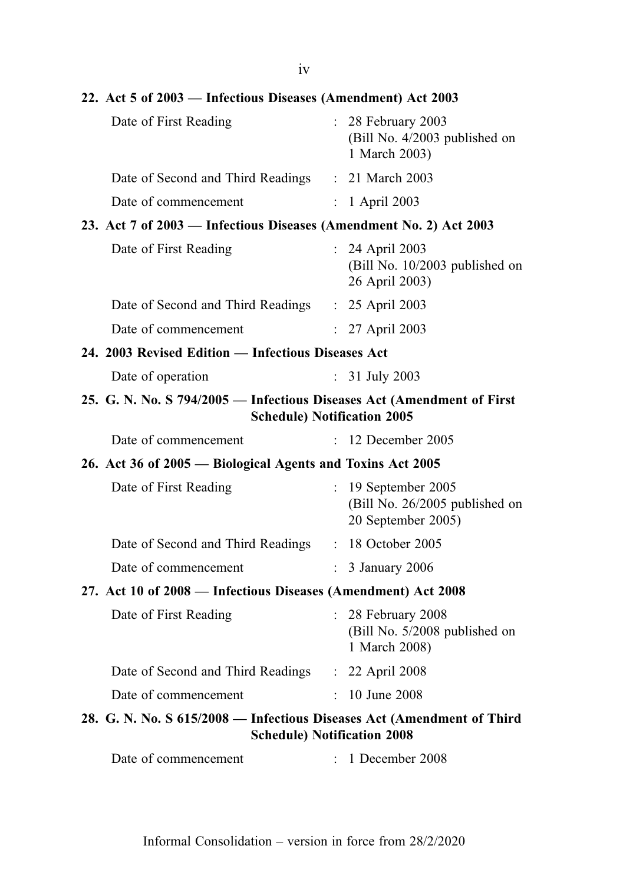**22. Act 5 of 2003 — Infectious Diseases (Amendment) Act 2003**

| | | |
|---|---|---|
| Date of First Reading | : | 28 February 2003 (Bill No. 4/2003 published on 1 March 2003) |
| Date of Second and Third Readings | : | 21 March 2003 |
| Date of commencement | : | 1 April 2003 |

**23. Act 7 of 2003 — Infectious Diseases (Amendment No. 2) Act 2003**

| | | |
|---|---|---|
| Date of First Reading | : | 24 April 2003 (Bill No. 10/2003 published on 26 April 2003) |
| Date of Second and Third Readings | : | 25 April 2003 |
| Date of commencement | : | 27 April 2003 |

**24. 2003 Revised Edition — Infectious Diseases Act**

| | | |
|---|---|---|
| Date of operation | : | 31 July 2003 |

**25. G. N. No. S 794/2005 — Infectious Diseases Act (Amendment of First Schedule) Notification 2005**

| | | |
|---|---|---|
| Date of commencement | : | 12 December 2005 |

**26. Act 36 of 2005 — Biological Agents and Toxins Act 2005**

| | | |
|---|---|---|
| Date of First Reading | : | 19 September 2005 (Bill No. 26/2005 published on 20 September 2005) |
| Date of Second and Third Readings | : | 18 October 2005 |
| Date of commencement | : | 3 January 2006 |

**27. Act 10 of 2008 — Infectious Diseases (Amendment) Act 2008**

| | | |
|---|---|---|
| Date of First Reading | : | 28 February 2008 (Bill No. 5/2008 published on 1 March 2008) |
| Date of Second and Third Readings | : | 22 April 2008 |
| Date of commencement | : | 10 June 2008 |

**28. G. N. No. S 615/2008 — Infectious Diseases Act (Amendment of Third Schedule) Notification 2008**

| | | |
|---|---|---|
| Date of commencement | : | 1 December 2008 |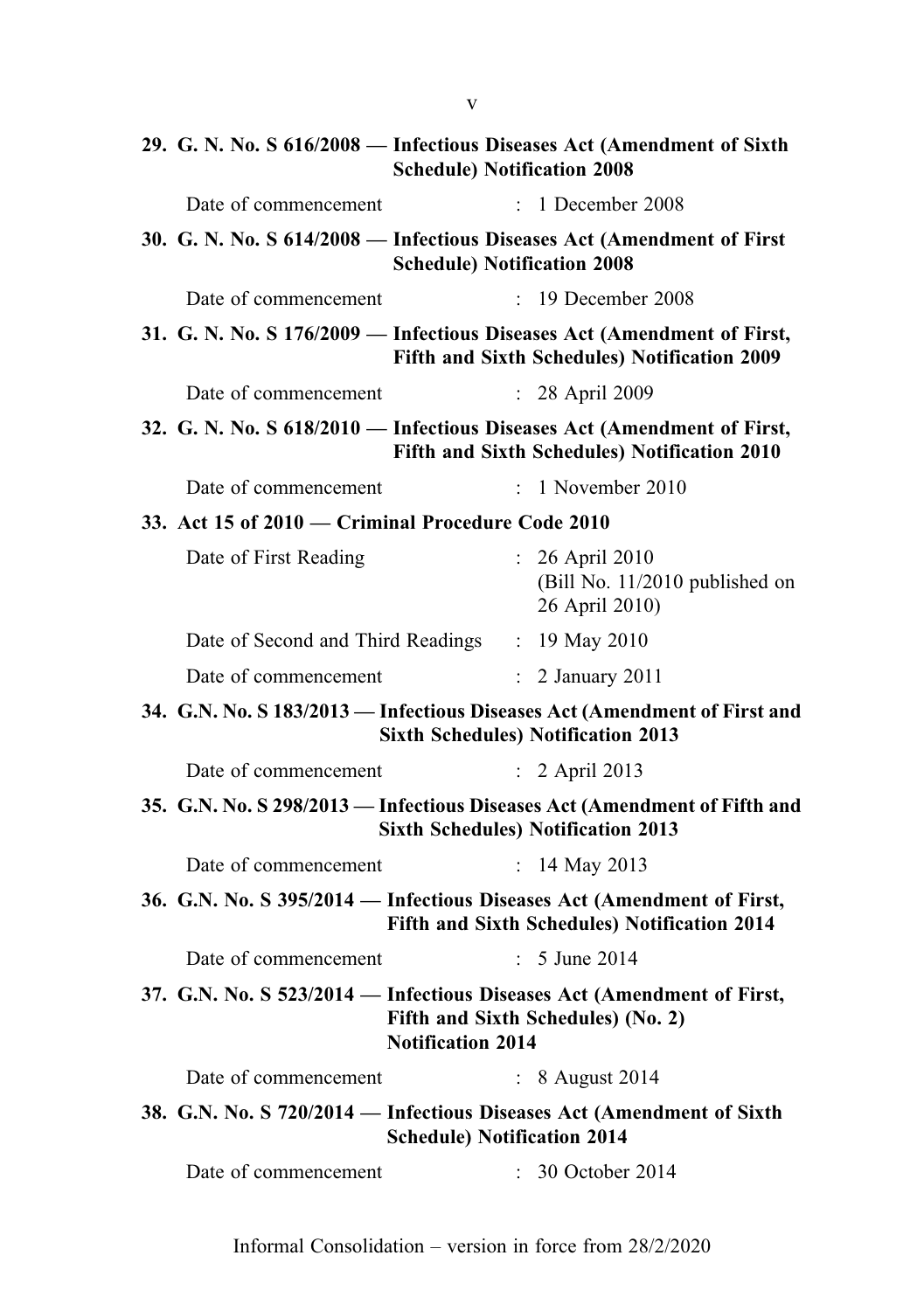**29. G. N. No. S 616/2008 — Infectious Diseases Act (Amendment of Sixth Schedule) Notification 2008**

Date of commencement : 1 December 2008

**30. G. N. No. S 614/2008 — Infectious Diseases Act (Amendment of First Schedule) Notification 2008**

Date of commencement : 19 December 2008

**31. G. N. No. S 176/2009 — Infectious Diseases Act (Amendment of First, Fifth and Sixth Schedules) Notification 2009**

Date of commencement : 28 April 2009

**32. G. N. No. S 618/2010 — Infectious Diseases Act (Amendment of First, Fifth and Sixth Schedules) Notification 2010**

Date of commencement : 1 November 2010

**33. Act 15 of 2010 — Criminal Procedure Code 2010**

Date of First Reading : 26 April 2010 (Bill No. 11/2010 published on 26 April 2010)

Date of Second and Third Readings : 19 May 2010

Date of commencement : 2 January 2011

**34. G.N. No. S 183/2013 — Infectious Diseases Act (Amendment of First and Sixth Schedules) Notification 2013**

Date of commencement : 2 April 2013

**35. G.N. No. S 298/2013 — Infectious Diseases Act (Amendment of Fifth and Sixth Schedules) Notification 2013**

Date of commencement : 14 May 2013

**36. G.N. No. S 395/2014 — Infectious Diseases Act (Amendment of First, Fifth and Sixth Schedules) Notification 2014**

Date of commencement : 5 June 2014

**37. G.N. No. S 523/2014 — Infectious Diseases Act (Amendment of First, Fifth and Sixth Schedules) (No. 2) Notification 2014**

Date of commencement : 8 August 2014

**38. G.N. No. S 720/2014 — Infectious Diseases Act (Amendment of Sixth Schedule) Notification 2014**

Date of commencement : 30 October 2014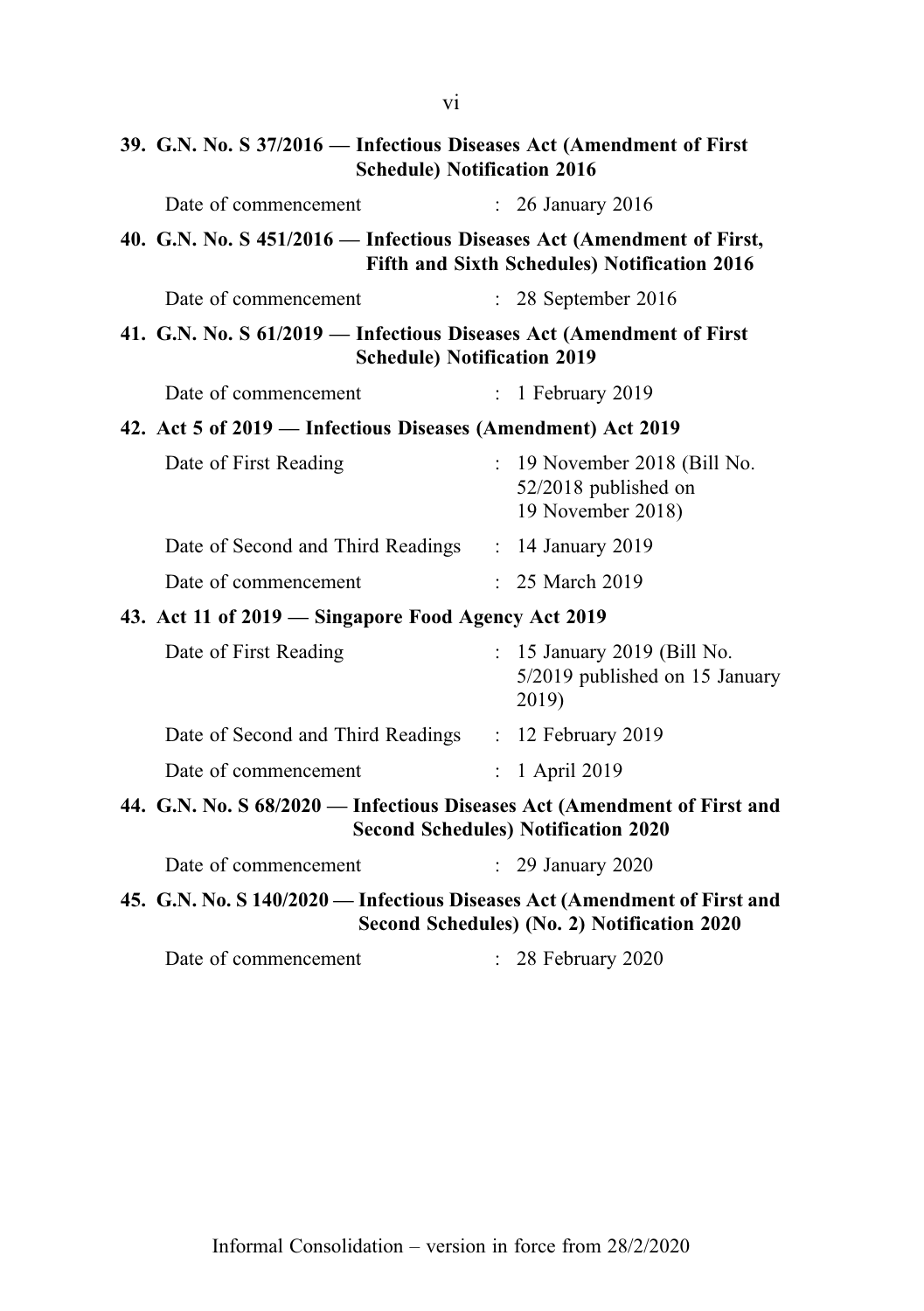**39. G.N. No. S 37/2016 — Infectious Diseases Act (Amendment of First Schedule) Notification 2016**

Date of commencement : 26 January 2016

**40. G.N. No. S 451/2016 — Infectious Diseases Act (Amendment of First, Fifth and Sixth Schedules) Notification 2016**

Date of commencement : 28 September 2016

**41. G.N. No. S 61/2019 — Infectious Diseases Act (Amendment of First Schedule) Notification 2019**

Date of commencement : 1 February 2019

**42. Act 5 of 2019 — Infectious Diseases (Amendment) Act 2019**

Date of First Reading : 19 November 2018 (Bill No. 52/2018 published on 19 November 2018)

Date of Second and Third Readings : 14 January 2019

Date of commencement : 25 March 2019

**43. Act 11 of 2019 — Singapore Food Agency Act 2019**

Date of First Reading : 15 January 2019 (Bill No. 5/2019 published on 15 January 2019)

Date of Second and Third Readings : 12 February 2019

Date of commencement : 1 April 2019

**44. G.N. No. S 68/2020 — Infectious Diseases Act (Amendment of First and Second Schedules) Notification 2020**

Date of commencement : 29 January 2020

**45. G.N. No. S 140/2020 — Infectious Diseases Act (Amendment of First and Second Schedules) (No. 2) Notification 2020**

Date of commencement : 28 February 2020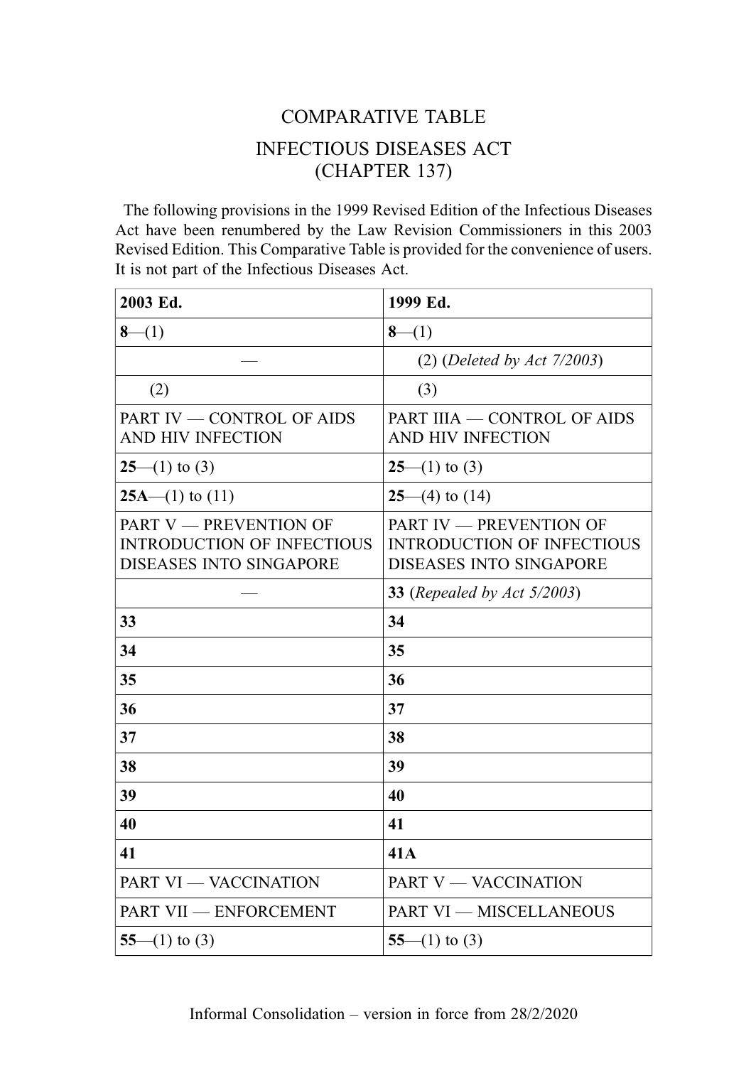# COMPARATIVE TABLE

## INFECTIOUS DISEASES ACT (CHAPTER 137)

The following provisions in the 1999 Revised Edition of the Infectious Diseases Act have been renumbered by the Law Revision Commissioners in this 2003 Revised Edition. This Comparative Table is provided for the convenience of users. It is not part of the Infectious Diseases Act.

| 2003 Ed. | 1999 Ed. |
|---|---|
| **8**—(1) | **8**—(1) |
| — | (2) (*Deleted by Act 7/2003*) |
| (2) | (3) |
| PART IV — CONTROL OF AIDS AND HIV INFECTION | PART IIIA — CONTROL OF AIDS AND HIV INFECTION |
| **25**—(1) to (3) | **25**—(1) to (3) |
| **25A**—(1) to (11) | **25**—(4) to (14) |
| PART V — PREVENTION OF INTRODUCTION OF INFECTIOUS DISEASES INTO SINGAPORE | PART IV — PREVENTION OF INTRODUCTION OF INFECTIOUS DISEASES INTO SINGAPORE |
| — | **33** (*Repealed by Act 5/2003*) |
| **33** | **34** |
| **34** | **35** |
| **35** | **36** |
| **36** | **37** |
| **37** | **38** |
| **38** | **39** |
| **39** | **40** |
| **40** | **41** |
| **41** | **41A** |
| PART VI — VACCINATION | PART V — VACCINATION |
| PART VII — ENFORCEMENT | PART VI — MISCELLANEOUS |
| **55**—(1) to (3) | **55**—(1) to (3) |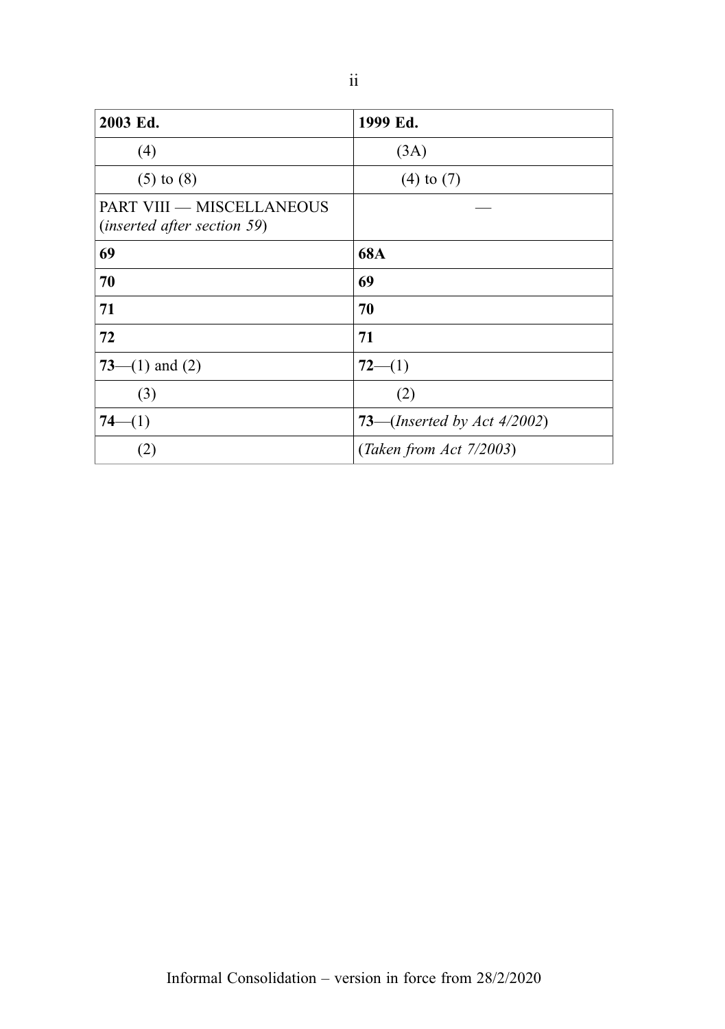| 2003 Ed. | 1999 Ed. |
| --- | --- |
| (4) | (3A) |
| (5) to (8) | (4) to (7) |
| PART VIII — MISCELLANEOUS (*inserted after section 59*) | — |
| **69** | **68A** |
| **70** | **69** |
| **71** | **70** |
| **72** | **71** |
| **73**—(1) and (2) | **72**—(1) |
| (3) | (2) |
| **74**—(1) | **73**—(*Inserted by Act 4/2002*) |
| (2) | (*Taken from Act 7/2003*) |